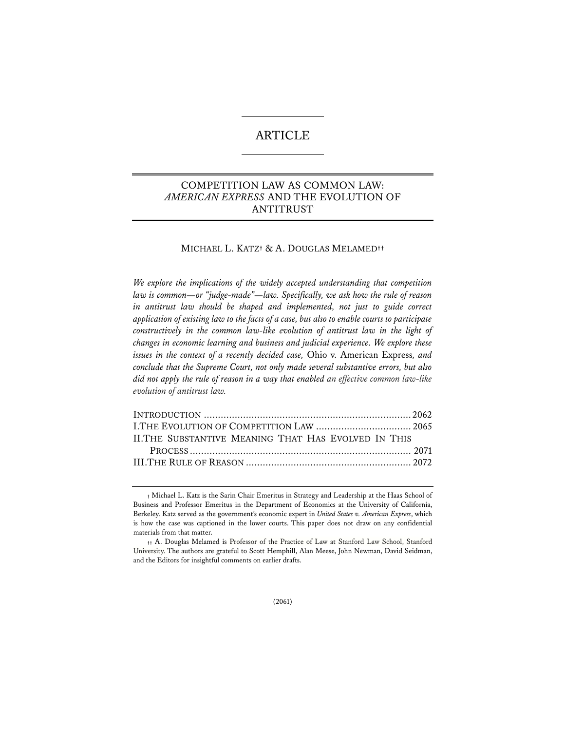ARTICLE

# COMPETITION LAW AS COMMON LAW: *AMERICAN EXPRESS* AND THE EVOLUTION OF ANTITRUST

MICHAEL L. KATZ† & A. DOUGLAS MELAMED††

*We explore the implications of the widely accepted understanding that competition law is common—or "judge-made"—law. Specifically, we ask how the rule of reason in antitrust law should be shaped and implemented, not just to guide correct application of existing law to the facts of a case, but also to enable courts to participate constructively in the common law-like evolution of antitrust law in the light of changes in economic learning and business and judicial experience. We explore these issues in the context of a recently decided case,* Ohio v. American Express*, and conclude that the Supreme Court, not only made several substantive errors, but also did not apply the rule of reason in a way that enabled an effective common law-like evolution of antitrust law.*

INTRODUCTION ........................................................................ 2062
I. THE EVOLUTION OF COMPETITION LAW ................................. 2065
II. THE SUBSTANTIVE MEANING THAT HAS EVOLVED IN THIS PROCESS ............................................................................ 2071
III. THE RULE OF REASON .......................................................... 2072

† Michael L. Katz is the Sarin Chair Emeritus in Strategy and Leadership at the Haas School of Business and Professor Emeritus in the Department of Economics at the University of California, Berkeley. Katz served as the government's economic expert in *United States v. American Express*, which is how the case was captioned in the lower courts. This paper does not draw on any confidential materials from that matter.

†† A. Douglas Melamed is Professor of the Practice of Law at Stanford Law School, Stanford University. The authors are grateful to Scott Hemphill, Alan Meese, John Newman, David Seidman, and the Editors for insightful comments on earlier drafts.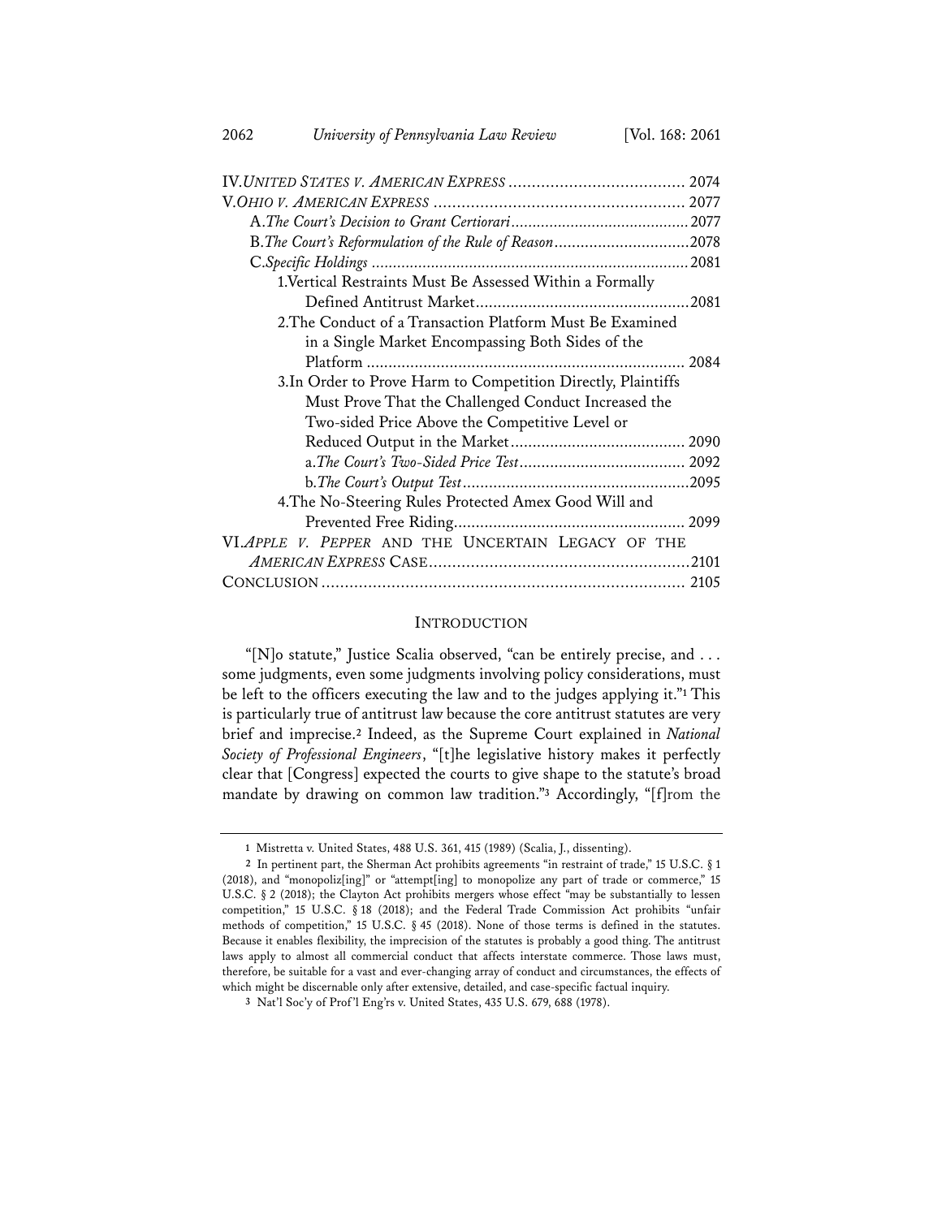IV. *UNITED STATES V. AMERICAN EXPRESS* ...................................... 2074
V. *OHIO V. AMERICAN EXPRESS* ...................................................... 2077
A. *The Court's Decision to Grant Certiorari* ......................................... 2077
B. *The Court's Reformulation of the Rule of Reason* .............................. 2078
C. *Specific Holdings* .......................................................................... 2081
1. Vertical Restraints Must Be Assessed Within a Formally Defined Antitrust Market ................................................ 2081
2. The Conduct of a Transaction Platform Must Be Examined in a Single Market Encompassing Both Sides of the Platform ........................................................................ 2084
3. In Order to Prove Harm to Competition Directly, Plaintiffs Must Prove That the Challenged Conduct Increased the Two-sided Price Above the Competitive Level or Reduced Output in the Market ....................................... 2090
a. *The Court's Two-Sided Price Test* ...................................... 2092
b. *The Court's Output Test* .................................................... 2095
4. The No-Steering Rules Protected Amex Good Will and Prevented Free Riding .................................................... 2099
VI. *APPLE V. PEPPER* AND THE UNCERTAIN LEGACY OF THE *AMERICAN EXPRESS* CASE ....................................................... 2101
CONCLUSION .............................................................................. 2105

## INTRODUCTION

"[N]o statute," Justice Scalia observed, "can be entirely precise, and . . . some judgments, even some judgments involving policy considerations, must be left to the officers executing the law and to the judges applying it."[1] This is particularly true of antitrust law because the core antitrust statutes are very brief and imprecise.[2] Indeed, as the Supreme Court explained in *National Society of Professional Engineers*, "[t]he legislative history makes it perfectly clear that [Congress] expected the courts to give shape to the statute's broad mandate by drawing on common law tradition."[3] Accordingly, "[f]rom the

---

1 Mistretta v. United States, 488 U.S. 361, 415 (1989) (Scalia, J., dissenting).

2 In pertinent part, the Sherman Act prohibits agreements "in restraint of trade," 15 U.S.C. § 1 (2018), and "monopoliz[ing]" or "attempt[ing] to monopolize any part of trade or commerce," 15 U.S.C. § 2 (2018); the Clayton Act prohibits mergers whose effect "may be substantially to lessen competition," 15 U.S.C. § 18 (2018); and the Federal Trade Commission Act prohibits "unfair methods of competition," 15 U.S.C. § 45 (2018). None of those terms is defined in the statutes. Because it enables flexibility, the imprecision of the statutes is probably a good thing. The antitrust laws apply to almost all commercial conduct that affects interstate commerce. Those laws must, therefore, be suitable for a vast and ever-changing array of conduct and circumstances, the effects of which might be discernable only after extensive, detailed, and case-specific factual inquiry.

3 Nat'l Soc'y of Prof'l Eng'rs v. United States, 435 U.S. 679, 688 (1978).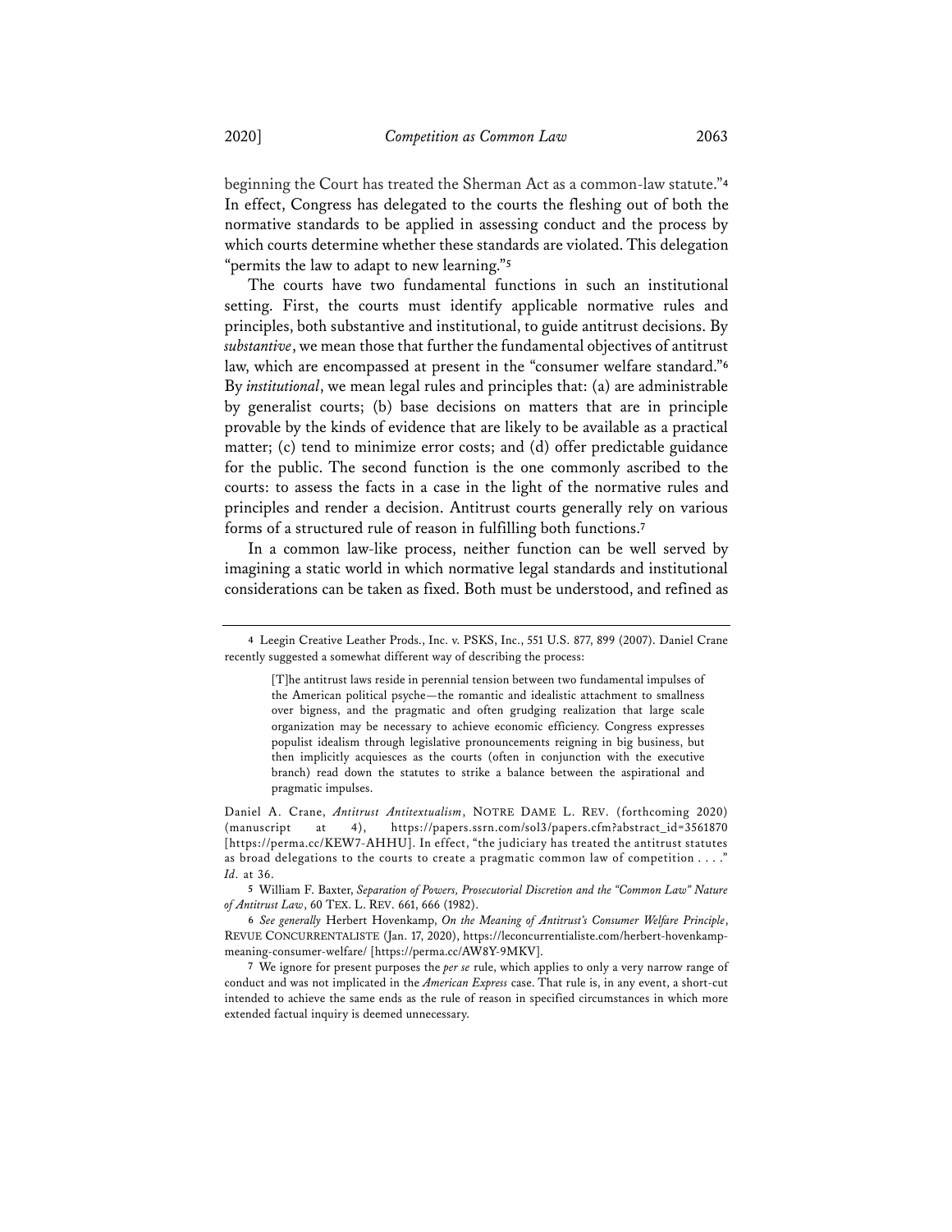beginning the Court has treated the Sherman Act as a common-law statute."[4] In effect, Congress has delegated to the courts the fleshing out of both the normative standards to be applied in assessing conduct and the process by which courts determine whether these standards are violated. This delegation "permits the law to adapt to new learning."[5]

The courts have two fundamental functions in such an institutional setting. First, the courts must identify applicable normative rules and principles, both substantive and institutional, to guide antitrust decisions. By *substantive*, we mean those that further the fundamental objectives of antitrust law, which are encompassed at present in the "consumer welfare standard."[6] By *institutional*, we mean legal rules and principles that: (a) are administrable by generalist courts; (b) base decisions on matters that are in principle provable by the kinds of evidence that are likely to be available as a practical matter; (c) tend to minimize error costs; and (d) offer predictable guidance for the public. The second function is the one commonly ascribed to the courts: to assess the facts in a case in the light of the normative rules and principles and render a decision. Antitrust courts generally rely on various forms of a structured rule of reason in fulfilling both functions.[7]

In a common law-like process, neither function can be well served by imagining a static world in which normative legal standards and institutional considerations can be taken as fixed. Both must be understood, and refined as

---

[4] Leegin Creative Leather Prods., Inc. v. PSKS, Inc., 551 U.S. 877, 899 (2007). Daniel Crane recently suggested a somewhat different way of describing the process:

> [T]he antitrust laws reside in perennial tension between two fundamental impulses of the American political psyche—the romantic and idealistic attachment to smallness over bigness, and the pragmatic and often grudging realization that large scale organization may be necessary to achieve economic efficiency. Congress expresses populist idealism through legislative pronouncements reigning in big business, but then implicitly acquiesces as the courts (often in conjunction with the executive branch) read down the statutes to strike a balance between the aspirational and pragmatic impulses.

Daniel A. Crane, *Antitrust Antitextualism*, NOTRE DAME L. REV. (forthcoming 2020) (manuscript at 4), https://papers.ssrn.com/sol3/papers.cfm?abstract_id=3561870 [https://perma.cc/KEW7-AHHU]. In effect, "the judiciary has treated the antitrust statutes as broad delegations to the courts to create a pragmatic common law of competition . . . ." *Id.* at 36.

[5] William F. Baxter, *Separation of Powers, Prosecutorial Discretion and the "Common Law" Nature of Antitrust Law*, 60 TEX. L. REV. 661, 666 (1982).

[6] *See generally* Herbert Hovenkamp, *On the Meaning of Antitrust's Consumer Welfare Principle*, REVUE CONCURRENTIALISTE (Jan. 17, 2020), https://leconcurrentialiste.com/herbert-hovenkamp-meaning-consumer-welfare/ [https://perma.cc/AW8Y-9MKV].

[7] We ignore for present purposes the *per se* rule, which applies to only a very narrow range of conduct and was not implicated in the *American Express* case. That rule is, in any event, a short-cut intended to achieve the same ends as the rule of reason in specified circumstances in which more extended factual inquiry is deemed unnecessary.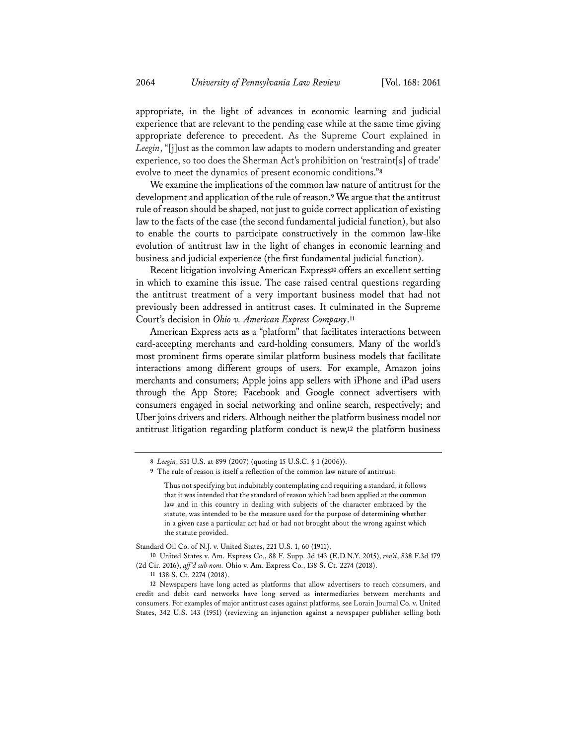appropriate, in the light of advances in economic learning and judicial experience that are relevant to the pending case while at the same time giving appropriate deference to precedent. As the Supreme Court explained in *Leegin*, "[j]ust as the common law adapts to modern understanding and greater experience, so too does the Sherman Act's prohibition on 'restraint[s] of trade' evolve to meet the dynamics of present economic conditions."[8]

We examine the implications of the common law nature of antitrust for the development and application of the rule of reason.[9] We argue that the antitrust rule of reason should be shaped, not just to guide correct application of existing law to the facts of the case (the second fundamental judicial function), but also to enable the courts to participate constructively in the common law-like evolution of antitrust law in the light of changes in economic learning and business and judicial experience (the first fundamental judicial function).

Recent litigation involving American Express[10] offers an excellent setting in which to examine this issue. The case raised central questions regarding the antitrust treatment of a very important business model that had not previously been addressed in antitrust cases. It culminated in the Supreme Court's decision in *Ohio v. American Express Company*.[11]

American Express acts as a "platform" that facilitates interactions between card-accepting merchants and card-holding consumers. Many of the world's most prominent firms operate similar platform business models that facilitate interactions among different groups of users. For example, Amazon joins merchants and consumers; Apple joins app sellers with iPhone and iPad users through the App Store; Facebook and Google connect advertisers with consumers engaged in social networking and online search, respectively; and Uber joins drivers and riders. Although neither the platform business model nor antitrust litigation regarding platform conduct is new,[12] the platform business

---

8 *Leegin*, 551 U.S. at 899 (2007) (quoting 15 U.S.C. § 1 (2006)).

9 The rule of reason is itself a reflection of the common law nature of antitrust:

> Thus not specifying but indubitably contemplating and requiring a standard, it follows that it was intended that the standard of reason which had been applied at the common law and in this country in dealing with subjects of the character embraced by the statute, was intended to be the measure used for the purpose of determining whether in a given case a particular act had or had not brought about the wrong against which the statute provided.

Standard Oil Co. of N.J. v. United States, 221 U.S. 1, 60 (1911).

10 United States v. Am. Express Co., 88 F. Supp. 3d 143 (E.D.N.Y. 2015), *rev'd*, 838 F.3d 179 (2d Cir. 2016), *aff'd sub nom.* Ohio v. Am. Express Co., 138 S. Ct. 2274 (2018).

11 138 S. Ct. 2274 (2018).

12 Newspapers have long acted as platforms that allow advertisers to reach consumers, and credit and debit card networks have long served as intermediaries between merchants and consumers. For examples of major antitrust cases against platforms, see Lorain Journal Co. v. United States, 342 U.S. 143 (1951) (reviewing an injunction against a newspaper publisher selling both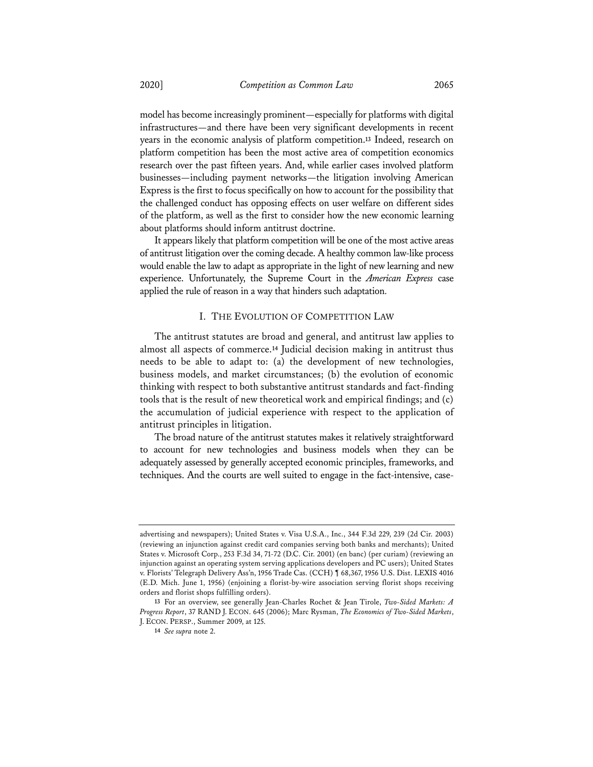model has become increasingly prominent—especially for platforms with digital infrastructures—and there have been very significant developments in recent years in the economic analysis of platform competition.[13] Indeed, research on platform competition has been the most active area of competition economics research over the past fifteen years. And, while earlier cases involved platform businesses—including payment networks—the litigation involving American Express is the first to focus specifically on how to account for the possibility that the challenged conduct has opposing effects on user welfare on different sides of the platform, as well as the first to consider how the new economic learning about platforms should inform antitrust doctrine.

It appears likely that platform competition will be one of the most active areas of antitrust litigation over the coming decade. A healthy common law-like process would enable the law to adapt as appropriate in the light of new learning and new experience. Unfortunately, the Supreme Court in the *American Express* case applied the rule of reason in a way that hinders such adaptation.

## I. THE EVOLUTION OF COMPETITION LAW

The antitrust statutes are broad and general, and antitrust law applies to almost all aspects of commerce.[14] Judicial decision making in antitrust thus needs to be able to adapt to: (a) the development of new technologies, business models, and market circumstances; (b) the evolution of economic thinking with respect to both substantive antitrust standards and fact-finding tools that is the result of new theoretical work and empirical findings; and (c) the accumulation of judicial experience with respect to the application of antitrust principles in litigation.

The broad nature of the antitrust statutes makes it relatively straightforward to account for new technologies and business models when they can be adequately assessed by generally accepted economic principles, frameworks, and techniques. And the courts are well suited to engage in the fact-intensive, case-

---

advertising and newspapers); United States v. Visa U.S.A., Inc., 344 F.3d 229, 239 (2d Cir. 2003) (reviewing an injunction against credit card companies serving both banks and merchants); United States v. Microsoft Corp., 253 F.3d 34, 71-72 (D.C. Cir. 2001) (en banc) (per curiam) (reviewing an injunction against an operating system serving applications developers and PC users); United States v. Florists' Telegraph Delivery Ass'n, 1956 Trade Cas. (CCH) ¶ 68,367, 1956 U.S. Dist. LEXIS 4016 (E.D. Mich. June 1, 1956) (enjoining a florist-by-wire association serving florist shops receiving orders and florist shops fulfilling orders).

[13] For an overview, see generally Jean-Charles Rochet & Jean Tirole, *Two-Sided Markets: A Progress Report*, 37 RAND J. ECON. 645 (2006); Marc Rysman, *The Economics of Two-Sided Markets*, J. ECON. PERSP., Summer 2009, at 125.

[14] *See supra* note 2.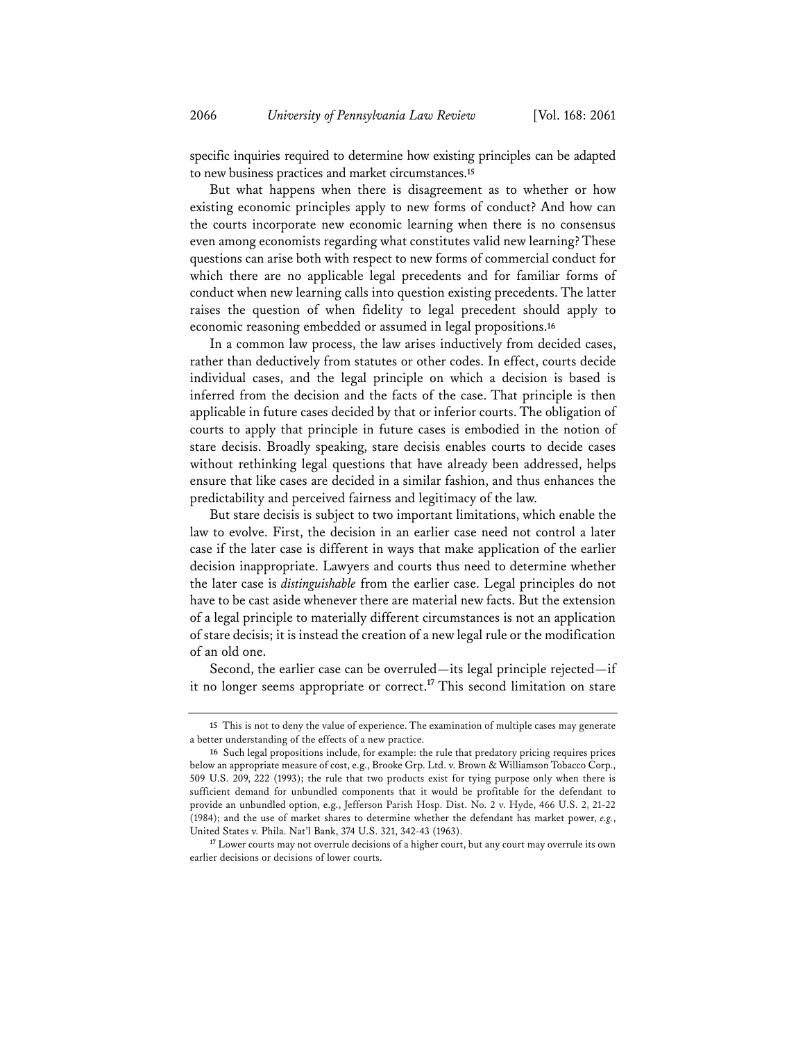specific inquiries required to determine how existing principles can be adapted to new business practices and market circumstances.[15]

But what happens when there is disagreement as to whether or how existing economic principles apply to new forms of conduct? And how can the courts incorporate new economic learning when there is no consensus even among economists regarding what constitutes valid new learning? These questions can arise both with respect to new forms of commercial conduct for which there are no applicable legal precedents and for familiar forms of conduct when new learning calls into question existing precedents. The latter raises the question of when fidelity to legal precedent should apply to economic reasoning embedded or assumed in legal propositions.[16]

In a common law process, the law arises inductively from decided cases, rather than deductively from statutes or other codes. In effect, courts decide individual cases, and the legal principle on which a decision is based is inferred from the decision and the facts of the case. That principle is then applicable in future cases decided by that or inferior courts. The obligation of courts to apply that principle in future cases is embodied in the notion of stare decisis. Broadly speaking, stare decisis enables courts to decide cases without rethinking legal questions that have already been addressed, helps ensure that like cases are decided in a similar fashion, and thus enhances the predictability and perceived fairness and legitimacy of the law.

But stare decisis is subject to two important limitations, which enable the law to evolve. First, the decision in an earlier case need not control a later case if the later case is different in ways that make application of the earlier decision inappropriate. Lawyers and courts thus need to determine whether the later case is *distinguishable* from the earlier case. Legal principles do not have to be cast aside whenever there are material new facts. But the extension of a legal principle to materially different circumstances is not an application of stare decisis; it is instead the creation of a new legal rule or the modification of an old one.

Second, the earlier case can be overruled—its legal principle rejected—if it no longer seems appropriate or correct.[17] This second limitation on stare

---

[15] This is not to deny the value of experience. The examination of multiple cases may generate a better understanding of the effects of a new practice.

[16] Such legal propositions include, for example: the rule that predatory pricing requires prices below an appropriate measure of cost, e.g., Brooke Grp. Ltd. v. Brown & Williamson Tobacco Corp., 509 U.S. 209, 222 (1993); the rule that two products exist for tying purpose only when there is sufficient demand for unbundled components that it would be profitable for the defendant to provide an unbundled option, e.g., Jefferson Parish Hosp. Dist. No. 2 v. Hyde, 466 U.S. 2, 21-22 (1984); and the use of market shares to determine whether the defendant has market power, *e.g.*, United States v. Phila. Nat'l Bank, 374 U.S. 321, 342-43 (1963).

[17] Lower courts may not overrule decisions of a higher court, but any court may overrule its own earlier decisions or decisions of lower courts.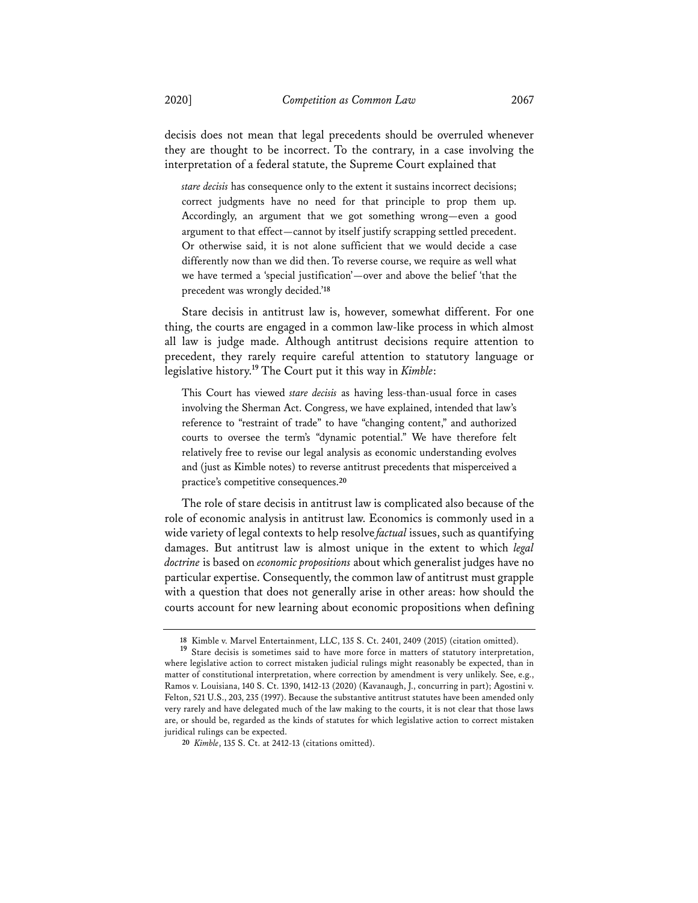decisis does not mean that legal precedents should be overruled whenever they are thought to be incorrect. To the contrary, in a case involving the interpretation of a federal statute, the Supreme Court explained that

> *stare decisis* has consequence only to the extent it sustains incorrect decisions; correct judgments have no need for that principle to prop them up. Accordingly, an argument that we got something wrong—even a good argument to that effect—cannot by itself justify scrapping settled precedent. Or otherwise said, it is not alone sufficient that we would decide a case differently now than we did then. To reverse course, we require as well what we have termed a 'special justification'—over and above the belief 'that the precedent was wrongly decided.'[18]

Stare decisis in antitrust law is, however, somewhat different. For one thing, the courts are engaged in a common law-like process in which almost all law is judge made. Although antitrust decisions require attention to precedent, they rarely require careful attention to statutory language or legislative history.[19] The Court put it this way in *Kimble*:

> This Court has viewed *stare decisis* as having less-than-usual force in cases involving the Sherman Act. Congress, we have explained, intended that law's reference to "restraint of trade" to have "changing content," and authorized courts to oversee the term's "dynamic potential." We have therefore felt relatively free to revise our legal analysis as economic understanding evolves and (just as Kimble notes) to reverse antitrust precedents that misperceived a practice's competitive consequences.[20]

The role of stare decisis in antitrust law is complicated also because of the role of economic analysis in antitrust law. Economics is commonly used in a wide variety of legal contexts to help resolve *factual* issues, such as quantifying damages. But antitrust law is almost unique in the extent to which *legal doctrine* is based on *economic propositions* about which generalist judges have no particular expertise. Consequently, the common law of antitrust must grapple with a question that does not generally arise in other areas: how should the courts account for new learning about economic propositions when defining

---

[18] Kimble v. Marvel Entertainment, LLC, 135 S. Ct. 2401, 2409 (2015) (citation omitted).

[19] Stare decisis is sometimes said to have more force in matters of statutory interpretation, where legislative action to correct mistaken judicial rulings might reasonably be expected, than in matter of constitutional interpretation, where correction by amendment is very unlikely. See, e.g., Ramos v. Louisiana, 140 S. Ct. 1390, 1412-13 (2020) (Kavanaugh, J., concurring in part); Agostini v. Felton, 521 U.S., 203, 235 (1997). Because the substantive antitrust statutes have been amended only very rarely and have delegated much of the law making to the courts, it is not clear that those laws are, or should be, regarded as the kinds of statutes for which legislative action to correct mistaken juridical rulings can be expected.

[20] *Kimble*, 135 S. Ct. at 2412-13 (citations omitted).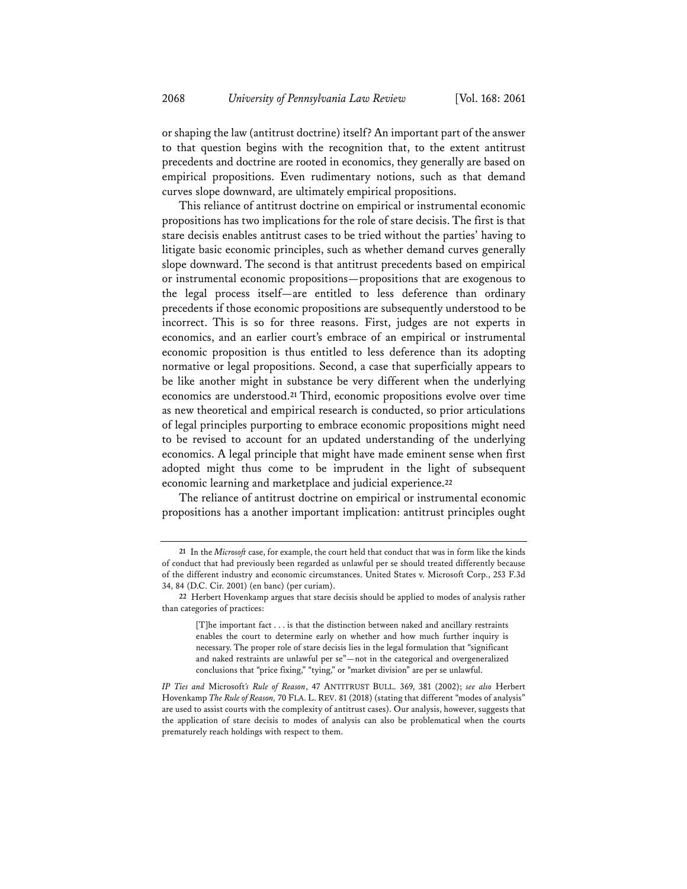or shaping the law (antitrust doctrine) itself? An important part of the answer to that question begins with the recognition that, to the extent antitrust precedents and doctrine are rooted in economics, they generally are based on empirical propositions. Even rudimentary notions, such as that demand curves slope downward, are ultimately empirical propositions.

This reliance of antitrust doctrine on empirical or instrumental economic propositions has two implications for the role of stare decisis. The first is that stare decisis enables antitrust cases to be tried without the parties' having to litigate basic economic principles, such as whether demand curves generally slope downward. The second is that antitrust precedents based on empirical or instrumental economic propositions—propositions that are exogenous to the legal process itself—are entitled to less deference than ordinary precedents if those economic propositions are subsequently understood to be incorrect. This is so for three reasons. First, judges are not experts in economics, and an earlier court's embrace of an empirical or instrumental economic proposition is thus entitled to less deference than its adopting normative or legal propositions. Second, a case that superficially appears to be like another might in substance be very different when the underlying economics are understood.[21] Third, economic propositions evolve over time as new theoretical and empirical research is conducted, so prior articulations of legal principles purporting to embrace economic propositions might need to be revised to account for an updated understanding of the underlying economics. A legal principle that might have made eminent sense when first adopted might thus come to be imprudent in the light of subsequent economic learning and marketplace and judicial experience.[22]

The reliance of antitrust doctrine on empirical or instrumental economic propositions has a another important implication: antitrust principles ought

---

[21] In the *Microsoft* case, for example, the court held that conduct that was in form like the kinds of conduct that had previously been regarded as unlawful per se should treated differently because of the different industry and economic circumstances. United States v. Microsoft Corp., 253 F.3d 34, 84 (D.C. Cir. 2001) (en banc) (per curiam).

[22] Herbert Hovenkamp argues that stare decisis should be applied to modes of analysis rather than categories of practices:

> [T]he important fact . . . is that the distinction between naked and ancillary restraints enables the court to determine early on whether and how much further inquiry is necessary. The proper role of stare decisis lies in the legal formulation that "significant and naked restraints are unlawful per se"—not in the categorical and overgeneralized conclusions that "price fixing," "tying," or "market division" are per se unlawful.

*IP Ties and* Microsoft*'s Rule of Reason*, 47 ANTITRUST BULL. 369, 381 (2002); *see also* Herbert Hovenkamp *The Rule of Reason,* 70 FLA. L. REV. 81 (2018) (stating that different "modes of analysis" are used to assist courts with the complexity of antitrust cases). Our analysis, however, suggests that the application of stare decisis to modes of analysis can also be problematical when the courts prematurely reach holdings with respect to them.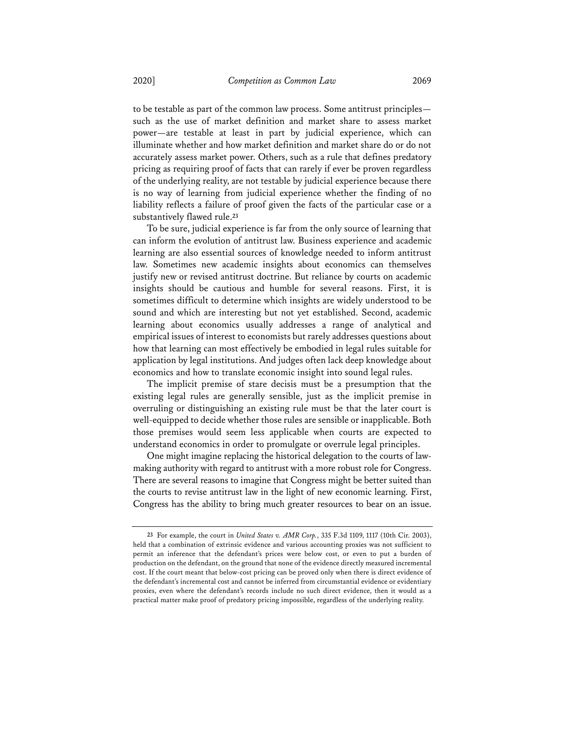to be testable as part of the common law process. Some antitrust principles—such as the use of market definition and market share to assess market power—are testable at least in part by judicial experience, which can illuminate whether and how market definition and market share do or do not accurately assess market power. Others, such as a rule that defines predatory pricing as requiring proof of facts that can rarely if ever be proven regardless of the underlying reality, are not testable by judicial experience because there is no way of learning from judicial experience whether the finding of no liability reflects a failure of proof given the facts of the particular case or a substantively flawed rule.[23]

To be sure, judicial experience is far from the only source of learning that can inform the evolution of antitrust law. Business experience and academic learning are also essential sources of knowledge needed to inform antitrust law. Sometimes new academic insights about economics can themselves justify new or revised antitrust doctrine. But reliance by courts on academic insights should be cautious and humble for several reasons. First, it is sometimes difficult to determine which insights are widely understood to be sound and which are interesting but not yet established. Second, academic learning about economics usually addresses a range of analytical and empirical issues of interest to economists but rarely addresses questions about how that learning can most effectively be embodied in legal rules suitable for application by legal institutions. And judges often lack deep knowledge about economics and how to translate economic insight into sound legal rules.

The implicit premise of stare decisis must be a presumption that the existing legal rules are generally sensible, just as the implicit premise in overruling or distinguishing an existing rule must be that the later court is well-equipped to decide whether those rules are sensible or inapplicable. Both those premises would seem less applicable when courts are expected to understand economics in order to promulgate or overrule legal principles.

One might imagine replacing the historical delegation to the courts of law-making authority with regard to antitrust with a more robust role for Congress. There are several reasons to imagine that Congress might be better suited than the courts to revise antitrust law in the light of new economic learning. First, Congress has the ability to bring much greater resources to bear on an issue.

---

[23] For example, the court in *United States v. AMR Corp.*, 335 F.3d 1109, 1117 (10th Cir. 2003), held that a combination of extrinsic evidence and various accounting proxies was not sufficient to permit an inference that the defendant's prices were below cost, or even to put a burden of production on the defendant, on the ground that none of the evidence directly measured incremental cost. If the court meant that below-cost pricing can be proved only when there is direct evidence of the defendant's incremental cost and cannot be inferred from circumstantial evidence or evidentiary proxies, even where the defendant's records include no such direct evidence, then it would as a practical matter make proof of predatory pricing impossible, regardless of the underlying reality.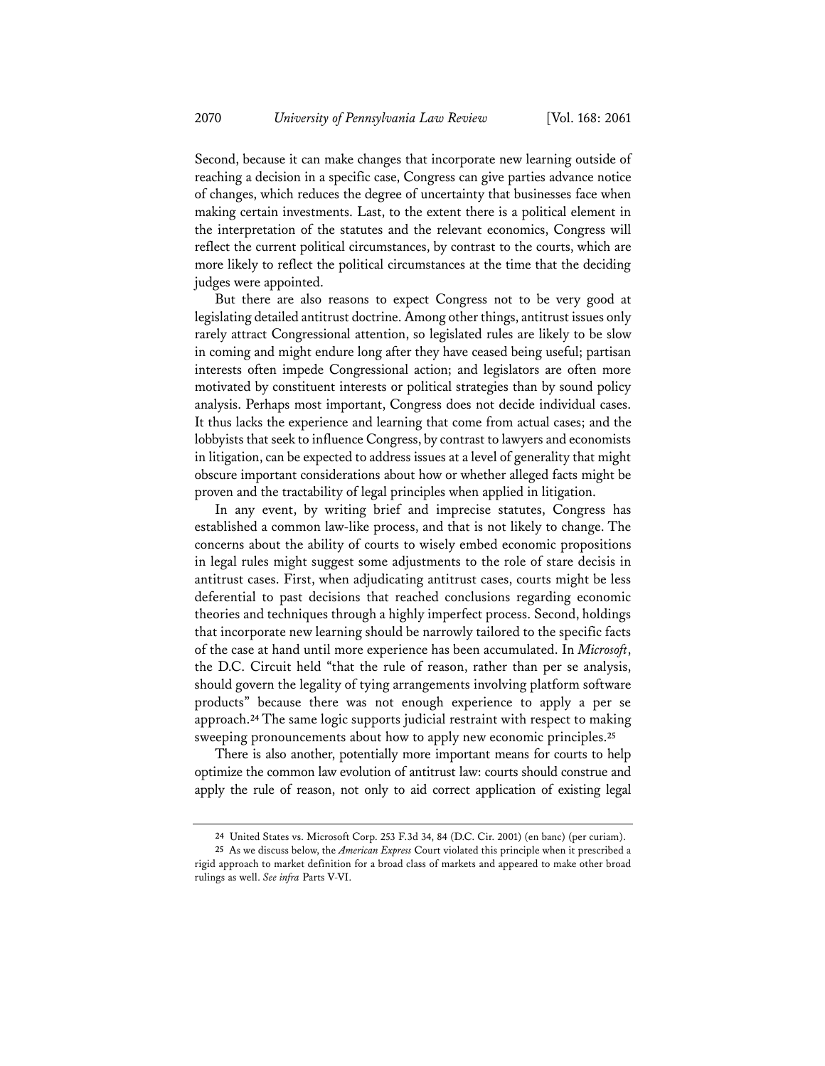Second, because it can make changes that incorporate new learning outside of reaching a decision in a specific case, Congress can give parties advance notice of changes, which reduces the degree of uncertainty that businesses face when making certain investments. Last, to the extent there is a political element in the interpretation of the statutes and the relevant economics, Congress will reflect the current political circumstances, by contrast to the courts, which are more likely to reflect the political circumstances at the time that the deciding judges were appointed.

But there are also reasons to expect Congress not to be very good at legislating detailed antitrust doctrine. Among other things, antitrust issues only rarely attract Congressional attention, so legislated rules are likely to be slow in coming and might endure long after they have ceased being useful; partisan interests often impede Congressional action; and legislators are often more motivated by constituent interests or political strategies than by sound policy analysis. Perhaps most important, Congress does not decide individual cases. It thus lacks the experience and learning that come from actual cases; and the lobbyists that seek to influence Congress, by contrast to lawyers and economists in litigation, can be expected to address issues at a level of generality that might obscure important considerations about how or whether alleged facts might be proven and the tractability of legal principles when applied in litigation.

In any event, by writing brief and imprecise statutes, Congress has established a common law-like process, and that is not likely to change. The concerns about the ability of courts to wisely embed economic propositions in legal rules might suggest some adjustments to the role of stare decisis in antitrust cases. First, when adjudicating antitrust cases, courts might be less deferential to past decisions that reached conclusions regarding economic theories and techniques through a highly imperfect process. Second, holdings that incorporate new learning should be narrowly tailored to the specific facts of the case at hand until more experience has been accumulated. In *Microsoft*, the D.C. Circuit held "that the rule of reason, rather than per se analysis, should govern the legality of tying arrangements involving platform software products" because there was not enough experience to apply a per se approach.[24] The same logic supports judicial restraint with respect to making sweeping pronouncements about how to apply new economic principles.[25]

There is also another, potentially more important means for courts to help optimize the common law evolution of antitrust law: courts should construe and apply the rule of reason, not only to aid correct application of existing legal

---

[24] United States vs. Microsoft Corp. 253 F.3d 34, 84 (D.C. Cir. 2001) (en banc) (per curiam).

[25] As we discuss below, the *American Express* Court violated this principle when it prescribed a rigid approach to market definition for a broad class of markets and appeared to make other broad rulings as well. *See infra* Parts V-VI.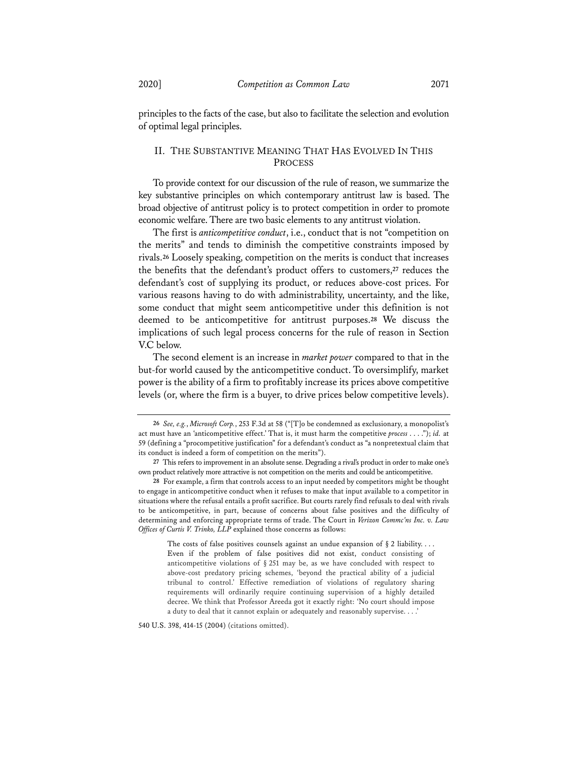principles to the facts of the case, but also to facilitate the selection and evolution of optimal legal principles.

## II. The Substantive Meaning That Has Evolved In This Process

To provide context for our discussion of the rule of reason, we summarize the key substantive principles on which contemporary antitrust law is based. The broad objective of antitrust policy is to protect competition in order to promote economic welfare. There are two basic elements to any antitrust violation.

The first is *anticompetitive conduct*, i.e., conduct that is not "competition on the merits" and tends to diminish the competitive constraints imposed by rivals.[26] Loosely speaking, competition on the merits is conduct that increases the benefits that the defendant's product offers to customers,[27] reduces the defendant's cost of supplying its product, or reduces above-cost prices. For various reasons having to do with administrability, uncertainty, and the like, some conduct that might seem anticompetitive under this definition is not deemed to be anticompetitive for antitrust purposes.[28] We discuss the implications of such legal process concerns for the rule of reason in Section V.C below.

The second element is an increase in *market power* compared to that in the but-for world caused by the anticompetitive conduct. To oversimplify, market power is the ability of a firm to profitably increase its prices above competitive levels (or, where the firm is a buyer, to drive prices below competitive levels).

---

26 *See, e.g.*, *Microsoft Corp.*, 253 F.3d at 58 ("[T]o be condemned as exclusionary, a monopolist's act must have an 'anticompetitive effect.' That is, it must harm the competitive *process* . . . ."); *id.* at 59 (defining a "procompetitive justification" for a defendant's conduct as "a nonpretextual claim that its conduct is indeed a form of competition on the merits").

27 This refers to improvement in an absolute sense. Degrading a rival's product in order to make one's own product relatively more attractive is not competition on the merits and could be anticompetitive.

28 For example, a firm that controls access to an input needed by competitors might be thought to engage in anticompetitive conduct when it refuses to make that input available to a competitor in situations where the refusal entails a profit sacrifice. But courts rarely find refusals to deal with rivals to be anticompetitive, in part, because of concerns about false positives and the difficulty of determining and enforcing appropriate terms of trade. The Court in *Verizon Commc'ns Inc. v. Law Offices of Curtis V. Trinko, LLP* explained those concerns as follows:

> The costs of false positives counsels against an undue expansion of § 2 liability. . . . Even if the problem of false positives did not exist, conduct consisting of anticompetitive violations of § 251 may be, as we have concluded with respect to above-cost predatory pricing schemes, 'beyond the practical ability of a judicial tribunal to control.' Effective remediation of violations of regulatory sharing requirements will ordinarily require continuing supervision of a highly detailed decree. We think that Professor Areeda got it exactly right: 'No court should impose a duty to deal that it cannot explain or adequately and reasonably supervise. . . .'

540 U.S. 398, 414-15 (2004) (citations omitted).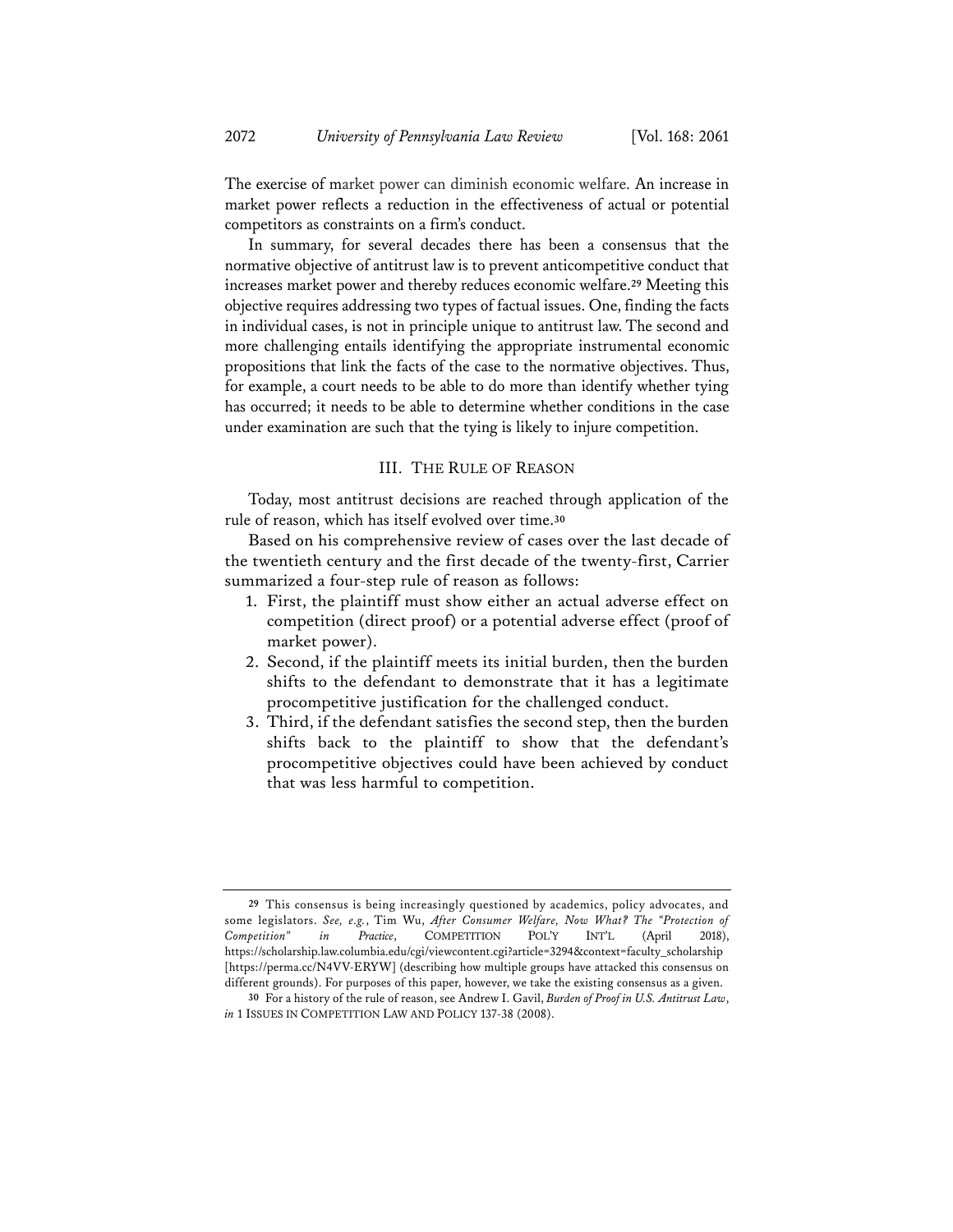The exercise of market power can diminish economic welfare. An increase in market power reflects a reduction in the effectiveness of actual or potential competitors as constraints on a firm's conduct.

In summary, for several decades there has been a consensus that the normative objective of antitrust law is to prevent anticompetitive conduct that increases market power and thereby reduces economic welfare.[29] Meeting this objective requires addressing two types of factual issues. One, finding the facts in individual cases, is not in principle unique to antitrust law. The second and more challenging entails identifying the appropriate instrumental economic propositions that link the facts of the case to the normative objectives. Thus, for example, a court needs to be able to do more than identify whether tying has occurred; it needs to be able to determine whether conditions in the case under examination are such that the tying is likely to injure competition.

## III. THE RULE OF REASON

Today, most antitrust decisions are reached through application of the rule of reason, which has itself evolved over time.[30]

Based on his comprehensive review of cases over the last decade of the twentieth century and the first decade of the twenty-first, Carrier summarized a four-step rule of reason as follows:

1. First, the plaintiff must show either an actual adverse effect on competition (direct proof) or a potential adverse effect (proof of market power).
2. Second, if the plaintiff meets its initial burden, then the burden shifts to the defendant to demonstrate that it has a legitimate procompetitive justification for the challenged conduct.
3. Third, if the defendant satisfies the second step, then the burden shifts back to the plaintiff to show that the defendant's procompetitive objectives could have been achieved by conduct that was less harmful to competition.

---

[29] This consensus is being increasingly questioned by academics, policy advocates, and some legislators. *See, e.g.*, Tim Wu, *After Consumer Welfare, Now What? The "Protection of Competition" in Practice*, COMPETITION POL'Y INT'L (April 2018), https://scholarship.law.columbia.edu/cgi/viewcontent.cgi?article=3294&context=faculty_scholarship [https://perma.cc/N4VV-ERYW] (describing how multiple groups have attacked this consensus on different grounds). For purposes of this paper, however, we take the existing consensus as a given.

[30] For a history of the rule of reason, see Andrew I. Gavil, *Burden of Proof in U.S. Antitrust Law*, *in* 1 ISSUES IN COMPETITION LAW AND POLICY 137-38 (2008).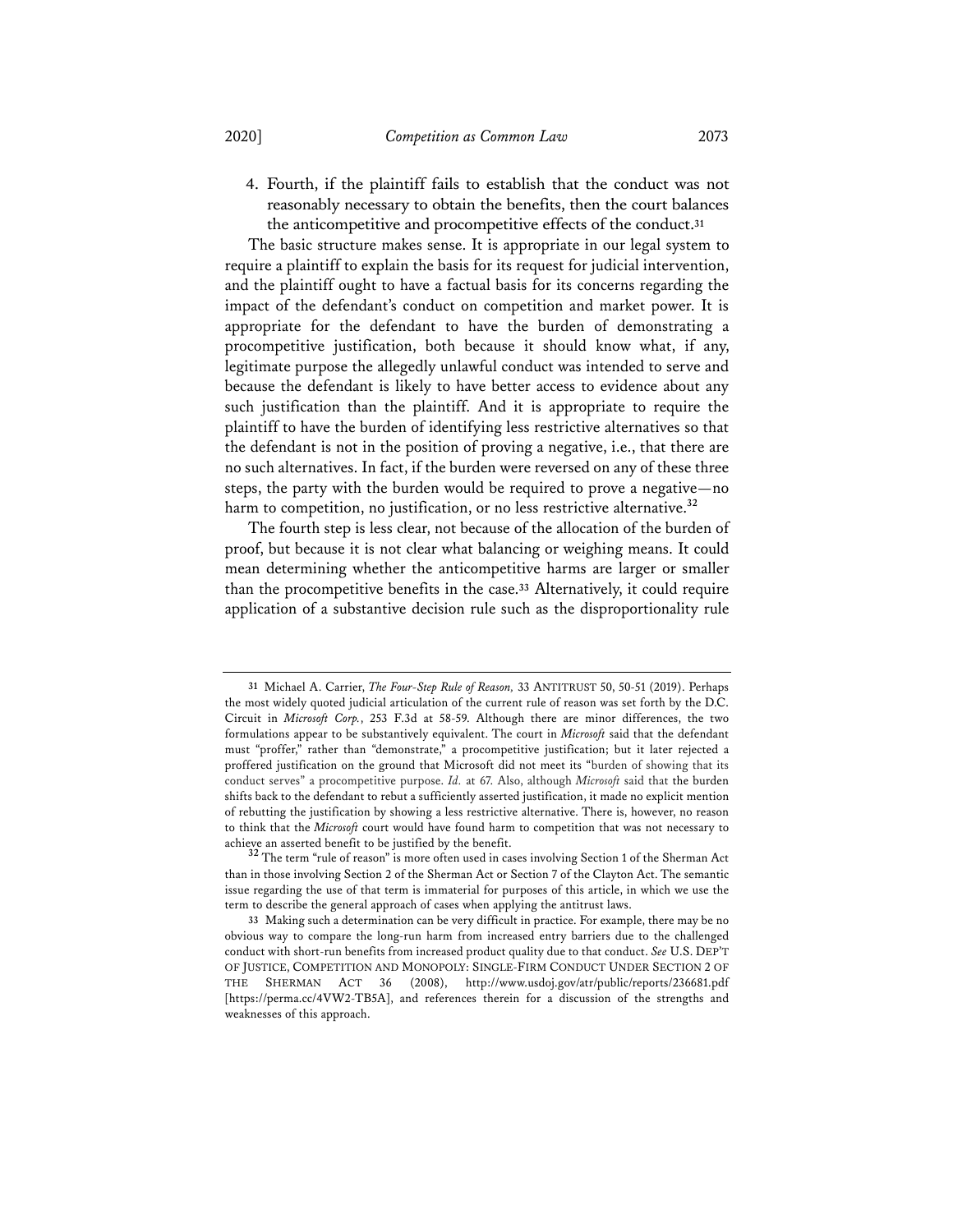4. Fourth, if the plaintiff fails to establish that the conduct was not reasonably necessary to obtain the benefits, then the court balances the anticompetitive and procompetitive effects of the conduct.[31]

The basic structure makes sense. It is appropriate in our legal system to require a plaintiff to explain the basis for its request for judicial intervention, and the plaintiff ought to have a factual basis for its concerns regarding the impact of the defendant's conduct on competition and market power. It is appropriate for the defendant to have the burden of demonstrating a procompetitive justification, both because it should know what, if any, legitimate purpose the allegedly unlawful conduct was intended to serve and because the defendant is likely to have better access to evidence about any such justification than the plaintiff. And it is appropriate to require the plaintiff to have the burden of identifying less restrictive alternatives so that the defendant is not in the position of proving a negative, i.e., that there are no such alternatives. In fact, if the burden were reversed on any of these three steps, the party with the burden would be required to prove a negative—no harm to competition, no justification, or no less restrictive alternative.[32]

The fourth step is less clear, not because of the allocation of the burden of proof, but because it is not clear what balancing or weighing means. It could mean determining whether the anticompetitive harms are larger or smaller than the procompetitive benefits in the case.[33] Alternatively, it could require application of a substantive decision rule such as the disproportionality rule

---

31 Michael A. Carrier, *The Four-Step Rule of Reason,* 33 ANTITRUST 50, 50-51 (2019). Perhaps the most widely quoted judicial articulation of the current rule of reason was set forth by the D.C. Circuit in *Microsoft Corp.*, 253 F.3d at 58-59. Although there are minor differences, the two formulations appear to be substantively equivalent. The court in *Microsoft* said that the defendant must "proffer," rather than "demonstrate," a procompetitive justification; but it later rejected a proffered justification on the ground that Microsoft did not meet its "burden of showing that its conduct serves" a procompetitive purpose. *Id.* at 67. Also, although *Microsoft* said that the burden shifts back to the defendant to rebut a sufficiently asserted justification, it made no explicit mention of rebutting the justification by showing a less restrictive alternative. There is, however, no reason to think that the *Microsoft* court would have found harm to competition that was not necessary to achieve an asserted benefit to be justified by the benefit.

32 The term "rule of reason" is more often used in cases involving Section 1 of the Sherman Act than in those involving Section 2 of the Sherman Act or Section 7 of the Clayton Act. The semantic issue regarding the use of that term is immaterial for purposes of this article, in which we use the term to describe the general approach of cases when applying the antitrust laws.

33 Making such a determination can be very difficult in practice. For example, there may be no obvious way to compare the long-run harm from increased entry barriers due to the challenged conduct with short-run benefits from increased product quality due to that conduct. *See* U.S. DEP'T OF JUSTICE, COMPETITION AND MONOPOLY: SINGLE-FIRM CONDUCT UNDER SECTION 2 OF THE SHERMAN ACT 36 (2008), http://www.usdoj.gov/atr/public/reports/236681.pdf [https://perma.cc/4VW2-TB5A], and references therein for a discussion of the strengths and weaknesses of this approach.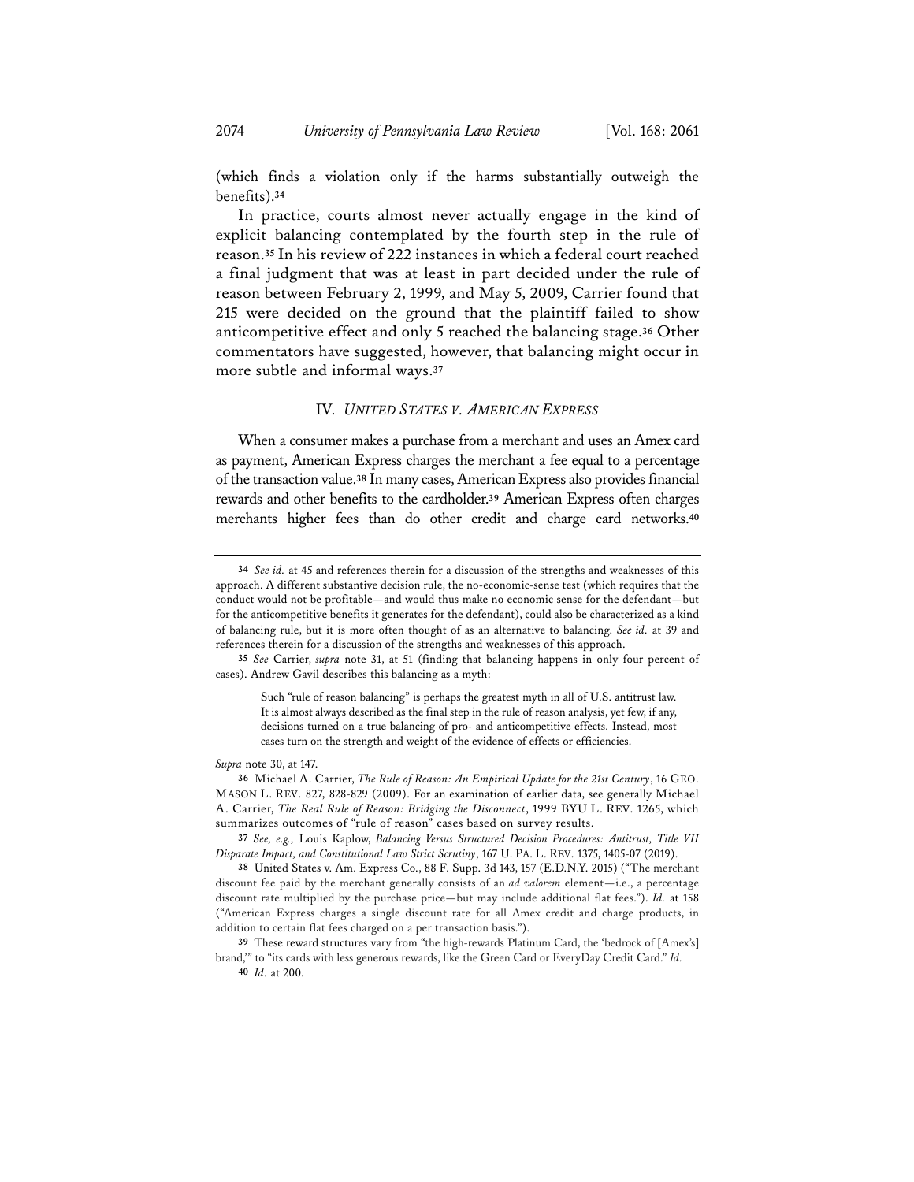(which finds a violation only if the harms substantially outweigh the benefits).[34]

In practice, courts almost never actually engage in the kind of explicit balancing contemplated by the fourth step in the rule of reason.[35] In his review of 222 instances in which a federal court reached a final judgment that was at least in part decided under the rule of reason between February 2, 1999, and May 5, 2009, Carrier found that 215 were decided on the ground that the plaintiff failed to show anticompetitive effect and only 5 reached the balancing stage.[36] Other commentators have suggested, however, that balancing might occur in more subtle and informal ways.[37]

## IV. *UNITED STATES V. AMERICAN EXPRESS*

When a consumer makes a purchase from a merchant and uses an Amex card as payment, American Express charges the merchant a fee equal to a percentage of the transaction value.[38] In many cases, American Express also provides financial rewards and other benefits to the cardholder.[39] American Express often charges merchants higher fees than do other credit and charge card networks.[40]

---

[34] *See id.* at 45 and references therein for a discussion of the strengths and weaknesses of this approach. A different substantive decision rule, the no-economic-sense test (which requires that the conduct would not be profitable—and would thus make no economic sense for the defendant—but for the anticompetitive benefits it generates for the defendant), could also be characterized as a kind of balancing rule, but it is more often thought of as an alternative to balancing. *See id.* at 39 and references therein for a discussion of the strengths and weaknesses of this approach.

[35] *See* Carrier, *supra* note 31, at 51 (finding that balancing happens in only four percent of cases). Andrew Gavil describes this balancing as a myth:

> Such "rule of reason balancing" is perhaps the greatest myth in all of U.S. antitrust law. It is almost always described as the final step in the rule of reason analysis, yet few, if any, decisions turned on a true balancing of pro- and anticompetitive effects. Instead, most cases turn on the strength and weight of the evidence of effects or efficiencies.

*Supra* note 30, at 147.

[36] Michael A. Carrier, *The Rule of Reason: An Empirical Update for the 21st Century*, 16 GEO. MASON L. REV. 827, 828-829 (2009). For an examination of earlier data, see generally Michael A. Carrier, *The Real Rule of Reason: Bridging the Disconnect*, 1999 BYU L. REV. 1265, which summarizes outcomes of "rule of reason" cases based on survey results.

[37] *See, e.g.,* Louis Kaplow, *Balancing Versus Structured Decision Procedures: Antitrust, Title VII Disparate Impact, and Constitutional Law Strict Scrutiny*, 167 U. PA. L. REV. 1375, 1405-07 (2019).

[38] United States v. Am. Express Co., 88 F. Supp. 3d 143, 157 (E.D.N.Y. 2015) ("The merchant discount fee paid by the merchant generally consists of an *ad valorem* element—i.e., a percentage discount rate multiplied by the purchase price—but may include additional flat fees."). *Id.* at 158 ("American Express charges a single discount rate for all Amex credit and charge products, in addition to certain flat fees charged on a per transaction basis.").

[39] These reward structures vary from "the high-rewards Platinum Card, the 'bedrock of [Amex's] brand,'" to "its cards with less generous rewards, like the Green Card or EveryDay Credit Card." *Id.*

[40] *Id.* at 200.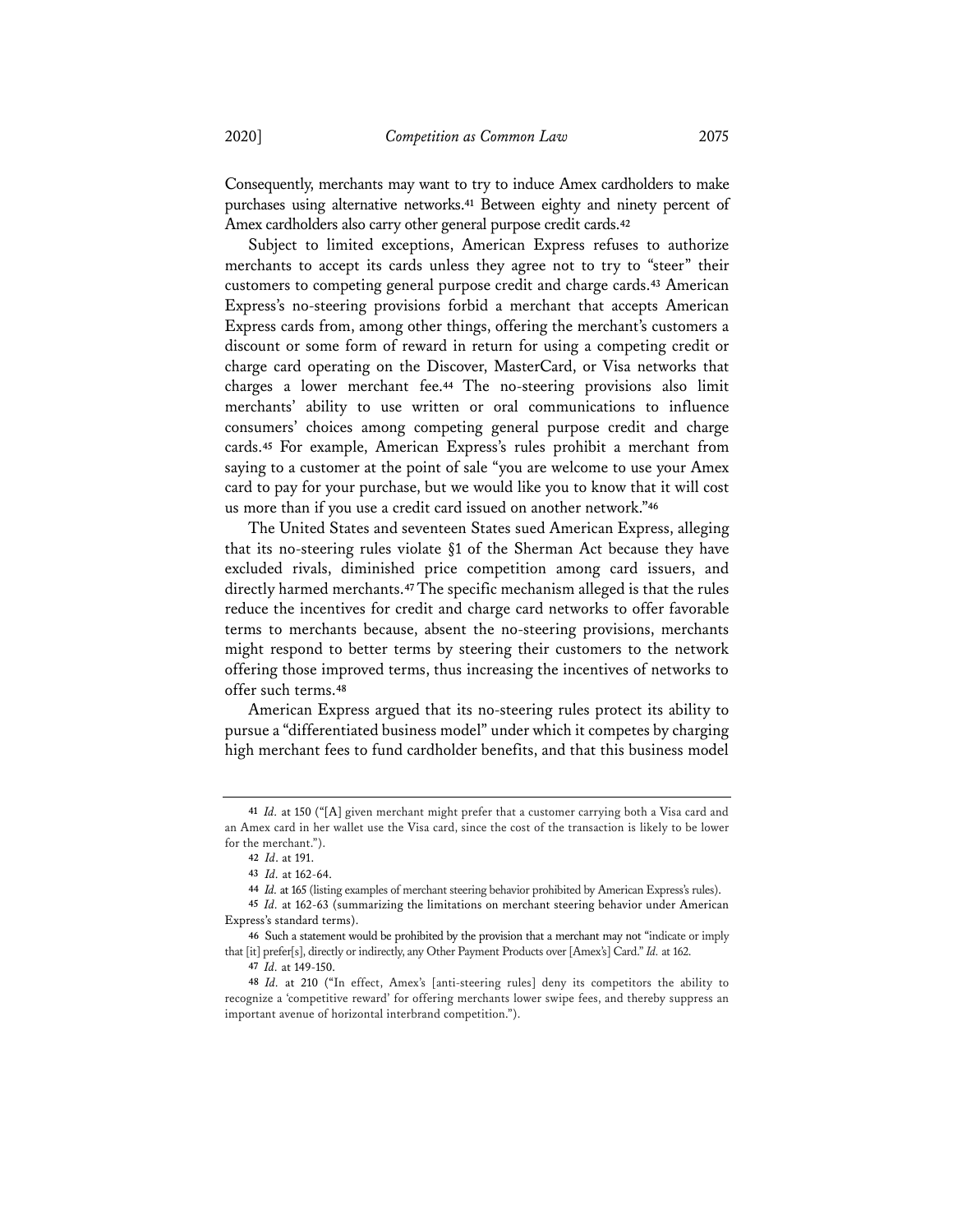Consequently, merchants may want to try to induce Amex cardholders to make purchases using alternative networks.[41] Between eighty and ninety percent of Amex cardholders also carry other general purpose credit cards.[42]

Subject to limited exceptions, American Express refuses to authorize merchants to accept its cards unless they agree not to try to "steer" their customers to competing general purpose credit and charge cards.[43] American Express's no-steering provisions forbid a merchant that accepts American Express cards from, among other things, offering the merchant's customers a discount or some form of reward in return for using a competing credit or charge card operating on the Discover, MasterCard, or Visa networks that charges a lower merchant fee.[44] The no-steering provisions also limit merchants' ability to use written or oral communications to influence consumers' choices among competing general purpose credit and charge cards.[45] For example, American Express's rules prohibit a merchant from saying to a customer at the point of sale "you are welcome to use your Amex card to pay for your purchase, but we would like you to know that it will cost us more than if you use a credit card issued on another network."[46]

The United States and seventeen States sued American Express, alleging that its no-steering rules violate §1 of the Sherman Act because they have excluded rivals, diminished price competition among card issuers, and directly harmed merchants.[47] The specific mechanism alleged is that the rules reduce the incentives for credit and charge card networks to offer favorable terms to merchants because, absent the no-steering provisions, merchants might respond to better terms by steering their customers to the network offering those improved terms, thus increasing the incentives of networks to offer such terms.[48]

American Express argued that its no-steering rules protect its ability to pursue a "differentiated business model" under which it competes by charging high merchant fees to fund cardholder benefits, and that this business model

---

[41] *Id.* at 150 ("[A] given merchant might prefer that a customer carrying both a Visa card and an Amex card in her wallet use the Visa card, since the cost of the transaction is likely to be lower for the merchant.").

[42] *Id*. at 191.

[43] *Id*. at 162-64.

[44] *Id.* at 165 (listing examples of merchant steering behavior prohibited by American Express's rules).

[45] *Id*. at 162-63 (summarizing the limitations on merchant steering behavior under American Express's standard terms).

[46] Such a statement would be prohibited by the provision that a merchant may not "indicate or imply that [it] prefer[s], directly or indirectly, any Other Payment Products over [Amex's] Card." *Id.* at 162.

[47] *Id*. at 149-150.

[48] *Id*. at 210 ("In effect, Amex's [anti-steering rules] deny its competitors the ability to recognize a 'competitive reward' for offering merchants lower swipe fees, and thereby suppress an important avenue of horizontal interbrand competition.").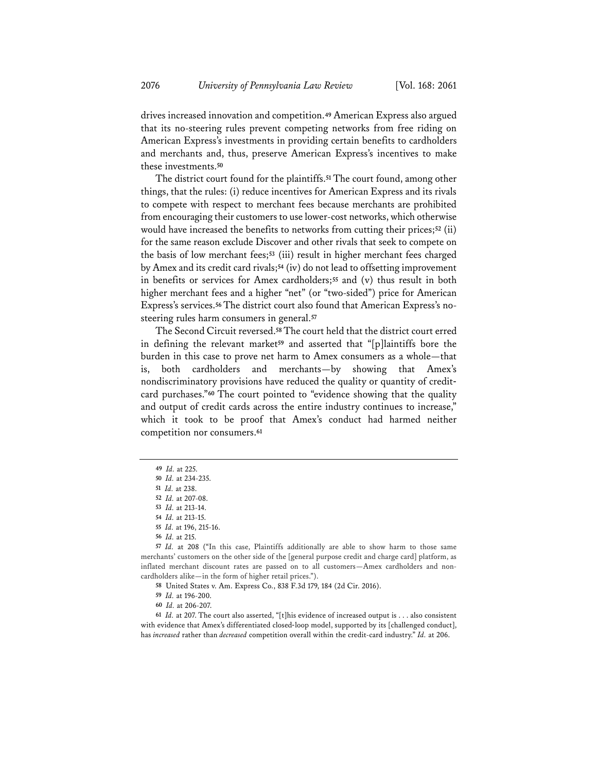drives increased innovation and competition.[49] American Express also argued that its no-steering rules prevent competing networks from free riding on American Express's investments in providing certain benefits to cardholders and merchants and, thus, preserve American Express's incentives to make these investments.[50]

The district court found for the plaintiffs.[51] The court found, among other things, that the rules: (i) reduce incentives for American Express and its rivals to compete with respect to merchant fees because merchants are prohibited from encouraging their customers to use lower-cost networks, which otherwise would have increased the benefits to networks from cutting their prices;[52] (ii) for the same reason exclude Discover and other rivals that seek to compete on the basis of low merchant fees;[53] (iii) result in higher merchant fees charged by Amex and its credit card rivals;[54] (iv) do not lead to offsetting improvement in benefits or services for Amex cardholders;[55] and (v) thus result in both higher merchant fees and a higher "net" (or "two-sided") price for American Express's services.[56] The district court also found that American Express's no-steering rules harm consumers in general.[57]

The Second Circuit reversed.[58] The court held that the district court erred in defining the relevant market[59] and asserted that "[p]laintiffs bore the burden in this case to prove net harm to Amex consumers as a whole—that is, both cardholders and merchants—by showing that Amex's nondiscriminatory provisions have reduced the quality or quantity of credit-card purchases."[60] The court pointed to "evidence showing that the quality and output of credit cards across the entire industry continues to increase," which it took to be proof that Amex's conduct had harmed neither competition nor consumers.[61]

---

[49] *Id.* at 225.

[50] *Id.* at 234-235.

[51] *Id.* at 238.

[52] *Id.* at 207-08.

[53] *Id.* at 213-14.

[54] *Id.* at 213-15.

[55] *Id.* at 196, 215-16.

[56] *Id.* at 215.

[57] *Id.* at 208 ("In this case, Plaintiffs additionally are able to show harm to those same merchants' customers on the other side of the [general purpose credit and charge card] platform, as inflated merchant discount rates are passed on to all customers—Amex cardholders and non-cardholders alike—in the form of higher retail prices.").

[58] United States v. Am. Express Co., 838 F.3d 179, 184 (2d Cir. 2016).

[59] *Id.* at 196-200.

[60] *Id.* at 206-207.

[61] *Id.* at 207. The court also asserted, "[t]his evidence of increased output is . . . also consistent with evidence that Amex's differentiated closed-loop model, supported by its [challenged conduct], has *increased* rather than *decreased* competition overall within the credit-card industry." *Id.* at 206.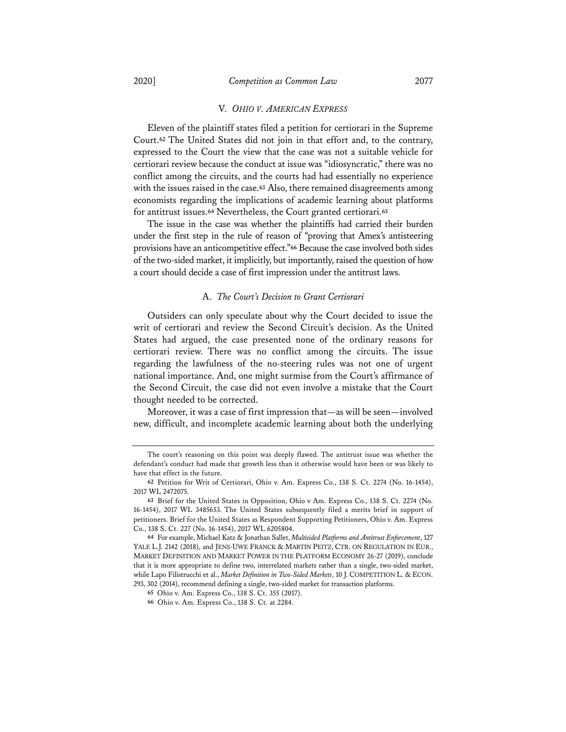## V. *OHIO V. AMERICAN EXPRESS*

Eleven of the plaintiff states filed a petition for certiorari in the Supreme Court.[62] The United States did not join in that effort and, to the contrary, expressed to the Court the view that the case was not a suitable vehicle for certiorari review because the conduct at issue was "idiosyncratic," there was no conflict among the circuits, and the courts had had essentially no experience with the issues raised in the case.[63] Also, there remained disagreements among economists regarding the implications of academic learning about platforms for antitrust issues.[64] Nevertheless, the Court granted certiorari.[65]

The issue in the case was whether the plaintiffs had carried their burden under the first step in the rule of reason of "proving that Amex's antisteering provisions have an anticompetitive effect."[66] Because the case involved both sides of the two-sided market, it implicitly, but importantly, raised the question of how a court should decide a case of first impression under the antitrust laws.

### A. *The Court's Decision to Grant Certiorari*

Outsiders can only speculate about why the Court decided to issue the writ of certiorari and review the Second Circuit's decision. As the United States had argued, the case presented none of the ordinary reasons for certiorari review. There was no conflict among the circuits. The issue regarding the lawfulness of the no-steering rules was not one of urgent national importance. And, one might surmise from the Court's affirmance of the Second Circuit, the case did not even involve a mistake that the Court thought needed to be corrected.

Moreover, it was a case of first impression that—as will be seen—involved new, difficult, and incomplete academic learning about both the underlying

---

The court's reasoning on this point was deeply flawed. The antitrust issue was whether the defendant's conduct had made that growth less than it otherwise would have been or was likely to have that effect in the future.

[62] Petition for Writ of Certiorari, Ohio v. Am. Express Co., 138 S. Ct. 2274 (No. 16-1454), 2017 WL 2472075.

[63] Brief for the United States in Opposition, Ohio v Am. Express Co., 138 S. Ct. 2274 (No. 16-1454), 2017 WL 3485653. The United States subsequently filed a merits brief in support of petitioners. Brief for the United States as Respondent Supporting Petitioners, Ohio v. Am. Express Co., 138 S. Ct. 227 (No. 16-1454), 2017 WL 6205804.

[64] For example, Michael Katz & Jonathan Sallet, *Multisided Platforms and Antitrust Enforcement*, 127 YALE L.J. 2142 (2018), and JENS-UWE FRANCK & MARTIN PEITZ, CTR. ON REGULATION IN EUR., MARKET DEFINITION AND MARKET POWER IN THE PLATFORM ECONOMY 26-27 (2019), conclude that it is more appropriate to define two, interrelated markets rather than a single, two-sided market, while Lapo Filistrucchi et al., *Market Definition in Two-Sided Markets*, 10 J. COMPETITION L. & ECON. 293, 302 (2014), recommend defining a single, two-sided market for transaction platforms.

[65] Ohio v. Am. Express Co., 138 S. Ct. 355 (2017).

[66] Ohio v. Am. Express Co., 138 S. Ct. at 2284.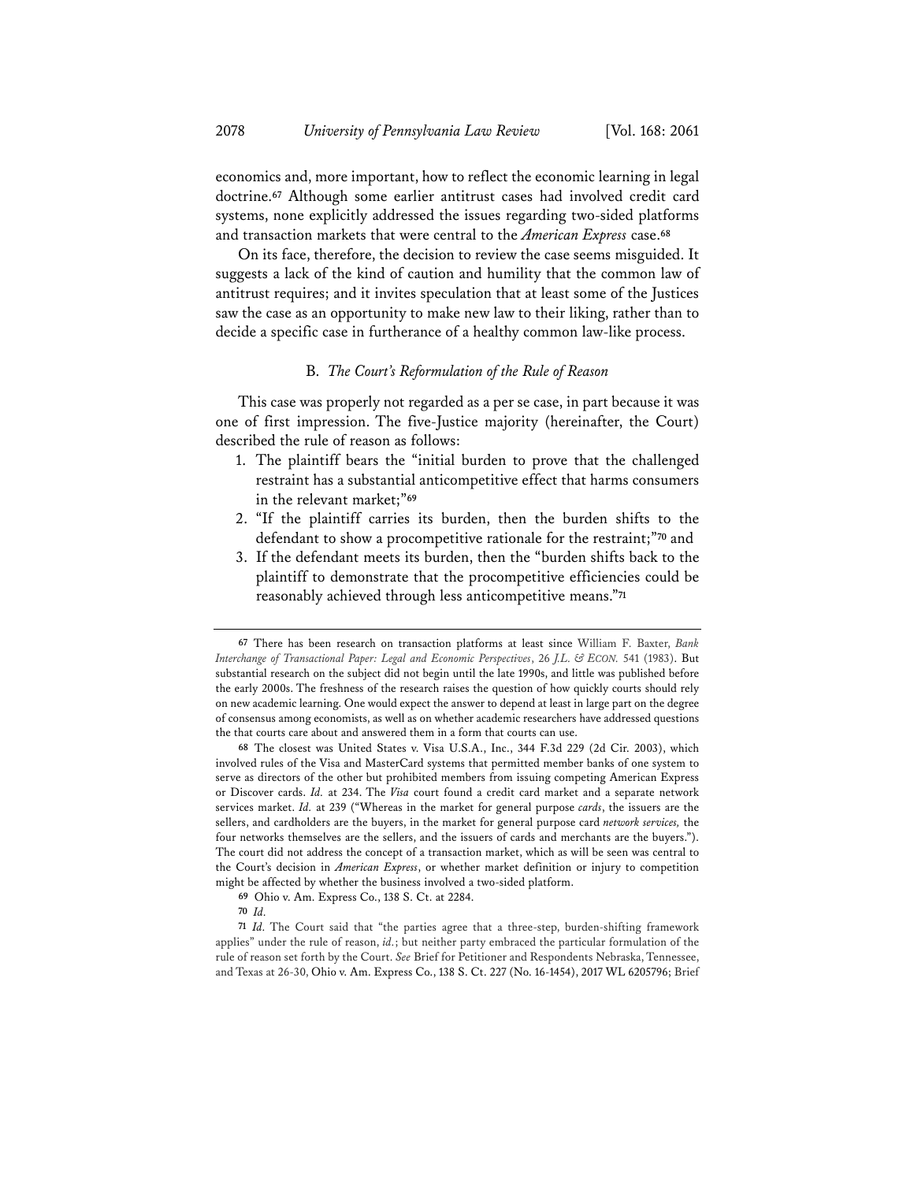economics and, more important, how to reflect the economic learning in legal doctrine.[67] Although some earlier antitrust cases had involved credit card systems, none explicitly addressed the issues regarding two-sided platforms and transaction markets that were central to the *American Express* case.[68]

On its face, therefore, the decision to review the case seems misguided. It suggests a lack of the kind of caution and humility that the common law of antitrust requires; and it invites speculation that at least some of the Justices saw the case as an opportunity to make new law to their liking, rather than to decide a specific case in furtherance of a healthy common law-like process.

### B. *The Court's Reformulation of the Rule of Reason*

This case was properly not regarded as a per se case, in part because it was one of first impression. The five-Justice majority (hereinafter, the Court) described the rule of reason as follows:

1. The plaintiff bears the "initial burden to prove that the challenged restraint has a substantial anticompetitive effect that harms consumers in the relevant market;"[69]
2. "If the plaintiff carries its burden, then the burden shifts to the defendant to show a procompetitive rationale for the restraint;"[70] and
3. If the defendant meets its burden, then the "burden shifts back to the plaintiff to demonstrate that the procompetitive efficiencies could be reasonably achieved through less anticompetitive means."[71]

---

[67] There has been research on transaction platforms at least since William F. Baxter, *Bank Interchange of Transactional Paper: Legal and Economic Perspectives*, 26 *J.L. & ECON.* 541 (1983). But substantial research on the subject did not begin until the late 1990s, and little was published before the early 2000s. The freshness of the research raises the question of how quickly courts should rely on new academic learning. One would expect the answer to depend at least in large part on the degree of consensus among economists, as well as on whether academic researchers have addressed questions the that courts care about and answered them in a form that courts can use.

[68] The closest was United States v. Visa U.S.A., Inc., 344 F.3d 229 (2d Cir. 2003), which involved rules of the Visa and MasterCard systems that permitted member banks of one system to serve as directors of the other but prohibited members from issuing competing American Express or Discover cards. *Id.* at 234. The *Visa* court found a credit card market and a separate network services market. *Id.* at 239 ("Whereas in the market for general purpose *cards*, the issuers are the sellers, and cardholders are the buyers, in the market for general purpose card *network services,* the four networks themselves are the sellers, and the issuers of cards and merchants are the buyers."). The court did not address the concept of a transaction market, which as will be seen was central to the Court's decision in *American Express*, or whether market definition or injury to competition might be affected by whether the business involved a two-sided platform.

[69] Ohio v. Am. Express Co., 138 S. Ct. at 2284.

[70] *Id.*

[71] *Id.* The Court said that "the parties agree that a three-step, burden-shifting framework applies" under the rule of reason, *id.*; but neither party embraced the particular formulation of the rule of reason set forth by the Court. *See* Brief for Petitioner and Respondents Nebraska, Tennessee, and Texas at 26-30, Ohio v. Am. Express Co., 138 S. Ct. 227 (No. 16-1454), 2017 WL 6205796; Brief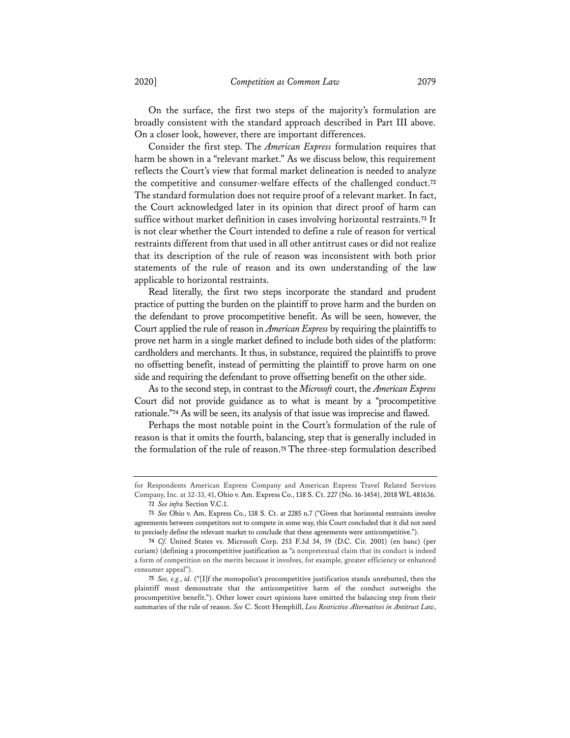On the surface, the first two steps of the majority's formulation are broadly consistent with the standard approach described in Part III above. On a closer look, however, there are important differences.

Consider the first step. The *American Express* formulation requires that harm be shown in a "relevant market." As we discuss below, this requirement reflects the Court's view that formal market delineation is needed to analyze the competitive and consumer-welfare effects of the challenged conduct.[72] The standard formulation does not require proof of a relevant market. In fact, the Court acknowledged later in its opinion that direct proof of harm can suffice without market definition in cases involving horizontal restraints.[73] It is not clear whether the Court intended to define a rule of reason for vertical restraints different from that used in all other antitrust cases or did not realize that its description of the rule of reason was inconsistent with both prior statements of the rule of reason and its own understanding of the law applicable to horizontal restraints.

Read literally, the first two steps incorporate the standard and prudent practice of putting the burden on the plaintiff to prove harm and the burden on the defendant to prove procompetitive benefit. As will be seen, however, the Court applied the rule of reason in *American Express* by requiring the plaintiffs to prove net harm in a single market defined to include both sides of the platform: cardholders and merchants. It thus, in substance, required the plaintiffs to prove no offsetting benefit, instead of permitting the plaintiff to prove harm on one side and requiring the defendant to prove offsetting benefit on the other side.

As to the second step, in contrast to the *Microsoft* court, the *American Express* Court did not provide guidance as to what is meant by a "procompetitive rationale."[74] As will be seen, its analysis of that issue was imprecise and flawed.

Perhaps the most notable point in the Court's formulation of the rule of reason is that it omits the fourth, balancing, step that is generally included in the formulation of the rule of reason.[75] The three-step formulation described

---

for Respondents American Express Company and American Express Travel Related Services Company, Inc. at 32-33, 41, Ohio v. Am. Express Co., 138 S. Ct. 227 (No. 16-1454), 2018 WL 481636.

72 *See infra* Section V.C.1.

73 *See* Ohio v. Am. Express Co., 138 S. Ct. at 2285 n.7 ("Given that horizontal restraints involve agreements between competitors not to compete in some way, this Court concluded that it did not need to precisely define the relevant market to conclude that these agreements were anticompetitive.").

74 *Cf.* United States vs. Microsoft Corp. 253 F.3d 34, 59 (D.C. Cir. 2001) (en banc) (per curiam) (defining a procompetitive justification as "a nonpretextual claim that its conduct is indeed a form of competition on the merits because it involves, for example, greater efficiency or enhanced consumer appeal").

75 *See, e.g.*, *id.* ("[I]f the monopolist's procompetitive justification stands unrebutted, then the plaintiff must demonstrate that the anticompetitive harm of the conduct outweighs the procompetitive benefit."). Other lower court opinions have omitted the balancing step from their summaries of the rule of reason. *See* C. Scott Hemphill, *Less Restrictive Alternatives in Antitrust Law*,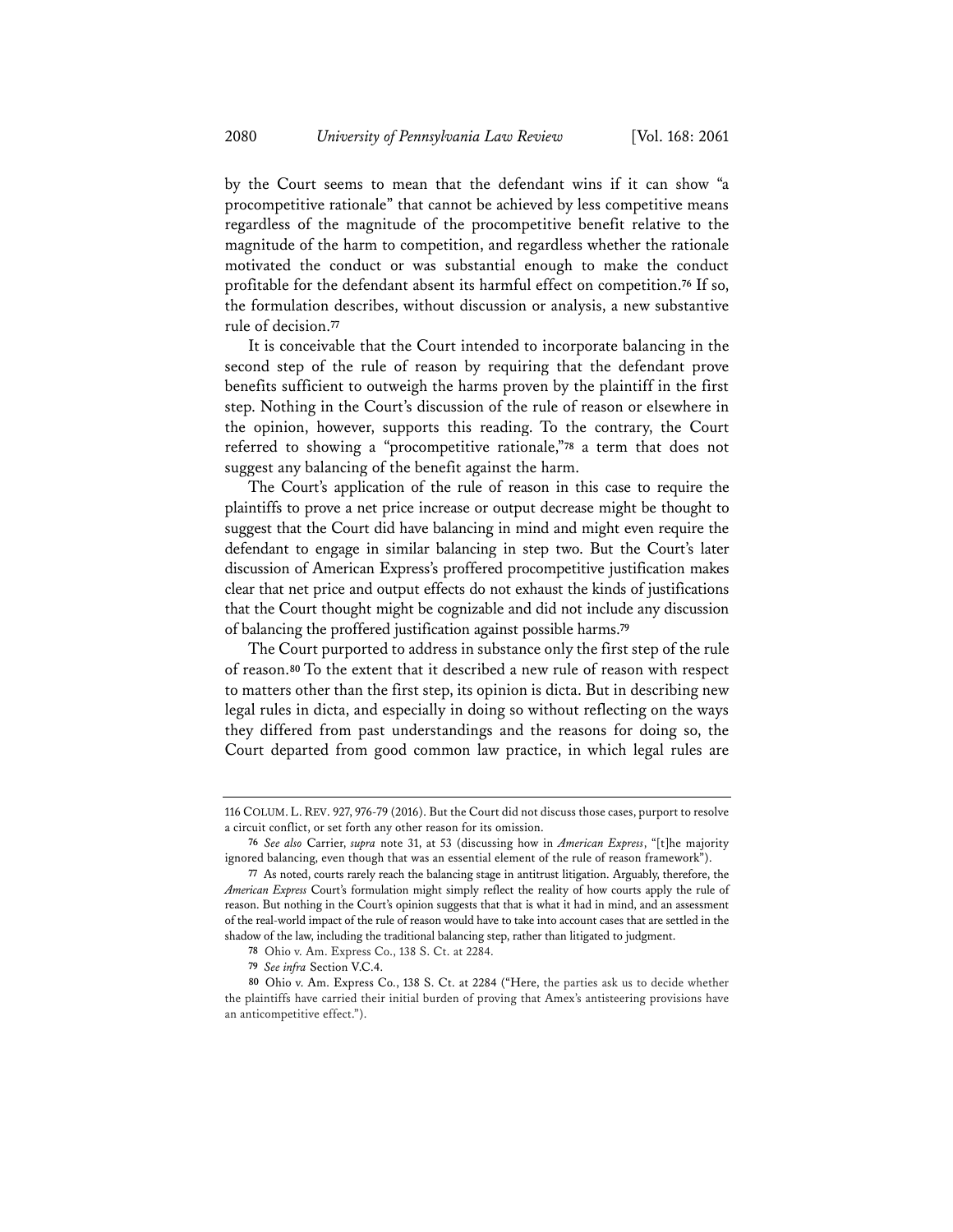by the Court seems to mean that the defendant wins if it can show "a procompetitive rationale" that cannot be achieved by less competitive means regardless of the magnitude of the procompetitive benefit relative to the magnitude of the harm to competition, and regardless whether the rationale motivated the conduct or was substantial enough to make the conduct profitable for the defendant absent its harmful effect on competition.[76] If so, the formulation describes, without discussion or analysis, a new substantive rule of decision.[77]

It is conceivable that the Court intended to incorporate balancing in the second step of the rule of reason by requiring that the defendant prove benefits sufficient to outweigh the harms proven by the plaintiff in the first step. Nothing in the Court's discussion of the rule of reason or elsewhere in the opinion, however, supports this reading. To the contrary, the Court referred to showing a "procompetitive rationale,"[78] a term that does not suggest any balancing of the benefit against the harm.

The Court's application of the rule of reason in this case to require the plaintiffs to prove a net price increase or output decrease might be thought to suggest that the Court did have balancing in mind and might even require the defendant to engage in similar balancing in step two. But the Court's later discussion of American Express's proffered procompetitive justification makes clear that net price and output effects do not exhaust the kinds of justifications that the Court thought might be cognizable and did not include any discussion of balancing the proffered justification against possible harms.[79]

The Court purported to address in substance only the first step of the rule of reason.[80] To the extent that it described a new rule of reason with respect to matters other than the first step, its opinion is dicta. But in describing new legal rules in dicta, and especially in doing so without reflecting on the ways they differed from past understandings and the reasons for doing so, the Court departed from good common law practice, in which legal rules are

---

116 COLUM. L. REV. 927, 976-79 (2016). But the Court did not discuss those cases, purport to resolve a circuit conflict, or set forth any other reason for its omission.

76 *See also* Carrier, *supra* note 31, at 53 (discussing how in *American Express*, "[t]he majority ignored balancing, even though that was an essential element of the rule of reason framework").

77 As noted, courts rarely reach the balancing stage in antitrust litigation. Arguably, therefore, the *American Express* Court's formulation might simply reflect the reality of how courts apply the rule of reason. But nothing in the Court's opinion suggests that that is what it had in mind, and an assessment of the real-world impact of the rule of reason would have to take into account cases that are settled in the shadow of the law, including the traditional balancing step, rather than litigated to judgment.

78 Ohio v. Am. Express Co., 138 S. Ct. at 2284.

79 *See infra* Section V.C.4.

80 Ohio v. Am. Express Co., 138 S. Ct. at 2284 ("Here, the parties ask us to decide whether the plaintiffs have carried their initial burden of proving that Amex's antisteering provisions have an anticompetitive effect.").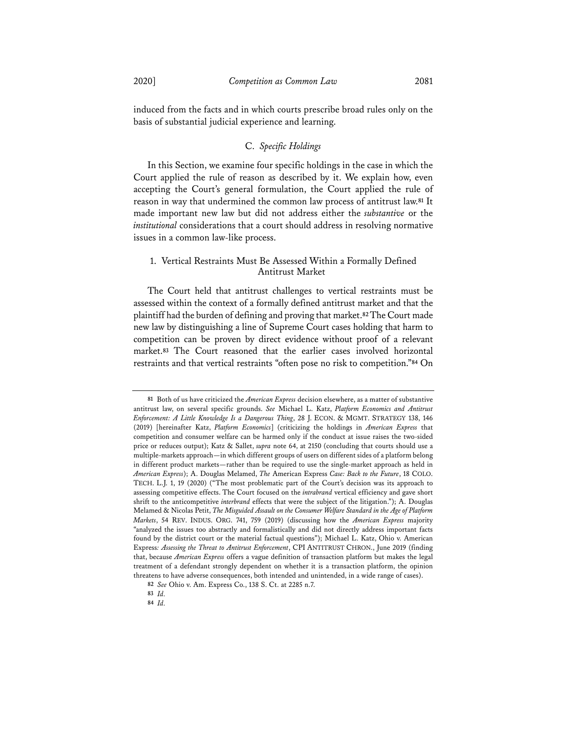induced from the facts and in which courts prescribe broad rules only on the basis of substantial judicial experience and learning.

### C. *Specific Holdings*

In this Section, we examine four specific holdings in the case in which the Court applied the rule of reason as described by it. We explain how, even accepting the Court's general formulation, the Court applied the rule of reason in way that undermined the common law process of antitrust law.[81] It made important new law but did not address either the *substantive* or the *institutional* considerations that a court should address in resolving normative issues in a common law-like process.

#### 1. Vertical Restraints Must Be Assessed Within a Formally Defined Antitrust Market

The Court held that antitrust challenges to vertical restraints must be assessed within the context of a formally defined antitrust market and that the plaintiff had the burden of defining and proving that market.[82] The Court made new law by distinguishing a line of Supreme Court cases holding that harm to competition can be proven by direct evidence without proof of a relevant market.[83] The Court reasoned that the earlier cases involved horizontal restraints and that vertical restraints "often pose no risk to competition."[84] On

---

[81] Both of us have criticized the *American Express* decision elsewhere, as a matter of substantive antitrust law, on several specific grounds. *See* Michael L. Katz, *Platform Economics and Antitrust Enforcement: A Little Knowledge Is a Dangerous Thing*, 28 J. ECON. & MGMT. STRATEGY 138, 146 (2019) [hereinafter Katz, *Platform Economics*] (criticizing the holdings in *American Express* that competition and consumer welfare can be harmed only if the conduct at issue raises the two-sided price or reduces output); Katz & Sallet, *supra* note 64, at 2150 (concluding that courts should use a multiple-markets approach—in which different groups of users on different sides of a platform belong in different product markets—rather than be required to use the single-market approach as held in *American Express*); A. Douglas Melamed, *The* American Express *Case: Back to the Future*, 18 COLO. TECH. L.J. 1, 19 (2020) ("The most problematic part of the Court's decision was its approach to assessing competitive effects. The Court focused on the *intrabrand* vertical efficiency and gave short shrift to the anticompetitive *interbrand* effects that were the subject of the litigation."); A. Douglas Melamed & Nicolas Petit, *The Misguided Assault on the Consumer Welfare Standard in the Age of Platform Markets*, 54 REV. INDUS. ORG. 741, 759 (2019) (discussing how the *American Express* majority "analyzed the issues too abstractly and formalistically and did not directly address important facts found by the district court or the material factual questions"); Michael L. Katz, Ohio v. American Express*: Assessing the Threat to Antitrust Enforcement*, CPI ANTITRUST CHRON., June 2019 (finding that, because *American Express* offers a vague definition of transaction platform but makes the legal treatment of a defendant strongly dependent on whether it is a transaction platform, the opinion threatens to have adverse consequences, both intended and unintended, in a wide range of cases).

[82] *See* Ohio v. Am. Express Co., 138 S. Ct. at 2285 n.7.

[83] *Id.*

[84] *Id.*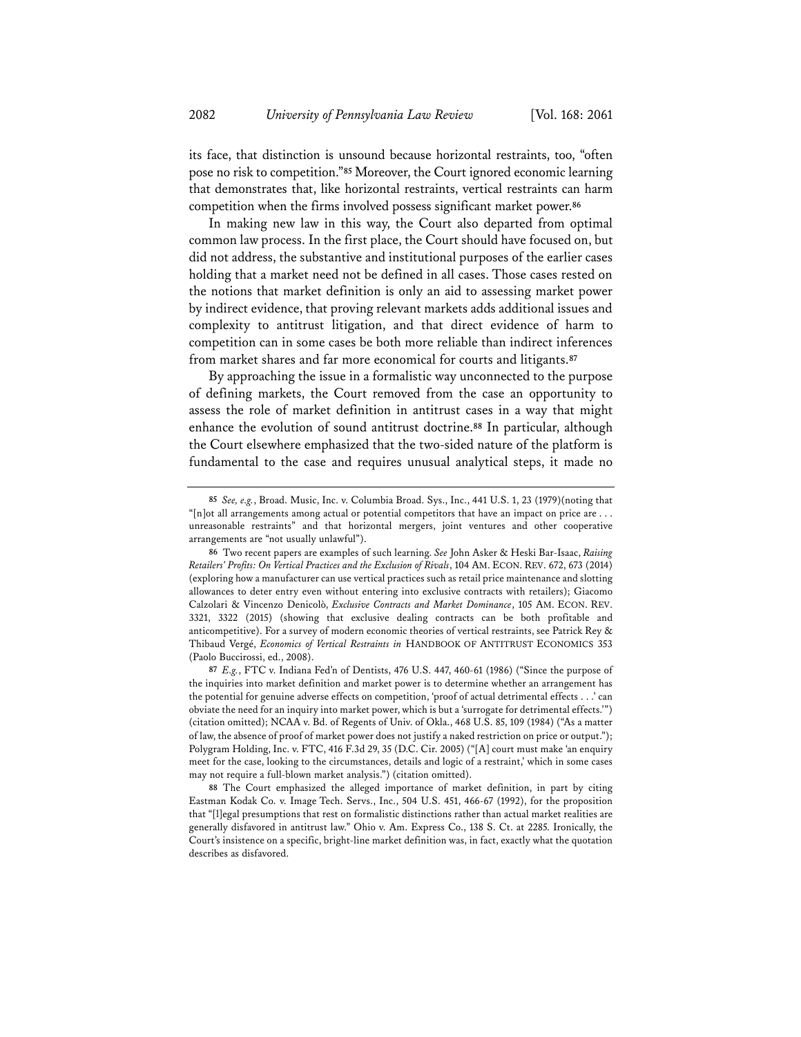its face, that distinction is unsound because horizontal restraints, too, "often pose no risk to competition."[85] Moreover, the Court ignored economic learning that demonstrates that, like horizontal restraints, vertical restraints can harm competition when the firms involved possess significant market power.[86]

In making new law in this way, the Court also departed from optimal common law process. In the first place, the Court should have focused on, but did not address, the substantive and institutional purposes of the earlier cases holding that a market need not be defined in all cases. Those cases rested on the notions that market definition is only an aid to assessing market power by indirect evidence, that proving relevant markets adds additional issues and complexity to antitrust litigation, and that direct evidence of harm to competition can in some cases be both more reliable than indirect inferences from market shares and far more economical for courts and litigants.[87]

By approaching the issue in a formalistic way unconnected to the purpose of defining markets, the Court removed from the case an opportunity to assess the role of market definition in antitrust cases in a way that might enhance the evolution of sound antitrust doctrine.[88] In particular, although the Court elsewhere emphasized that the two-sided nature of the platform is fundamental to the case and requires unusual analytical steps, it made no

---

85 *See, e.g.*, Broad. Music, Inc. v. Columbia Broad. Sys., Inc., 441 U.S. 1, 23 (1979)(noting that "[n]ot all arrangements among actual or potential competitors that have an impact on price are . . . unreasonable restraints" and that horizontal mergers, joint ventures and other cooperative arrangements are "not usually unlawful").

86 Two recent papers are examples of such learning. *See* John Asker & Heski Bar-Isaac, *Raising Retailers' Profits: On Vertical Practices and the Exclusion of Rivals*, 104 AM. ECON. REV. 672, 673 (2014) (exploring how a manufacturer can use vertical practices such as retail price maintenance and slotting allowances to deter entry even without entering into exclusive contracts with retailers); Giacomo Calzolari & Vincenzo Denicolò, *Exclusive Contracts and Market Dominance*, 105 AM. ECON. REV. 3321, 3322 (2015) (showing that exclusive dealing contracts can be both profitable and anticompetitive). For a survey of modern economic theories of vertical restraints, see Patrick Rey & Thibaud Vergé, *Economics of Vertical Restraints in* HANDBOOK OF ANTITRUST ECONOMICS 353 (Paolo Buccirossi, ed., 2008).

87 *E.g.*, FTC v. Indiana Fed'n of Dentists, 476 U.S. 447, 460-61 (1986) ("Since the purpose of the inquiries into market definition and market power is to determine whether an arrangement has the potential for genuine adverse effects on competition, 'proof of actual detrimental effects . . .' can obviate the need for an inquiry into market power, which is but a 'surrogate for detrimental effects.'") (citation omitted); NCAA v. Bd. of Regents of Univ. of Okla., 468 U.S. 85, 109 (1984) ("As a matter of law, the absence of proof of market power does not justify a naked restriction on price or output."); Polygram Holding, Inc. v. FTC, 416 F.3d 29, 35 (D.C. Cir. 2005) ("[A] court must make 'an enquiry meet for the case, looking to the circumstances, details and logic of a restraint,' which in some cases may not require a full-blown market analysis.") (citation omitted).

88 The Court emphasized the alleged importance of market definition, in part by citing Eastman Kodak Co. v. Image Tech. Servs., Inc., 504 U.S. 451, 466-67 (1992), for the proposition that "[l]egal presumptions that rest on formalistic distinctions rather than actual market realities are generally disfavored in antitrust law." Ohio v. Am. Express Co., 138 S. Ct. at 2285. Ironically, the Court's insistence on a specific, bright-line market definition was, in fact, exactly what the quotation describes as disfavored.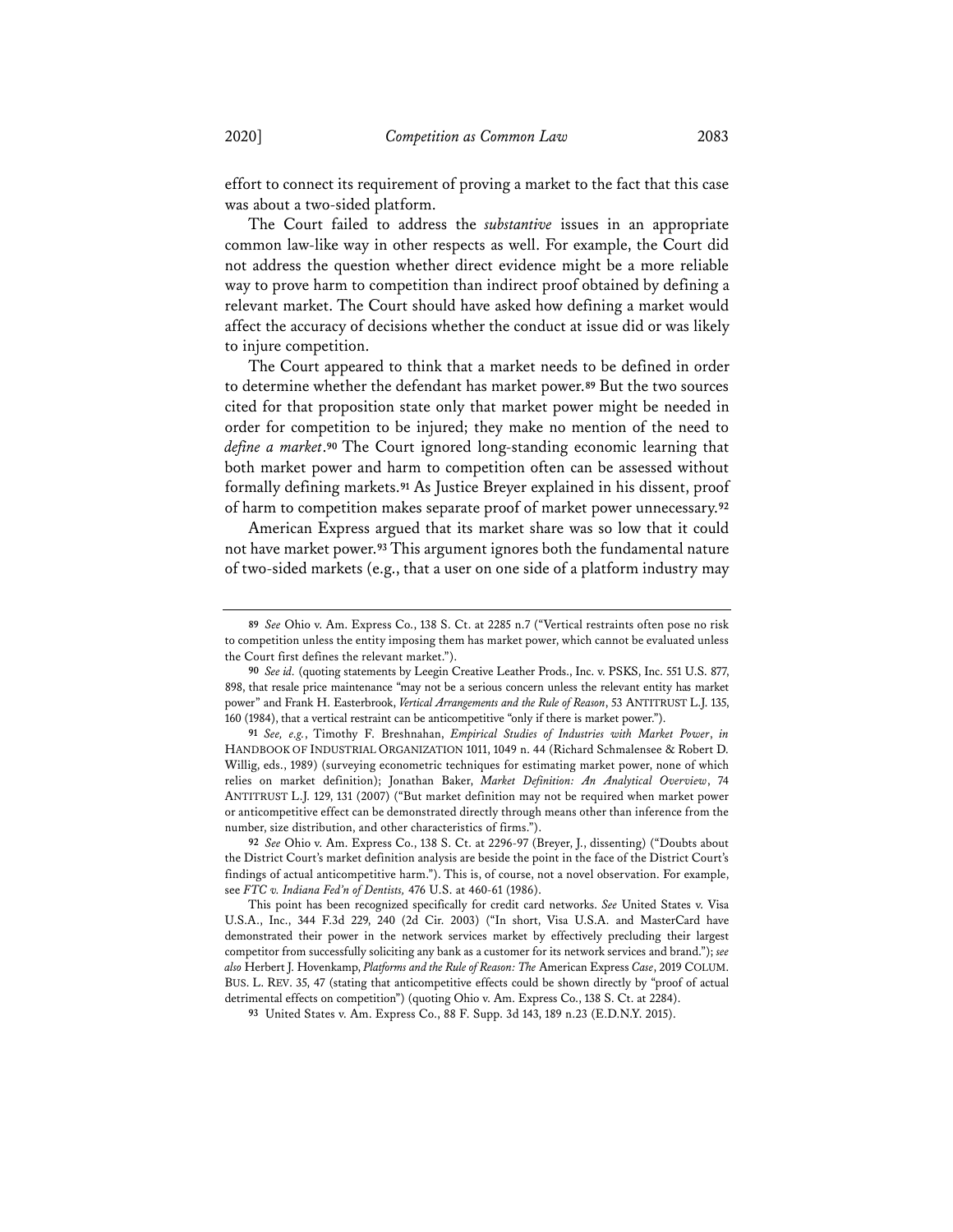effort to connect its requirement of proving a market to the fact that this case was about a two-sided platform.

The Court failed to address the *substantive* issues in an appropriate common law-like way in other respects as well. For example, the Court did not address the question whether direct evidence might be a more reliable way to prove harm to competition than indirect proof obtained by defining a relevant market. The Court should have asked how defining a market would affect the accuracy of decisions whether the conduct at issue did or was likely to injure competition.

The Court appeared to think that a market needs to be defined in order to determine whether the defendant has market power.[89] But the two sources cited for that proposition state only that market power might be needed in order for competition to be injured; they make no mention of the need to *define a market*.[90] The Court ignored long-standing economic learning that both market power and harm to competition often can be assessed without formally defining markets.[91] As Justice Breyer explained in his dissent, proof of harm to competition makes separate proof of market power unnecessary.[92]

American Express argued that its market share was so low that it could not have market power.[93] This argument ignores both the fundamental nature of two-sided markets (e.g., that a user on one side of a platform industry may

---

[89] *See* Ohio v. Am. Express Co., 138 S. Ct. at 2285 n.7 ("Vertical restraints often pose no risk to competition unless the entity imposing them has market power, which cannot be evaluated unless the Court first defines the relevant market.").

[90] *See id.* (quoting statements by Leegin Creative Leather Prods., Inc. v. PSKS, Inc. 551 U.S. 877, 898, that resale price maintenance "may not be a serious concern unless the relevant entity has market power" and Frank H. Easterbrook, *Vertical Arrangements and the Rule of Reason*, 53 ANTITRUST L.J. 135, 160 (1984), that a vertical restraint can be anticompetitive "only if there is market power.").

[91] *See, e.g.*, Timothy F. Breshnahan, *Empirical Studies of Industries with Market Power*, *in* HANDBOOK OF INDUSTRIAL ORGANIZATION 1011, 1049 n. 44 (Richard Schmalensee & Robert D. Willig, eds., 1989) (surveying econometric techniques for estimating market power, none of which relies on market definition); Jonathan Baker, *Market Definition: An Analytical Overview*, 74 ANTITRUST L.J. 129, 131 (2007) ("But market definition may not be required when market power or anticompetitive effect can be demonstrated directly through means other than inference from the number, size distribution, and other characteristics of firms.").

[92] *See* Ohio v. Am. Express Co., 138 S. Ct. at 2296-97 (Breyer, J., dissenting) ("Doubts about the District Court's market definition analysis are beside the point in the face of the District Court's findings of actual anticompetitive harm."). This is, of course, not a novel observation. For example, see *FTC v. Indiana Fed'n of Dentists,* 476 U.S. at 460-61 (1986).

This point has been recognized specifically for credit card networks. *See* United States v. Visa U.S.A., Inc., 344 F.3d 229, 240 (2d Cir. 2003) ("In short, Visa U.S.A. and MasterCard have demonstrated their power in the network services market by effectively precluding their largest competitor from successfully soliciting any bank as a customer for its network services and brand."); *see also* Herbert J. Hovenkamp, *Platforms and the Rule of Reason: The* American Express *Case*, 2019 COLUM. BUS. L. REV. 35, 47 (stating that anticompetitive effects could be shown directly by "proof of actual detrimental effects on competition") (quoting Ohio v. Am. Express Co., 138 S. Ct. at 2284).

[93] United States v. Am. Express Co., 88 F. Supp. 3d 143, 189 n.23 (E.D.N.Y. 2015).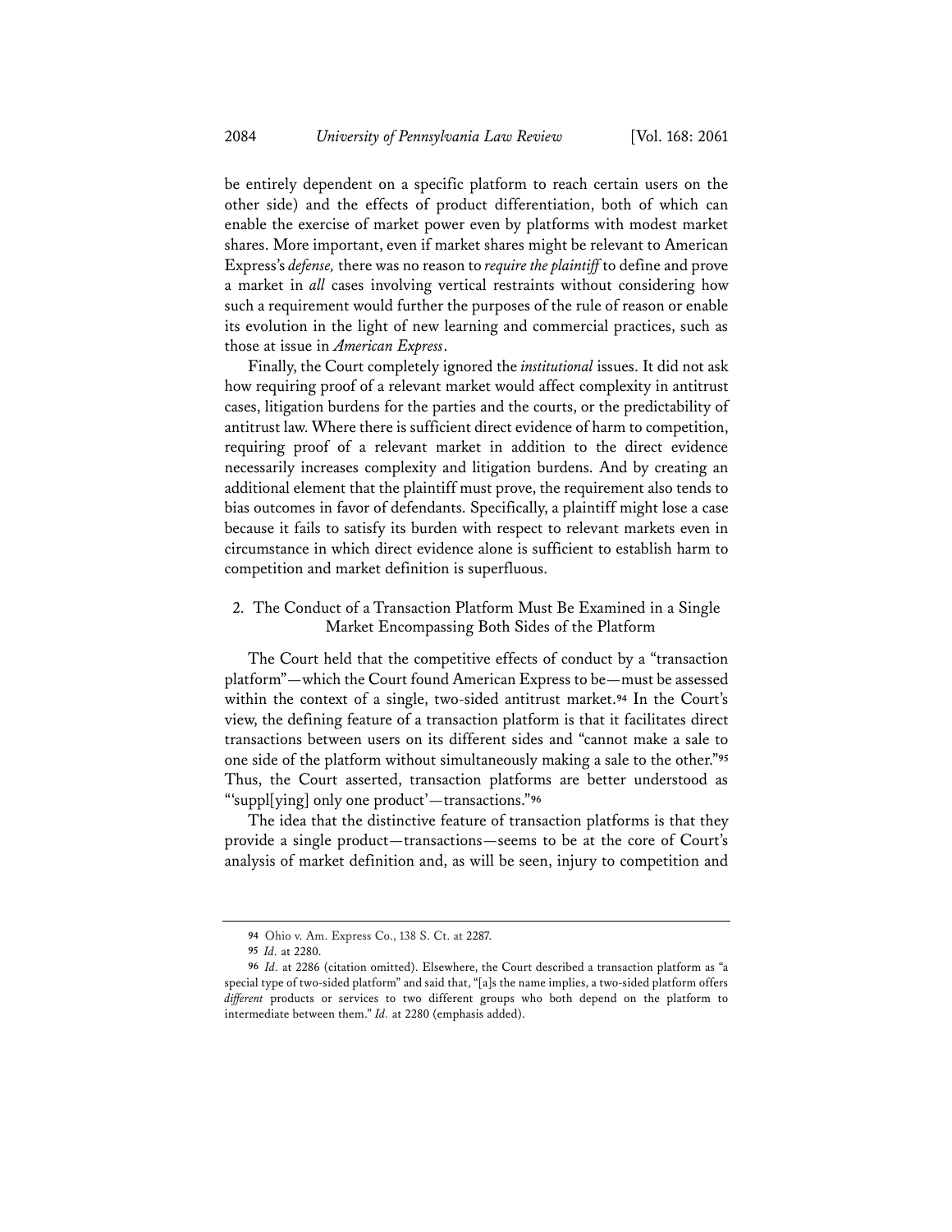be entirely dependent on a specific platform to reach certain users on the other side) and the effects of product differentiation, both of which can enable the exercise of market power even by platforms with modest market shares. More important, even if market shares might be relevant to American Express's *defense,* there was no reason to *require the plaintiff* to define and prove a market in *all* cases involving vertical restraints without considering how such a requirement would further the purposes of the rule of reason or enable its evolution in the light of new learning and commercial practices, such as those at issue in *American Express*.

Finally, the Court completely ignored the *institutional* issues. It did not ask how requiring proof of a relevant market would affect complexity in antitrust cases, litigation burdens for the parties and the courts, or the predictability of antitrust law. Where there is sufficient direct evidence of harm to competition, requiring proof of a relevant market in addition to the direct evidence necessarily increases complexity and litigation burdens. And by creating an additional element that the plaintiff must prove, the requirement also tends to bias outcomes in favor of defendants. Specifically, a plaintiff might lose a case because it fails to satisfy its burden with respect to relevant markets even in circumstance in which direct evidence alone is sufficient to establish harm to competition and market definition is superfluous.

### 2. The Conduct of a Transaction Platform Must Be Examined in a Single Market Encompassing Both Sides of the Platform

The Court held that the competitive effects of conduct by a "transaction platform"—which the Court found American Express to be—must be assessed within the context of a single, two-sided antitrust market.[94] In the Court's view, the defining feature of a transaction platform is that it facilitates direct transactions between users on its different sides and "cannot make a sale to one side of the platform without simultaneously making a sale to the other."[95] Thus, the Court asserted, transaction platforms are better understood as "'suppl[ying] only one product'—transactions."[96]

The idea that the distinctive feature of transaction platforms is that they provide a single product—transactions—seems to be at the core of Court's analysis of market definition and, as will be seen, injury to competition and

---

[94] Ohio v. Am. Express Co., 138 S. Ct. at 2287.

[95] *Id.* at 2280.

[96] *Id.* at 2286 (citation omitted). Elsewhere, the Court described a transaction platform as "a special type of two-sided platform" and said that, "[a]s the name implies, a two-sided platform offers *different* products or services to two different groups who both depend on the platform to intermediate between them." *Id.* at 2280 (emphasis added).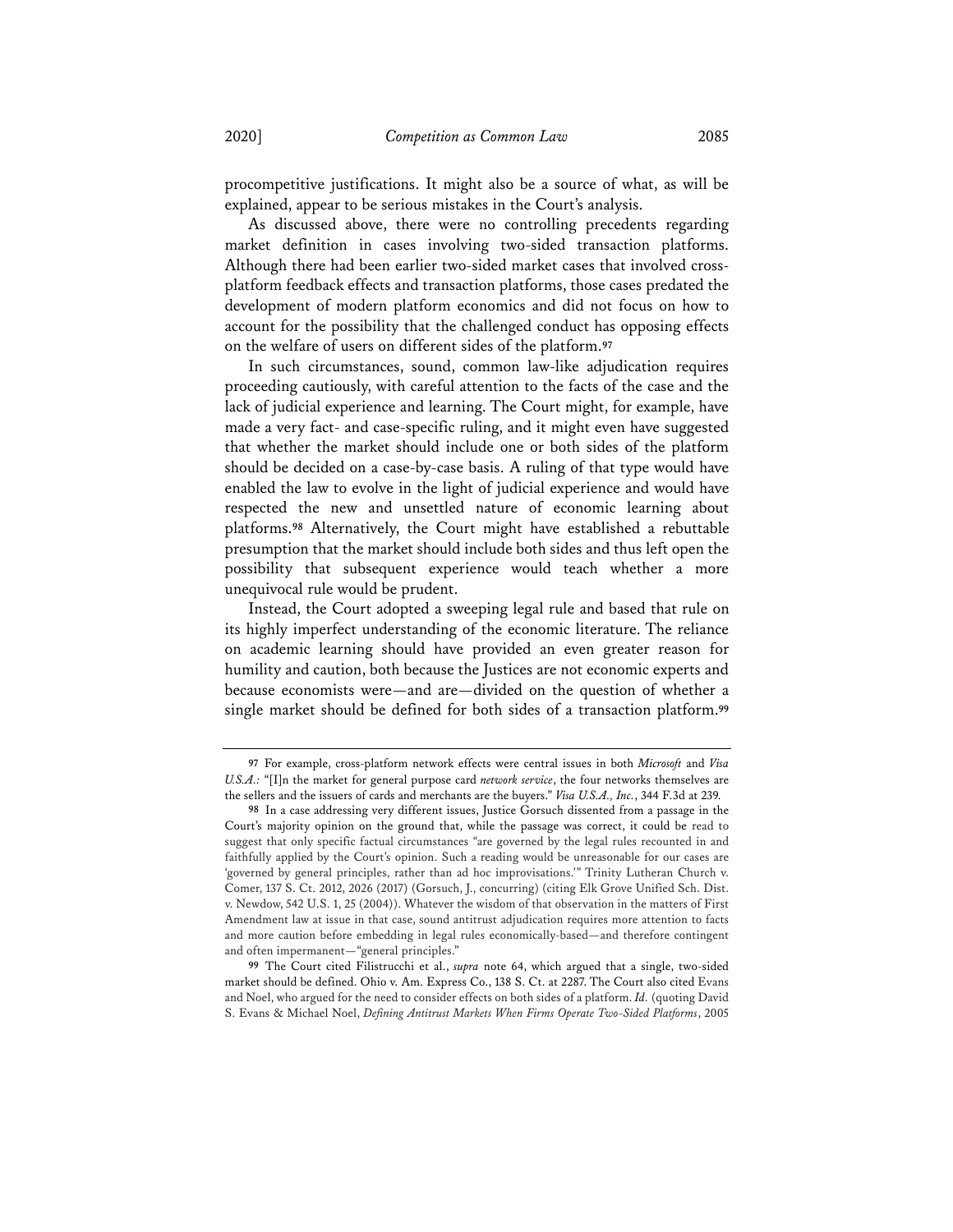procompetitive justifications. It might also be a source of what, as will be explained, appear to be serious mistakes in the Court's analysis.

As discussed above, there were no controlling precedents regarding market definition in cases involving two-sided transaction platforms. Although there had been earlier two-sided market cases that involved cross-platform feedback effects and transaction platforms, those cases predated the development of modern platform economics and did not focus on how to account for the possibility that the challenged conduct has opposing effects on the welfare of users on different sides of the platform.[97]

In such circumstances, sound, common law-like adjudication requires proceeding cautiously, with careful attention to the facts of the case and the lack of judicial experience and learning. The Court might, for example, have made a very fact- and case-specific ruling, and it might even have suggested that whether the market should include one or both sides of the platform should be decided on a case-by-case basis. A ruling of that type would have enabled the law to evolve in the light of judicial experience and would have respected the new and unsettled nature of economic learning about platforms.[98] Alternatively, the Court might have established a rebuttable presumption that the market should include both sides and thus left open the possibility that subsequent experience would teach whether a more unequivocal rule would be prudent.

Instead, the Court adopted a sweeping legal rule and based that rule on its highly imperfect understanding of the economic literature. The reliance on academic learning should have provided an even greater reason for humility and caution, both because the Justices are not economic experts and because economists were—and are—divided on the question of whether a single market should be defined for both sides of a transaction platform.[99]

---

[97] For example, cross-platform network effects were central issues in both *Microsoft* and *Visa U.S.A.*: "[I]n the market for general purpose card *network service*, the four networks themselves are the sellers and the issuers of cards and merchants are the buyers." *Visa U.S.A., Inc.*, 344 F.3d at 239.

[98] In a case addressing very different issues, Justice Gorsuch dissented from a passage in the Court's majority opinion on the ground that, while the passage was correct, it could be read to suggest that only specific factual circumstances "are governed by the legal rules recounted in and faithfully applied by the Court's opinion. Such a reading would be unreasonable for our cases are 'governed by general principles, rather than ad hoc improvisations.'" Trinity Lutheran Church v. Comer, 137 S. Ct. 2012, 2026 (2017) (Gorsuch, J., concurring) (citing Elk Grove Unified Sch. Dist. v. Newdow, 542 U.S. 1, 25 (2004)). Whatever the wisdom of that observation in the matters of First Amendment law at issue in that case, sound antitrust adjudication requires more attention to facts and more caution before embedding in legal rules economically-based—and therefore contingent and often impermanent—"general principles."

[99] The Court cited Filistrucchi et al., *supra* note 64, which argued that a single, two-sided market should be defined. Ohio v. Am. Express Co., 138 S. Ct. at 2287. The Court also cited Evans and Noel, who argued for the need to consider effects on both sides of a platform. *Id.* (quoting David S. Evans & Michael Noel, *Defining Antitrust Markets When Firms Operate Two-Sided Platforms*, 2005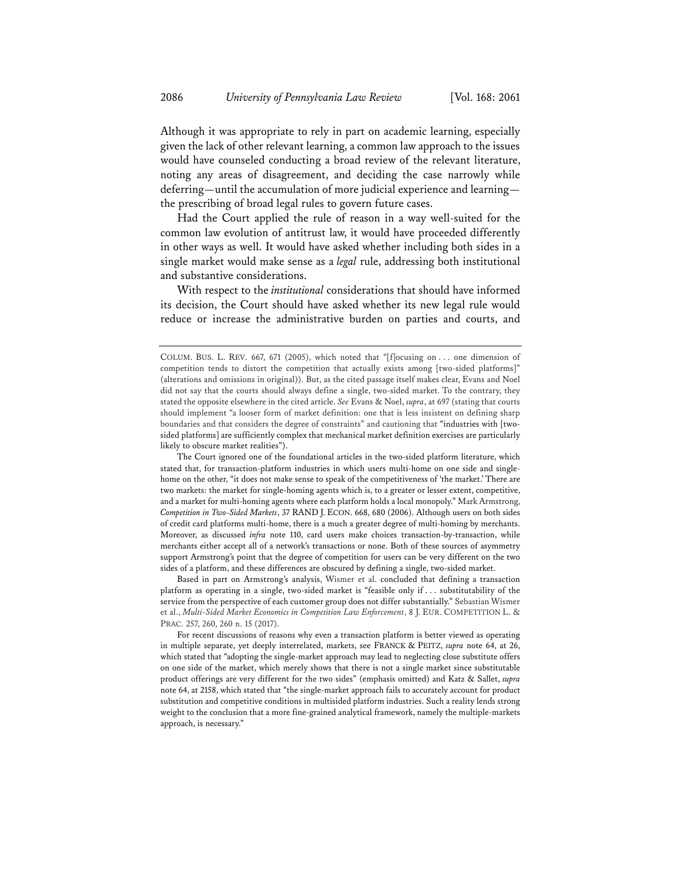Although it was appropriate to rely in part on academic learning, especially given the lack of other relevant learning, a common law approach to the issues would have counseled conducting a broad review of the relevant literature, noting any areas of disagreement, and deciding the case narrowly while deferring—until the accumulation of more judicial experience and learning—the prescribing of broad legal rules to govern future cases.

Had the Court applied the rule of reason in a way well-suited for the common law evolution of antitrust law, it would have proceeded differently in other ways as well. It would have asked whether including both sides in a single market would make sense as a *legal* rule, addressing both institutional and substantive considerations.

With respect to the *institutional* considerations that should have informed its decision, the Court should have asked whether its new legal rule would reduce or increase the administrative burden on parties and courts, and

---

COLUM. BUS. L. REV. 667, 671 (2005), which noted that "[f]ocusing on . . . one dimension of competition tends to distort the competition that actually exists among [two-sided platforms]" (alterations and omissions in original)). But, as the cited passage itself makes clear, Evans and Noel did not say that the courts should always define a single, two-sided market. To the contrary, they stated the opposite elsewhere in the cited article. *See* Evans & Noel, *supra*, at 697 (stating that courts should implement "a looser form of market definition: one that is less insistent on defining sharp boundaries and that considers the degree of constraints" and cautioning that "industries with [two-sided platforms] are sufficiently complex that mechanical market definition exercises are particularly likely to obscure market realities").

The Court ignored one of the foundational articles in the two-sided platform literature, which stated that, for transaction-platform industries in which users multi-home on one side and single-home on the other, "it does not make sense to speak of the competitiveness of 'the market.' There are two markets: the market for single-homing agents which is, to a greater or lesser extent, competitive, and a market for multi-homing agents where each platform holds a local monopoly." Mark Armstrong, *Competition in Two-Sided Markets*, 37 RAND J. ECON. 668, 680 (2006). Although users on both sides of credit card platforms multi-home, there is a much a greater degree of multi-homing by merchants. Moreover, as discussed *infra* note 110, card users make choices transaction-by-transaction, while merchants either accept all of a network's transactions or none. Both of these sources of asymmetry support Armstrong's point that the degree of competition for users can be very different on the two sides of a platform, and these differences are obscured by defining a single, two-sided market.

Based in part on Armstrong's analysis, Wismer et al. concluded that defining a transaction platform as operating in a single, two-sided market is "feasible only if . . . substitutability of the service from the perspective of each customer group does not differ substantially." Sebastian Wismer et al., *Multi-Sided Market Economics in Competition Law Enforcement*, 8 J. EUR. COMPETITION L. & PRAC. 257, 260, 260 n. 15 (2017).

For recent discussions of reasons why even a transaction platform is better viewed as operating in multiple separate, yet deeply interrelated, markets, see FRANCK & PEITZ, *supra* note 64, at 26, which stated that "adopting the single-market approach may lead to neglecting close substitute offers on one side of the market, which merely shows that there is not a single market since substitutable product offerings are very different for the two sides" (emphasis omitted) and Katz & Sallet, *supra* note 64, at 2158, which stated that "the single-market approach fails to accurately account for product substitution and competitive conditions in multisided platform industries. Such a reality lends strong weight to the conclusion that a more fine-grained analytical framework, namely the multiple-markets approach, is necessary."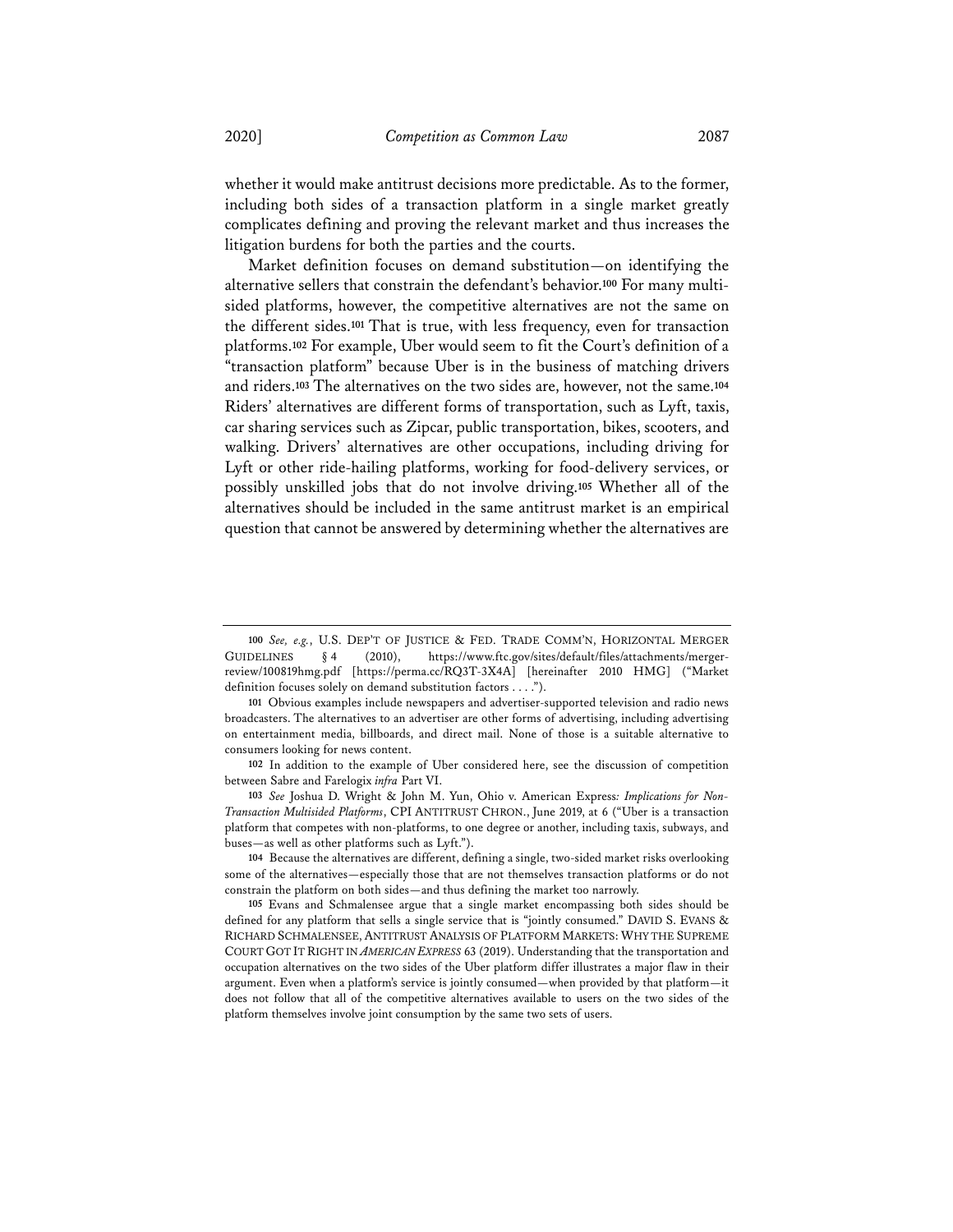whether it would make antitrust decisions more predictable. As to the former, including both sides of a transaction platform in a single market greatly complicates defining and proving the relevant market and thus increases the litigation burdens for both the parties and the courts.

Market definition focuses on demand substitution—on identifying the alternative sellers that constrain the defendant's behavior.[100] For many multi-sided platforms, however, the competitive alternatives are not the same on the different sides.[101] That is true, with less frequency, even for transaction platforms.[102] For example, Uber would seem to fit the Court's definition of a "transaction platform" because Uber is in the business of matching drivers and riders.[103] The alternatives on the two sides are, however, not the same.[104] Riders' alternatives are different forms of transportation, such as Lyft, taxis, car sharing services such as Zipcar, public transportation, bikes, scooters, and walking. Drivers' alternatives are other occupations, including driving for Lyft or other ride-hailing platforms, working for food-delivery services, or possibly unskilled jobs that do not involve driving.[105] Whether all of the alternatives should be included in the same antitrust market is an empirical question that cannot be answered by determining whether the alternatives are

---

[100] *See, e.g.*, U.S. DEP'T OF JUSTICE & FED. TRADE COMM'N, HORIZONTAL MERGER GUIDELINES § 4 (2010), https://www.ftc.gov/sites/default/files/attachments/merger-review/100819hmg.pdf [https://perma.cc/RQ3T-3X4A] [hereinafter 2010 HMG] ("Market definition focuses solely on demand substitution factors . . . .").

[101] Obvious examples include newspapers and advertiser-supported television and radio news broadcasters. The alternatives to an advertiser are other forms of advertising, including advertising on entertainment media, billboards, and direct mail. None of those is a suitable alternative to consumers looking for news content.

[102] In addition to the example of Uber considered here, see the discussion of competition between Sabre and Farelogix *infra* Part VI.

[103] *See* Joshua D. Wright & John M. Yun, *Ohio v. American Express: Implications for Non-Transaction Multisided Platforms*, CPI ANTITRUST CHRON., June 2019, at 6 ("Uber is a transaction platform that competes with non-platforms, to one degree or another, including taxis, subways, and buses—as well as other platforms such as Lyft.").

[104] Because the alternatives are different, defining a single, two-sided market risks overlooking some of the alternatives—especially those that are not themselves transaction platforms or do not constrain the platform on both sides—and thus defining the market too narrowly.

[105] Evans and Schmalensee argue that a single market encompassing both sides should be defined for any platform that sells a single service that is "jointly consumed." DAVID S. EVANS & RICHARD SCHMALENSEE, ANTITRUST ANALYSIS OF PLATFORM MARKETS: WHY THE SUPREME COURT GOT IT RIGHT IN *AMERICAN EXPRESS* 63 (2019). Understanding that the transportation and occupation alternatives on the two sides of the Uber platform differ illustrates a major flaw in their argument. Even when a platform's service is jointly consumed—when provided by that platform—it does not follow that all of the competitive alternatives available to users on the two sides of the platform themselves involve joint consumption by the same two sets of users.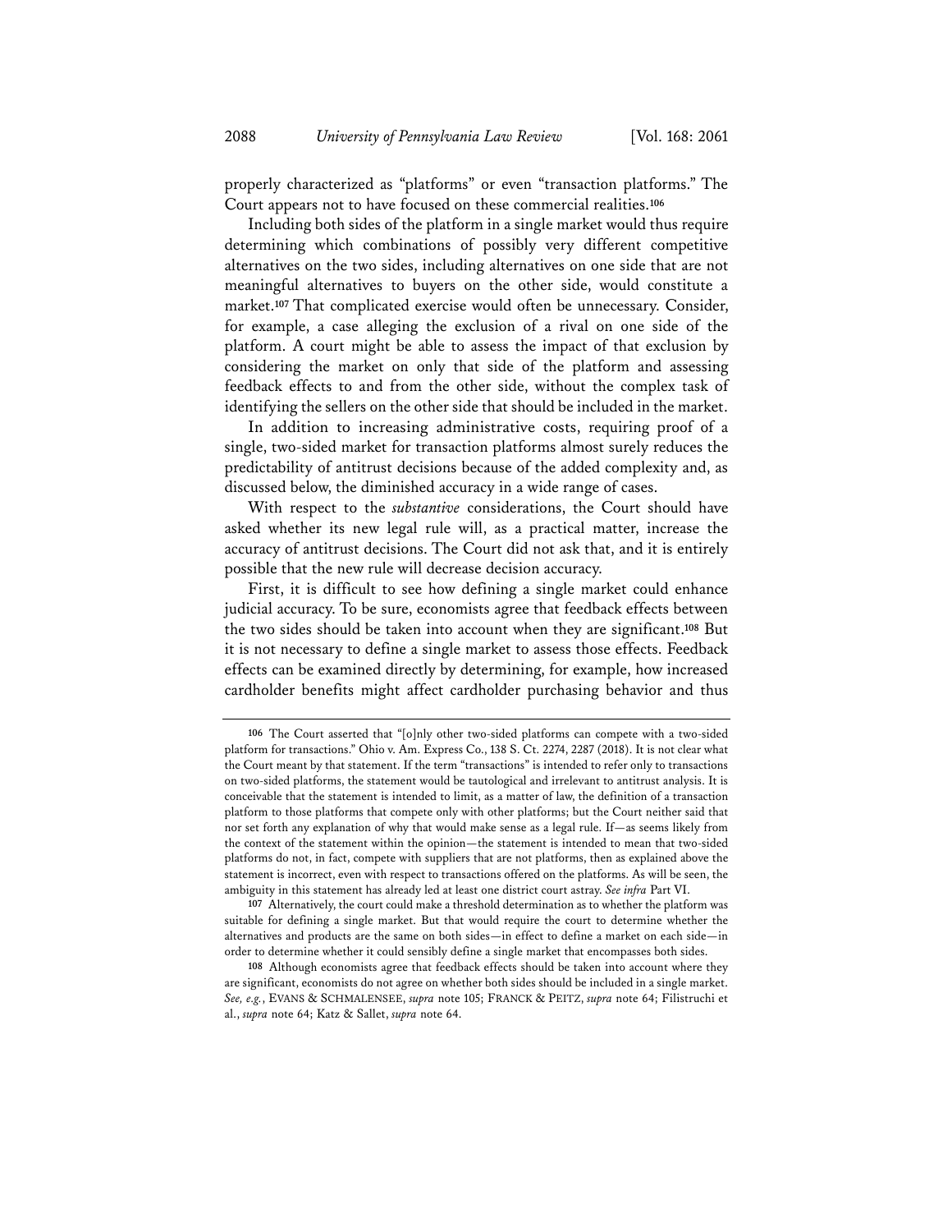properly characterized as "platforms" or even "transaction platforms." The Court appears not to have focused on these commercial realities.[106]

Including both sides of the platform in a single market would thus require determining which combinations of possibly very different competitive alternatives on the two sides, including alternatives on one side that are not meaningful alternatives to buyers on the other side, would constitute a market.[107] That complicated exercise would often be unnecessary. Consider, for example, a case alleging the exclusion of a rival on one side of the platform. A court might be able to assess the impact of that exclusion by considering the market on only that side of the platform and assessing feedback effects to and from the other side, without the complex task of identifying the sellers on the other side that should be included in the market.

In addition to increasing administrative costs, requiring proof of a single, two-sided market for transaction platforms almost surely reduces the predictability of antitrust decisions because of the added complexity and, as discussed below, the diminished accuracy in a wide range of cases.

With respect to the *substantive* considerations, the Court should have asked whether its new legal rule will, as a practical matter, increase the accuracy of antitrust decisions. The Court did not ask that, and it is entirely possible that the new rule will decrease decision accuracy.

First, it is difficult to see how defining a single market could enhance judicial accuracy. To be sure, economists agree that feedback effects between the two sides should be taken into account when they are significant.[108] But it is not necessary to define a single market to assess those effects. Feedback effects can be examined directly by determining, for example, how increased cardholder benefits might affect cardholder purchasing behavior and thus

---

**106** The Court asserted that "[o]nly other two-sided platforms can compete with a two-sided platform for transactions." Ohio v. Am. Express Co., 138 S. Ct. 2274, 2287 (2018). It is not clear what the Court meant by that statement. If the term "transactions" is intended to refer only to transactions on two-sided platforms, the statement would be tautological and irrelevant to antitrust analysis. It is conceivable that the statement is intended to limit, as a matter of law, the definition of a transaction platform to those platforms that compete only with other platforms; but the Court neither said that nor set forth any explanation of why that would make sense as a legal rule. If—as seems likely from the context of the statement within the opinion—the statement is intended to mean that two-sided platforms do not, in fact, compete with suppliers that are not platforms, then as explained above the statement is incorrect, even with respect to transactions offered on the platforms. As will be seen, the ambiguity in this statement has already led at least one district court astray. *See infra* Part VI.

**107** Alternatively, the court could make a threshold determination as to whether the platform was suitable for defining a single market. But that would require the court to determine whether the alternatives and products are the same on both sides—in effect to define a market on each side—in order to determine whether it could sensibly define a single market that encompasses both sides.

**108** Although economists agree that feedback effects should be taken into account where they are significant, economists do not agree on whether both sides should be included in a single market. *See, e.g.*, EVANS & SCHMALENSEE, *supra* note 105; FRANCK & PEITZ, *supra* note 64; Filistruchi et al., *supra* note 64; Katz & Sallet, *supra* note 64.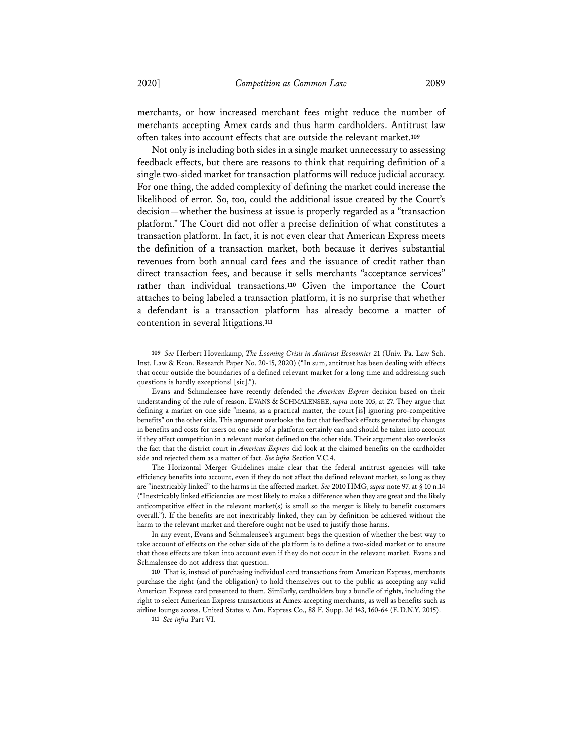merchants, or how increased merchant fees might reduce the number of merchants accepting Amex cards and thus harm cardholders. Antitrust law often takes into account effects that are outside the relevant market.[109]

Not only is including both sides in a single market unnecessary to assessing feedback effects, but there are reasons to think that requiring definition of a single two-sided market for transaction platforms will reduce judicial accuracy. For one thing, the added complexity of defining the market could increase the likelihood of error. So, too, could the additional issue created by the Court's decision—whether the business at issue is properly regarded as a "transaction platform." The Court did not offer a precise definition of what constitutes a transaction platform. In fact, it is not even clear that American Express meets the definition of a transaction market, both because it derives substantial revenues from both annual card fees and the issuance of credit rather than direct transaction fees, and because it sells merchants "acceptance services" rather than individual transactions.[110] Given the importance the Court attaches to being labeled a transaction platform, it is no surprise that whether a defendant is a transaction platform has already become a matter of contention in several litigations.[111]

---

[109] *See* Herbert Hovenkamp, *The Looming Crisis in Antitrust Economics* 21 (Univ. Pa. Law Sch. Inst. Law & Econ. Research Paper No. 20-15, 2020) ("In sum, antitrust has been dealing with effects that occur outside the boundaries of a defined relevant market for a long time and addressing such questions is hardly exceptionsl [sic].").

Evans and Schmalensee have recently defended the *American Express* decision based on their understanding of the rule of reason. EVANS & SCHMALENSEE, *supra* note 105, at 27. They argue that defining a market on one side "means, as a practical matter, the court [is] ignoring pro-competitive benefits" on the other side. This argument overlooks the fact that feedback effects generated by changes in benefits and costs for users on one side of a platform certainly can and should be taken into account if they affect competition in a relevant market defined on the other side. Their argument also overlooks the fact that the district court in *American Express* did look at the claimed benefits on the cardholder side and rejected them as a matter of fact. *See infra* Section V.C.4.

The Horizontal Merger Guidelines make clear that the federal antitrust agencies will take efficiency benefits into account, even if they do not affect the defined relevant market, so long as they are "inextricably linked" to the harms in the affected market. *See* 2010 HMG, *supra* note 97, at § 10 n.14 ("Inextricably linked efficiencies are most likely to make a difference when they are great and the likely anticompetitive effect in the relevant market(s) is small so the merger is likely to benefit customers overall."). If the benefits are not inextricably linked, they can by definition be achieved without the harm to the relevant market and therefore ought not be used to justify those harms.

In any event, Evans and Schmalensee's argument begs the question of whether the best way to take account of effects on the other side of the platform is to define a two-sided market or to ensure that those effects are taken into account even if they do not occur in the relevant market. Evans and Schmalensee do not address that question.

[110] That is, instead of purchasing individual card transactions from American Express, merchants purchase the right (and the obligation) to hold themselves out to the public as accepting any valid American Express card presented to them. Similarly, cardholders buy a bundle of rights, including the right to select American Express transactions at Amex-accepting merchants, as well as benefits such as airline lounge access. United States v. Am. Express Co., 88 F. Supp. 3d 143, 160-64 (E.D.N.Y. 2015).

[111] *See infra* Part VI.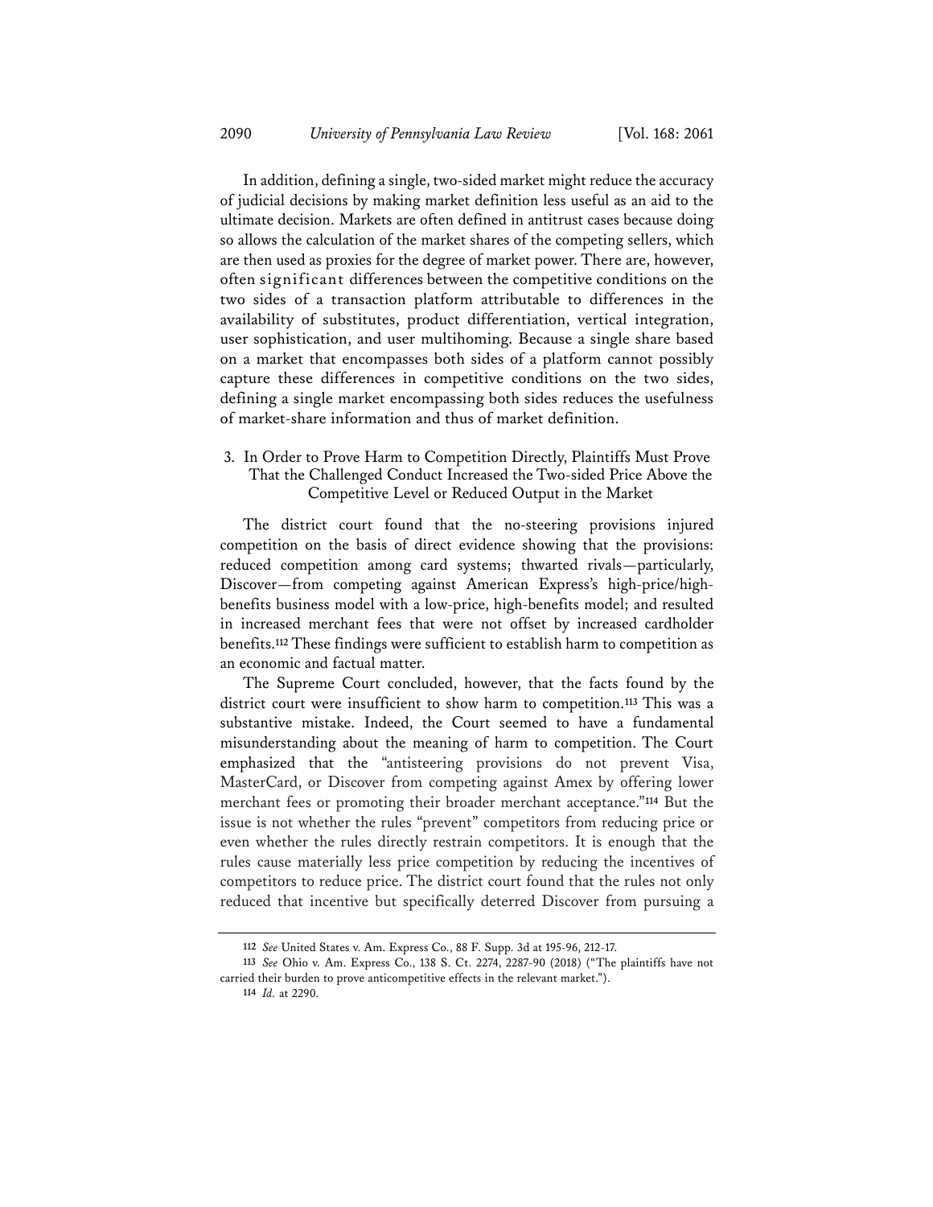In addition, defining a single, two-sided market might reduce the accuracy of judicial decisions by making market definition less useful as an aid to the ultimate decision. Markets are often defined in antitrust cases because doing so allows the calculation of the market shares of the competing sellers, which are then used as proxies for the degree of market power. There are, however, often significant differences between the competitive conditions on the two sides of a transaction platform attributable to differences in the availability of substitutes, product differentiation, vertical integration, user sophistication, and user multihoming. Because a single share based on a market that encompasses both sides of a platform cannot possibly capture these differences in competitive conditions on the two sides, defining a single market encompassing both sides reduces the usefulness of market-share information and thus of market definition.

### 3. In Order to Prove Harm to Competition Directly, Plaintiffs Must Prove That the Challenged Conduct Increased the Two-sided Price Above the Competitive Level or Reduced Output in the Market

The district court found that the no-steering provisions injured competition on the basis of direct evidence showing that the provisions: reduced competition among card systems; thwarted rivals—particularly, Discover—from competing against American Express's high-price/high-benefits business model with a low-price, high-benefits model; and resulted in increased merchant fees that were not offset by increased cardholder benefits.[112] These findings were sufficient to establish harm to competition as an economic and factual matter.

The Supreme Court concluded, however, that the facts found by the district court were insufficient to show harm to competition.[113] This was a substantive mistake. Indeed, the Court seemed to have a fundamental misunderstanding about the meaning of harm to competition. The Court emphasized that the "antisteering provisions do not prevent Visa, MasterCard, or Discover from competing against Amex by offering lower merchant fees or promoting their broader merchant acceptance."[114] But the issue is not whether the rules "prevent" competitors from reducing price or even whether the rules directly restrain competitors. It is enough that the rules cause materially less price competition by reducing the incentives of competitors to reduce price. The district court found that the rules not only reduced that incentive but specifically deterred Discover from pursuing a

---

[112] *See* United States v. Am. Express Co., 88 F. Supp. 3d at 195-96, 212-17.

[113] *See* Ohio v. Am. Express Co., 138 S. Ct. 2274, 2287-90 (2018) ("The plaintiffs have not carried their burden to prove anticompetitive effects in the relevant market.").

[114] *Id.* at 2290.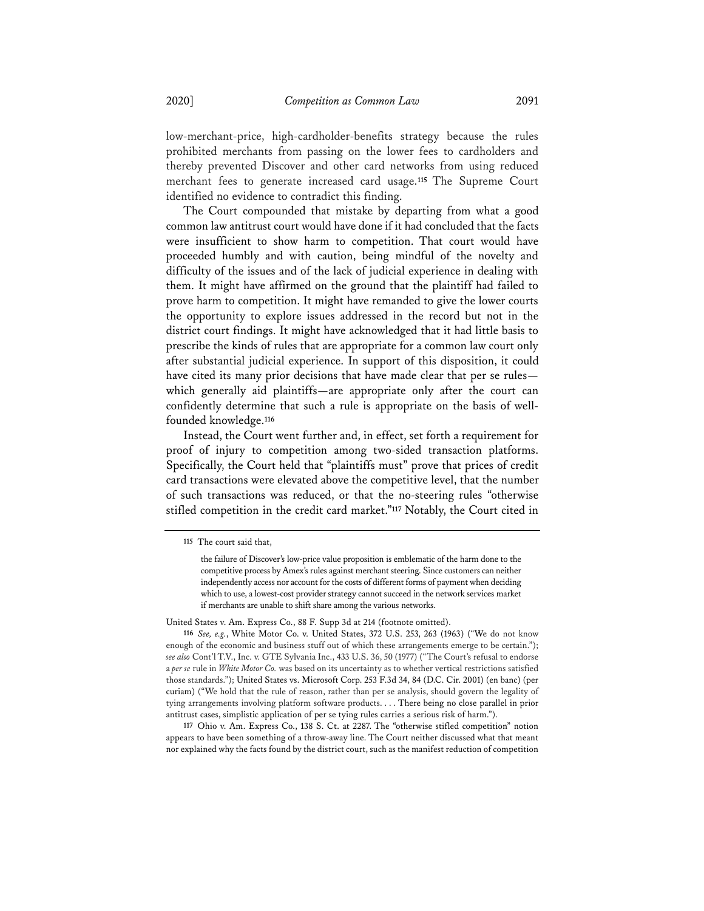low-merchant-price, high-cardholder-benefits strategy because the rules prohibited merchants from passing on the lower fees to cardholders and thereby prevented Discover and other card networks from using reduced merchant fees to generate increased card usage.[115] The Supreme Court identified no evidence to contradict this finding.

The Court compounded that mistake by departing from what a good common law antitrust court would have done if it had concluded that the facts were insufficient to show harm to competition. That court would have proceeded humbly and with caution, being mindful of the novelty and difficulty of the issues and of the lack of judicial experience in dealing with them. It might have affirmed on the ground that the plaintiff had failed to prove harm to competition. It might have remanded to give the lower courts the opportunity to explore issues addressed in the record but not in the district court findings. It might have acknowledged that it had little basis to prescribe the kinds of rules that are appropriate for a common law court only after substantial judicial experience. In support of this disposition, it could have cited its many prior decisions that have made clear that per se rules—which generally aid plaintiffs—are appropriate only after the court can confidently determine that such a rule is appropriate on the basis of well-founded knowledge.[116]

Instead, the Court went further and, in effect, set forth a requirement for proof of injury to competition among two-sided transaction platforms. Specifically, the Court held that "plaintiffs must" prove that prices of credit card transactions were elevated above the competitive level, that the number of such transactions was reduced, or that the no-steering rules "otherwise stifled competition in the credit card market."[117] Notably, the Court cited in

---

115 The court said that,

> the failure of Discover's low-price value proposition is emblematic of the harm done to the competitive process by Amex's rules against merchant steering. Since customers can neither independently access nor account for the costs of different forms of payment when deciding which to use, a lowest-cost provider strategy cannot succeed in the network services market if merchants are unable to shift share among the various networks.

United States v. Am. Express Co., 88 F. Supp 3d at 214 (footnote omitted).

116 *See, e.g.*, White Motor Co. v. United States, 372 U.S. 253, 263 (1963) ("We do not know enough of the economic and business stuff out of which these arrangements emerge to be certain."); *see also* Cont'l T.V., Inc. v. GTE Sylvania Inc., 433 U.S. 36, 50 (1977) ("The Court's refusal to endorse a *per se* rule in *White Motor Co.* was based on its uncertainty as to whether vertical restrictions satisfied those standards."); United States vs. Microsoft Corp. 253 F.3d 34, 84 (D.C. Cir. 2001) (en banc) (per curiam) ("We hold that the rule of reason, rather than per se analysis, should govern the legality of tying arrangements involving platform software products. . . . There being no close parallel in prior antitrust cases, simplistic application of per se tying rules carries a serious risk of harm.").

117 Ohio v. Am. Express Co., 138 S. Ct. at 2287. The "otherwise stifled competition" notion appears to have been something of a throw-away line. The Court neither discussed what that meant nor explained why the facts found by the district court, such as the manifest reduction of competition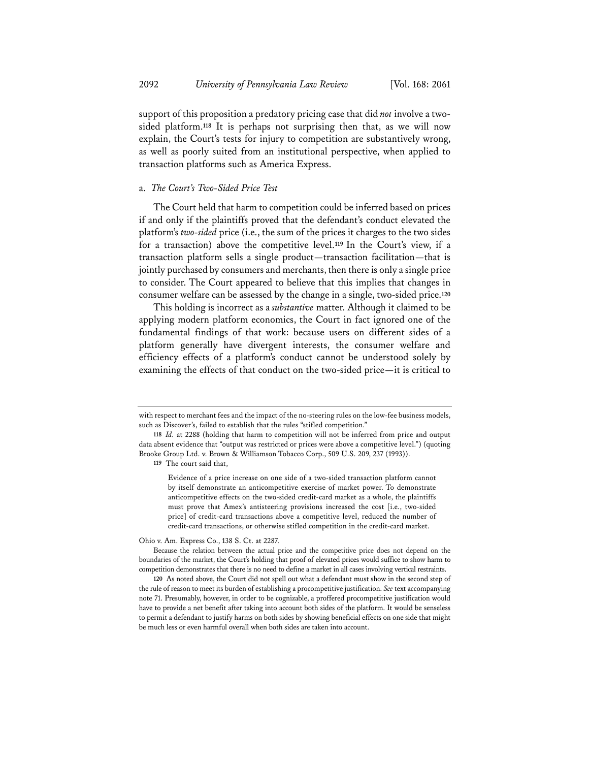support of this proposition a predatory pricing case that did *not* involve a two-sided platform.[118] It is perhaps not surprising then that, as we will now explain, the Court's tests for injury to competition are substantively wrong, as well as poorly suited from an institutional perspective, when applied to transaction platforms such as America Express.

a. *The Court's Two-Sided Price Test*

The Court held that harm to competition could be inferred based on prices if and only if the plaintiffs proved that the defendant's conduct elevated the platform's *two-sided* price (i.e., the sum of the prices it charges to the two sides for a transaction) above the competitive level.[119] In the Court's view, if a transaction platform sells a single product—transaction facilitation—that is jointly purchased by consumers and merchants, then there is only a single price to consider. The Court appeared to believe that this implies that changes in consumer welfare can be assessed by the change in a single, two-sided price.[120]

This holding is incorrect as a *substantive* matter. Although it claimed to be applying modern platform economics, the Court in fact ignored one of the fundamental findings of that work: because users on different sides of a platform generally have divergent interests, the consumer welfare and efficiency effects of a platform's conduct cannot be understood solely by examining the effects of that conduct on the two-sided price—it is critical to

---

with respect to merchant fees and the impact of the no-steering rules on the low-fee business models, such as Discover's, failed to establish that the rules "stifled competition."

118 *Id.* at 2288 (holding that harm to competition will not be inferred from price and output data absent evidence that "output was restricted or prices were above a competitive level.") (quoting Brooke Group Ltd. v. Brown & Williamson Tobacco Corp., 509 U.S. 209, 237 (1993)).

119 The court said that,

> Evidence of a price increase on one side of a two-sided transaction platform cannot by itself demonstrate an anticompetitive exercise of market power. To demonstrate anticompetitive effects on the two-sided credit-card market as a whole, the plaintiffs must prove that Amex's antisteering provisions increased the cost [i.e., two-sided price] of credit-card transactions above a competitive level, reduced the number of credit-card transactions, or otherwise stifled competition in the credit-card market.

Ohio v. Am. Express Co., 138 S. Ct. at 2287.

Because the relation between the actual price and the competitive price does not depend on the boundaries of the market, the Court's holding that proof of elevated prices would suffice to show harm to competition demonstrates that there is no need to define a market in all cases involving vertical restraints.

120 As noted above, the Court did not spell out what a defendant must show in the second step of the rule of reason to meet its burden of establishing a procompetitive justification. *See* text accompanying note 71. Presumably, however, in order to be cognizable, a proffered procompetitive justification would have to provide a net benefit after taking into account both sides of the platform. It would be senseless to permit a defendant to justify harms on both sides by showing beneficial effects on one side that might be much less or even harmful overall when both sides are taken into account.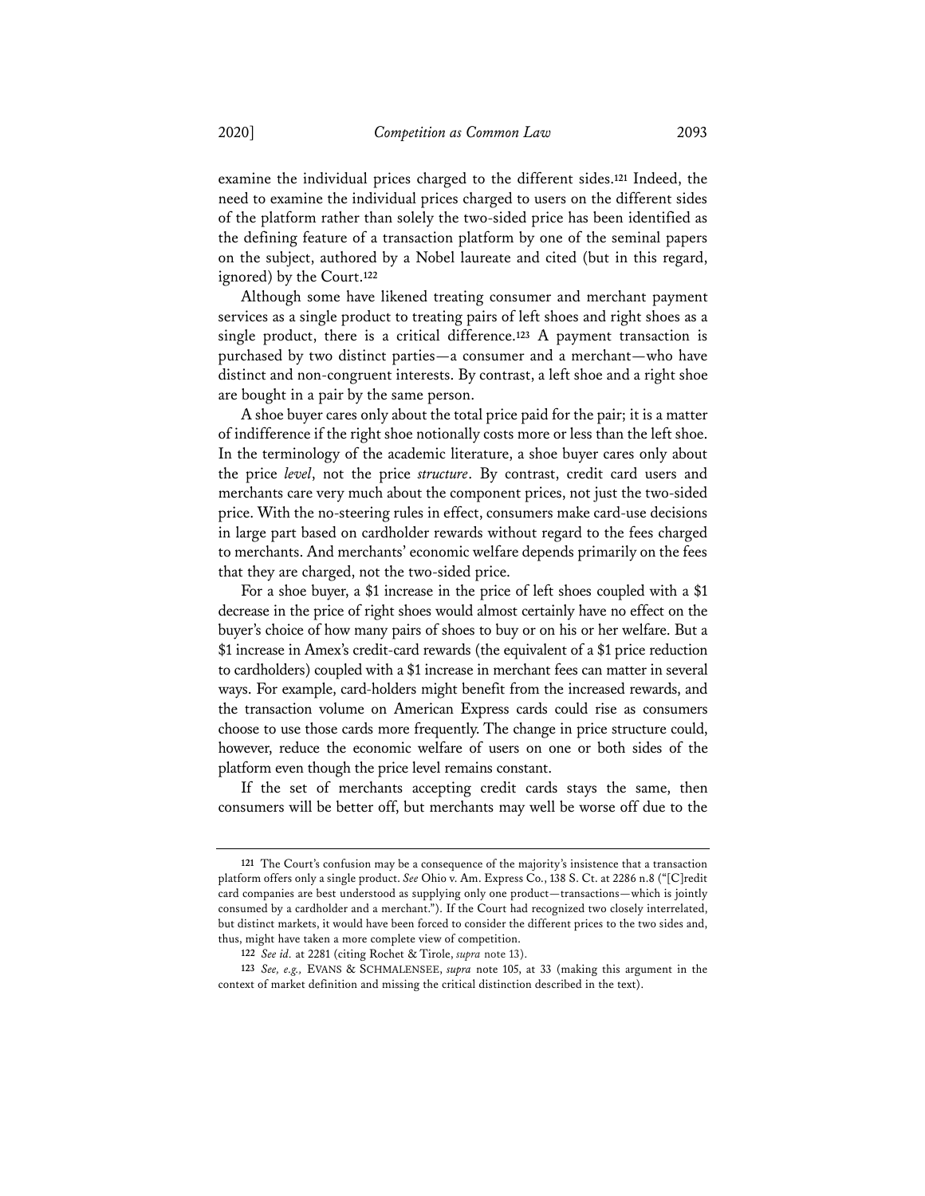examine the individual prices charged to the different sides.[121] Indeed, the need to examine the individual prices charged to users on the different sides of the platform rather than solely the two-sided price has been identified as the defining feature of a transaction platform by one of the seminal papers on the subject, authored by a Nobel laureate and cited (but in this regard, ignored) by the Court.[122]

Although some have likened treating consumer and merchant payment services as a single product to treating pairs of left shoes and right shoes as a single product, there is a critical difference.[123] A payment transaction is purchased by two distinct parties—a consumer and a merchant—who have distinct and non-congruent interests. By contrast, a left shoe and a right shoe are bought in a pair by the same person.

A shoe buyer cares only about the total price paid for the pair; it is a matter of indifference if the right shoe notionally costs more or less than the left shoe. In the terminology of the academic literature, a shoe buyer cares only about the price *level*, not the price *structure*. By contrast, credit card users and merchants care very much about the component prices, not just the two-sided price. With the no-steering rules in effect, consumers make card-use decisions in large part based on cardholder rewards without regard to the fees charged to merchants. And merchants' economic welfare depends primarily on the fees that they are charged, not the two-sided price.

For a shoe buyer, a $1 increase in the price of left shoes coupled with a $1 decrease in the price of right shoes would almost certainly have no effect on the buyer's choice of how many pairs of shoes to buy or on his or her welfare. But a $1 increase in Amex's credit-card rewards (the equivalent of a $1 price reduction to cardholders) coupled with a $1 increase in merchant fees can matter in several ways. For example, card-holders might benefit from the increased rewards, and the transaction volume on American Express cards could rise as consumers choose to use those cards more frequently. The change in price structure could, however, reduce the economic welfare of users on one or both sides of the platform even though the price level remains constant.

If the set of merchants accepting credit cards stays the same, then consumers will be better off, but merchants may well be worse off due to the

---

[121] The Court's confusion may be a consequence of the majority's insistence that a transaction platform offers only a single product. *See* Ohio v. Am. Express Co., 138 S. Ct. at 2286 n.8 ("[C]redit card companies are best understood as supplying only one product—transactions—which is jointly consumed by a cardholder and a merchant."). If the Court had recognized two closely interrelated, but distinct markets, it would have been forced to consider the different prices to the two sides and, thus, might have taken a more complete view of competition.

[122] *See id.* at 2281 (citing Rochet & Tirole, *supra* note 13).

[123] *See, e.g.,* EVANS & SCHMALENSEE, *supra* note 105, at 33 (making this argument in the context of market definition and missing the critical distinction described in the text).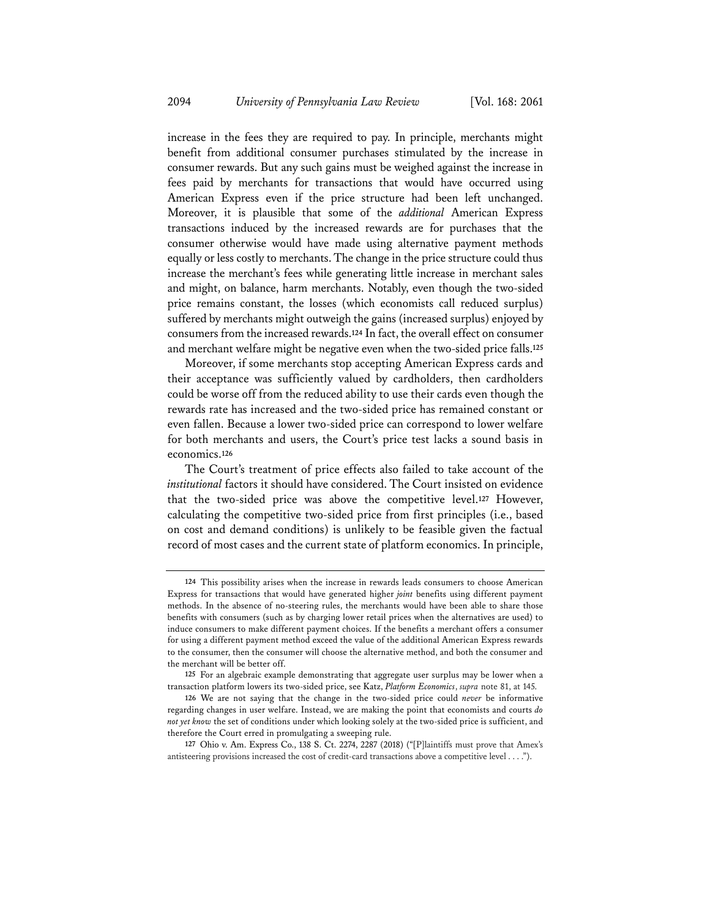increase in the fees they are required to pay. In principle, merchants might benefit from additional consumer purchases stimulated by the increase in consumer rewards. But any such gains must be weighed against the increase in fees paid by merchants for transactions that would have occurred using American Express even if the price structure had been left unchanged. Moreover, it is plausible that some of the *additional* American Express transactions induced by the increased rewards are for purchases that the consumer otherwise would have made using alternative payment methods equally or less costly to merchants. The change in the price structure could thus increase the merchant's fees while generating little increase in merchant sales and might, on balance, harm merchants. Notably, even though the two-sided price remains constant, the losses (which economists call reduced surplus) suffered by merchants might outweigh the gains (increased surplus) enjoyed by consumers from the increased rewards.[124] In fact, the overall effect on consumer and merchant welfare might be negative even when the two-sided price falls.[125]

Moreover, if some merchants stop accepting American Express cards and their acceptance was sufficiently valued by cardholders, then cardholders could be worse off from the reduced ability to use their cards even though the rewards rate has increased and the two-sided price has remained constant or even fallen. Because a lower two-sided price can correspond to lower welfare for both merchants and users, the Court's price test lacks a sound basis in economics.[126]

The Court's treatment of price effects also failed to take account of the *institutional* factors it should have considered. The Court insisted on evidence that the two-sided price was above the competitive level.[127] However, calculating the competitive two-sided price from first principles (i.e., based on cost and demand conditions) is unlikely to be feasible given the factual record of most cases and the current state of platform economics. In principle,

---

124 This possibility arises when the increase in rewards leads consumers to choose American Express for transactions that would have generated higher *joint* benefits using different payment methods. In the absence of no-steering rules, the merchants would have been able to share those benefits with consumers (such as by charging lower retail prices when the alternatives are used) to induce consumers to make different payment choices. If the benefits a merchant offers a consumer for using a different payment method exceed the value of the additional American Express rewards to the consumer, then the consumer will choose the alternative method, and both the consumer and the merchant will be better off.

125 For an algebraic example demonstrating that aggregate user surplus may be lower when a transaction platform lowers its two-sided price, see Katz, *Platform Economics*, *supra* note 81, at 145.

126 We are not saying that the change in the two-sided price could *never* be informative regarding changes in user welfare. Instead, we are making the point that economists and courts *do not yet know* the set of conditions under which looking solely at the two-sided price is sufficient, and therefore the Court erred in promulgating a sweeping rule.

127 Ohio v. Am. Express Co., 138 S. Ct. 2274, 2287 (2018) ("[P]laintiffs must prove that Amex's antisteering provisions increased the cost of credit-card transactions above a competitive level . . . .").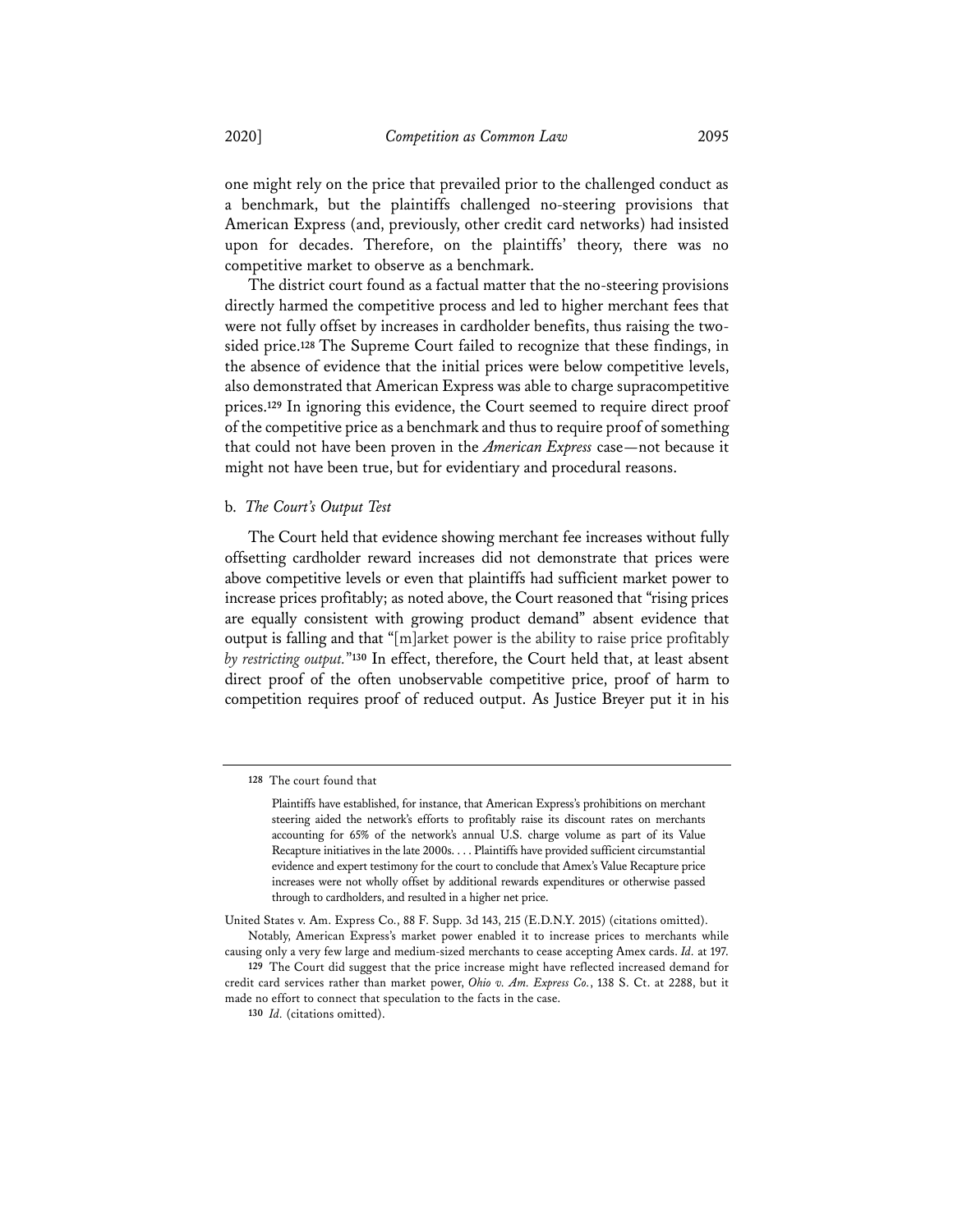one might rely on the price that prevailed prior to the challenged conduct as a benchmark, but the plaintiffs challenged no-steering provisions that American Express (and, previously, other credit card networks) had insisted upon for decades. Therefore, on the plaintiffs' theory, there was no competitive market to observe as a benchmark.

The district court found as a factual matter that the no-steering provisions directly harmed the competitive process and led to higher merchant fees that were not fully offset by increases in cardholder benefits, thus raising the two-sided price.[128] The Supreme Court failed to recognize that these findings, in the absence of evidence that the initial prices were below competitive levels, also demonstrated that American Express was able to charge supracompetitive prices.[129] In ignoring this evidence, the Court seemed to require direct proof of the competitive price as a benchmark and thus to require proof of something that could not have been proven in the *American Express* case—not because it might not have been true, but for evidentiary and procedural reasons.

b. *The Court's Output Test*

The Court held that evidence showing merchant fee increases without fully offsetting cardholder reward increases did not demonstrate that prices were above competitive levels or even that plaintiffs had sufficient market power to increase prices profitably; as noted above, the Court reasoned that "rising prices are equally consistent with growing product demand" absent evidence that output is falling and that "[m]arket power is the ability to raise price profitably *by restricting output.*"[130] In effect, therefore, the Court held that, at least absent direct proof of the often unobservable competitive price, proof of harm to competition requires proof of reduced output. As Justice Breyer put it in his

---

128 The court found that

> Plaintiffs have established, for instance, that American Express's prohibitions on merchant steering aided the network's efforts to profitably raise its discount rates on merchants accounting for 65% of the network's annual U.S. charge volume as part of its Value Recapture initiatives in the late 2000s. . . . Plaintiffs have provided sufficient circumstantial evidence and expert testimony for the court to conclude that Amex's Value Recapture price increases were not wholly offset by additional rewards expenditures or otherwise passed through to cardholders, and resulted in a higher net price.

United States v. Am. Express Co., 88 F. Supp. 3d 143, 215 (E.D.N.Y. 2015) (citations omitted).

Notably, American Express's market power enabled it to increase prices to merchants while causing only a very few large and medium-sized merchants to cease accepting Amex cards. *Id.* at 197.

129 The Court did suggest that the price increase might have reflected increased demand for credit card services rather than market power, *Ohio v. Am. Express Co.*, 138 S. Ct. at 2288, but it made no effort to connect that speculation to the facts in the case.

130 *Id.* (citations omitted).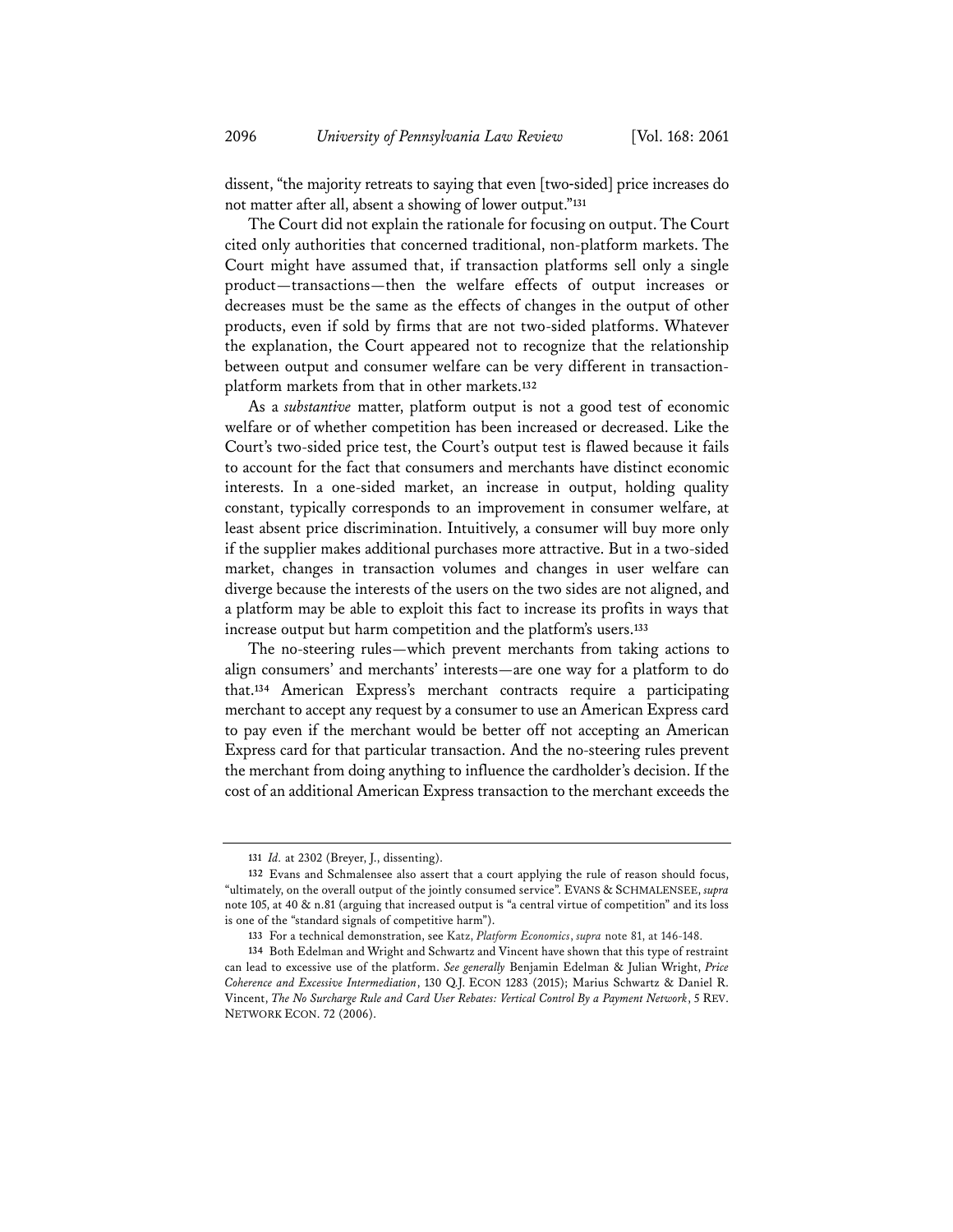dissent, "the majority retreats to saying that even [two-sided] price increases do not matter after all, absent a showing of lower output."[131]

The Court did not explain the rationale for focusing on output. The Court cited only authorities that concerned traditional, non-platform markets. The Court might have assumed that, if transaction platforms sell only a single product—transactions—then the welfare effects of output increases or decreases must be the same as the effects of changes in the output of other products, even if sold by firms that are not two-sided platforms. Whatever the explanation, the Court appeared not to recognize that the relationship between output and consumer welfare can be very different in transaction-platform markets from that in other markets.[132]

As a *substantive* matter, platform output is not a good test of economic welfare or of whether competition has been increased or decreased. Like the Court's two-sided price test, the Court's output test is flawed because it fails to account for the fact that consumers and merchants have distinct economic interests. In a one-sided market, an increase in output, holding quality constant, typically corresponds to an improvement in consumer welfare, at least absent price discrimination. Intuitively, a consumer will buy more only if the supplier makes additional purchases more attractive. But in a two-sided market, changes in transaction volumes and changes in user welfare can diverge because the interests of the users on the two sides are not aligned, and a platform may be able to exploit this fact to increase its profits in ways that increase output but harm competition and the platform's users.[133]

The no-steering rules—which prevent merchants from taking actions to align consumers' and merchants' interests—are one way for a platform to do that.[134] American Express's merchant contracts require a participating merchant to accept any request by a consumer to use an American Express card to pay even if the merchant would be better off not accepting an American Express card for that particular transaction. And the no-steering rules prevent the merchant from doing anything to influence the cardholder's decision. If the cost of an additional American Express transaction to the merchant exceeds the

---

131 *Id.* at 2302 (Breyer, J., dissenting).

132 Evans and Schmalensee also assert that a court applying the rule of reason should focus, "ultimately, on the overall output of the jointly consumed service". EVANS & SCHMALENSEE, *supra* note 105, at 40 & n.81 (arguing that increased output is "a central virtue of competition" and its loss is one of the "standard signals of competitive harm").

133 For a technical demonstration, see Katz, *Platform Economics*, *supra* note 81, at 146-148.

134 Both Edelman and Wright and Schwartz and Vincent have shown that this type of restraint can lead to excessive use of the platform. *See generally* Benjamin Edelman & Julian Wright, *Price Coherence and Excessive Intermediation*, 130 Q.J. ECON 1283 (2015); Marius Schwartz & Daniel R. Vincent, *The No Surcharge Rule and Card User Rebates: Vertical Control By a Payment Network*, 5 REV. NETWORK ECON. 72 (2006).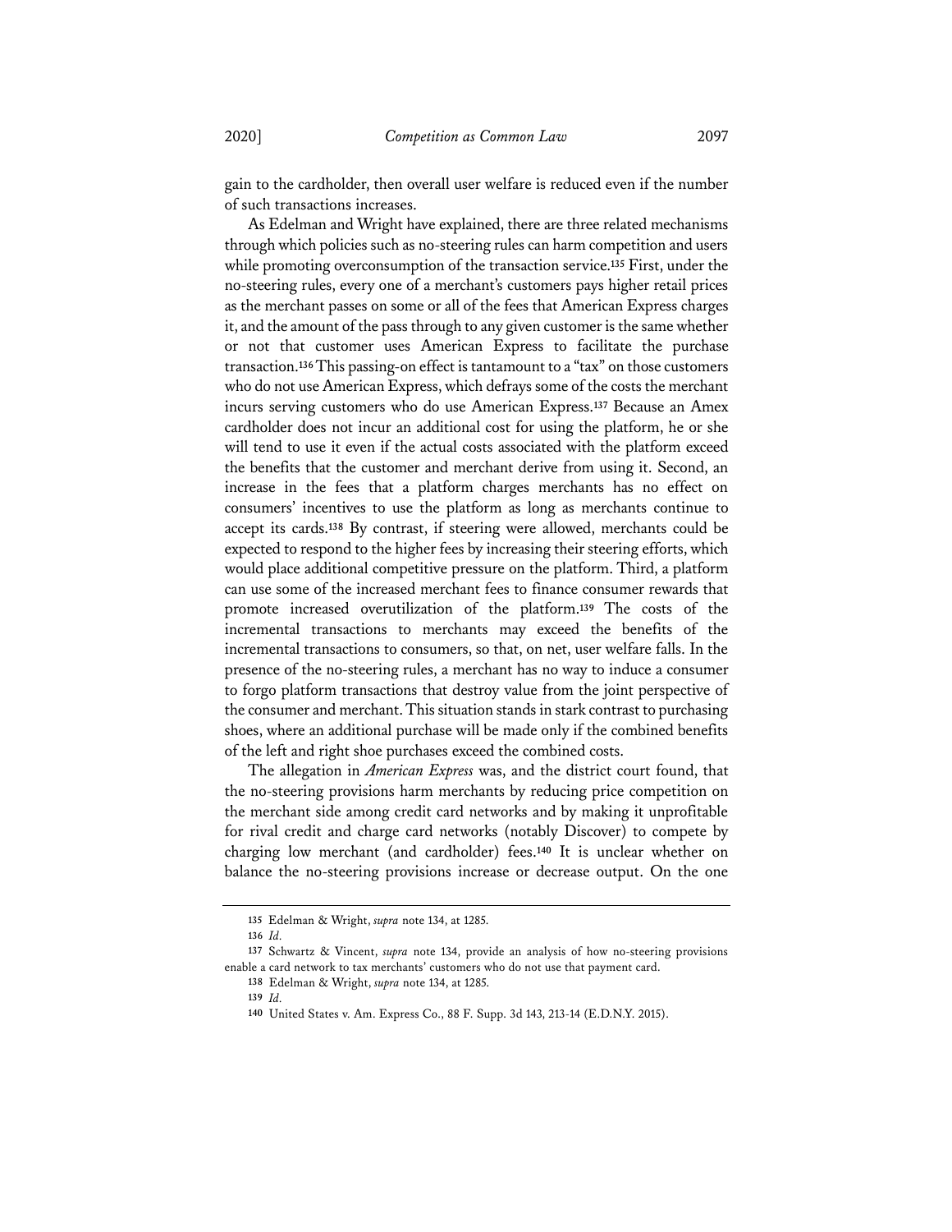gain to the cardholder, then overall user welfare is reduced even if the number of such transactions increases.

As Edelman and Wright have explained, there are three related mechanisms through which policies such as no-steering rules can harm competition and users while promoting overconsumption of the transaction service.[135] First, under the no-steering rules, every one of a merchant's customers pays higher retail prices as the merchant passes on some or all of the fees that American Express charges it, and the amount of the pass through to any given customer is the same whether or not that customer uses American Express to facilitate the purchase transaction.[136] This passing-on effect is tantamount to a "tax" on those customers who do not use American Express, which defrays some of the costs the merchant incurs serving customers who do use American Express.[137] Because an Amex cardholder does not incur an additional cost for using the platform, he or she will tend to use it even if the actual costs associated with the platform exceed the benefits that the customer and merchant derive from using it. Second, an increase in the fees that a platform charges merchants has no effect on consumers' incentives to use the platform as long as merchants continue to accept its cards.[138] By contrast, if steering were allowed, merchants could be expected to respond to the higher fees by increasing their steering efforts, which would place additional competitive pressure on the platform. Third, a platform can use some of the increased merchant fees to finance consumer rewards that promote increased overutilization of the platform.[139] The costs of the incremental transactions to merchants may exceed the benefits of the incremental transactions to consumers, so that, on net, user welfare falls. In the presence of the no-steering rules, a merchant has no way to induce a consumer to forgo platform transactions that destroy value from the joint perspective of the consumer and merchant. This situation stands in stark contrast to purchasing shoes, where an additional purchase will be made only if the combined benefits of the left and right shoe purchases exceed the combined costs.

The allegation in *American Express* was, and the district court found, that the no-steering provisions harm merchants by reducing price competition on the merchant side among credit card networks and by making it unprofitable for rival credit and charge card networks (notably Discover) to compete by charging low merchant (and cardholder) fees.[140] It is unclear whether on balance the no-steering provisions increase or decrease output. On the one

---

135 Edelman & Wright, *supra* note 134, at 1285.

136 *Id.*

137 Schwartz & Vincent, *supra* note 134, provide an analysis of how no-steering provisions enable a card network to tax merchants' customers who do not use that payment card.

138 Edelman & Wright, *supra* note 134, at 1285.

139 *Id.*

140 United States v. Am. Express Co., 88 F. Supp. 3d 143, 213-14 (E.D.N.Y. 2015).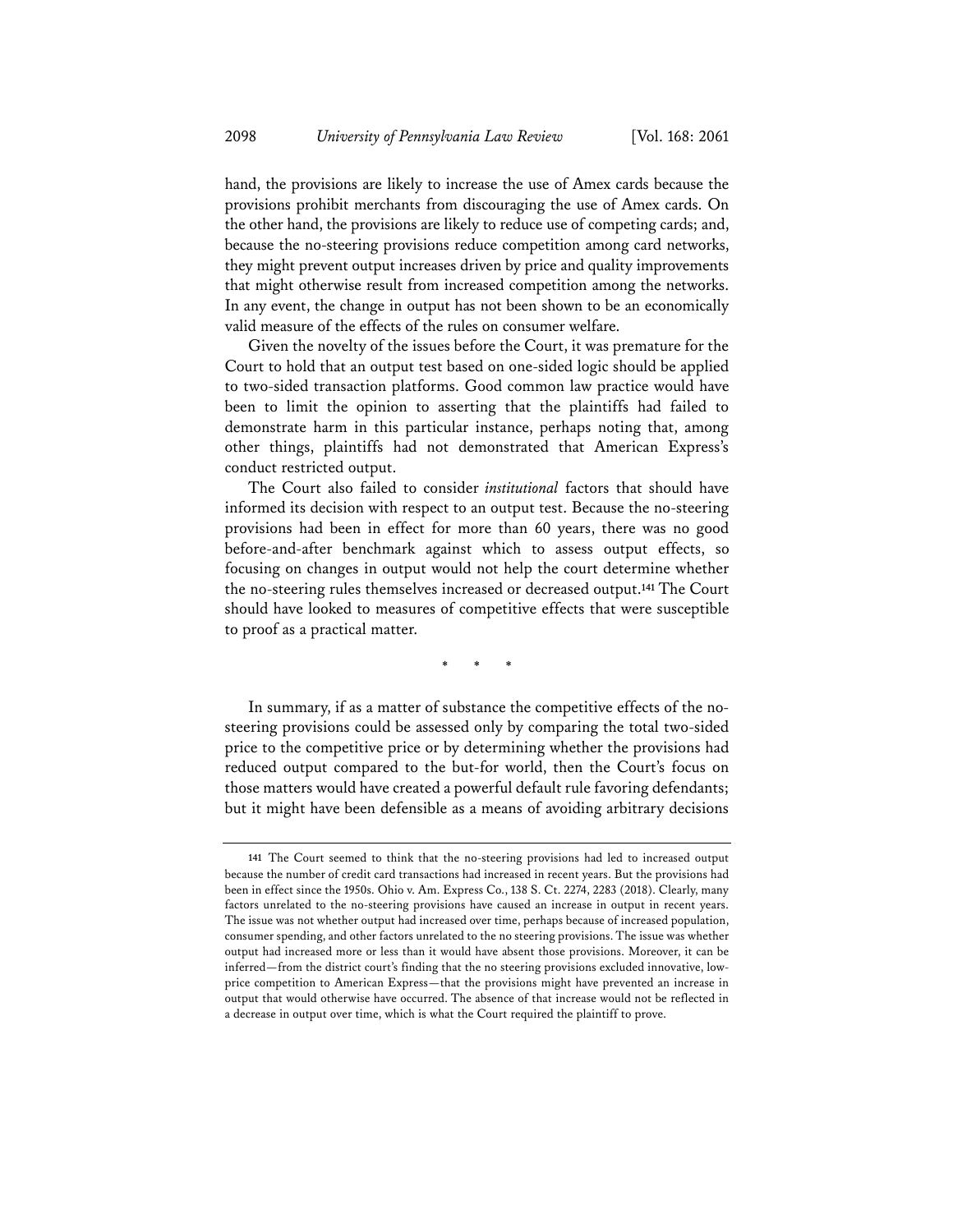hand, the provisions are likely to increase the use of Amex cards because the provisions prohibit merchants from discouraging the use of Amex cards. On the other hand, the provisions are likely to reduce use of competing cards; and, because the no-steering provisions reduce competition among card networks, they might prevent output increases driven by price and quality improvements that might otherwise result from increased competition among the networks. In any event, the change in output has not been shown to be an economically valid measure of the effects of the rules on consumer welfare.

Given the novelty of the issues before the Court, it was premature for the Court to hold that an output test based on one-sided logic should be applied to two-sided transaction platforms. Good common law practice would have been to limit the opinion to asserting that the plaintiffs had failed to demonstrate harm in this particular instance, perhaps noting that, among other things, plaintiffs had not demonstrated that American Express's conduct restricted output.

The Court also failed to consider *institutional* factors that should have informed its decision with respect to an output test. Because the no-steering provisions had been in effect for more than 60 years, there was no good before-and-after benchmark against which to assess output effects, so focusing on changes in output would not help the court determine whether the no-steering rules themselves increased or decreased output.[141] The Court should have looked to measures of competitive effects that were susceptible to proof as a practical matter.

\* \* \*

In summary, if as a matter of substance the competitive effects of the no-steering provisions could be assessed only by comparing the total two-sided price to the competitive price or by determining whether the provisions had reduced output compared to the but-for world, then the Court's focus on those matters would have created a powerful default rule favoring defendants; but it might have been defensible as a means of avoiding arbitrary decisions

---

141 The Court seemed to think that the no-steering provisions had led to increased output because the number of credit card transactions had increased in recent years. But the provisions had been in effect since the 1950s. Ohio v. Am. Express Co., 138 S. Ct. 2274, 2283 (2018). Clearly, many factors unrelated to the no-steering provisions have caused an increase in output in recent years. The issue was not whether output had increased over time, perhaps because of increased population, consumer spending, and other factors unrelated to the no steering provisions. The issue was whether output had increased more or less than it would have absent those provisions. Moreover, it can be inferred—from the district court's finding that the no steering provisions excluded innovative, low-price competition to American Express—that the provisions might have prevented an increase in output that would otherwise have occurred. The absence of that increase would not be reflected in a decrease in output over time, which is what the Court required the plaintiff to prove.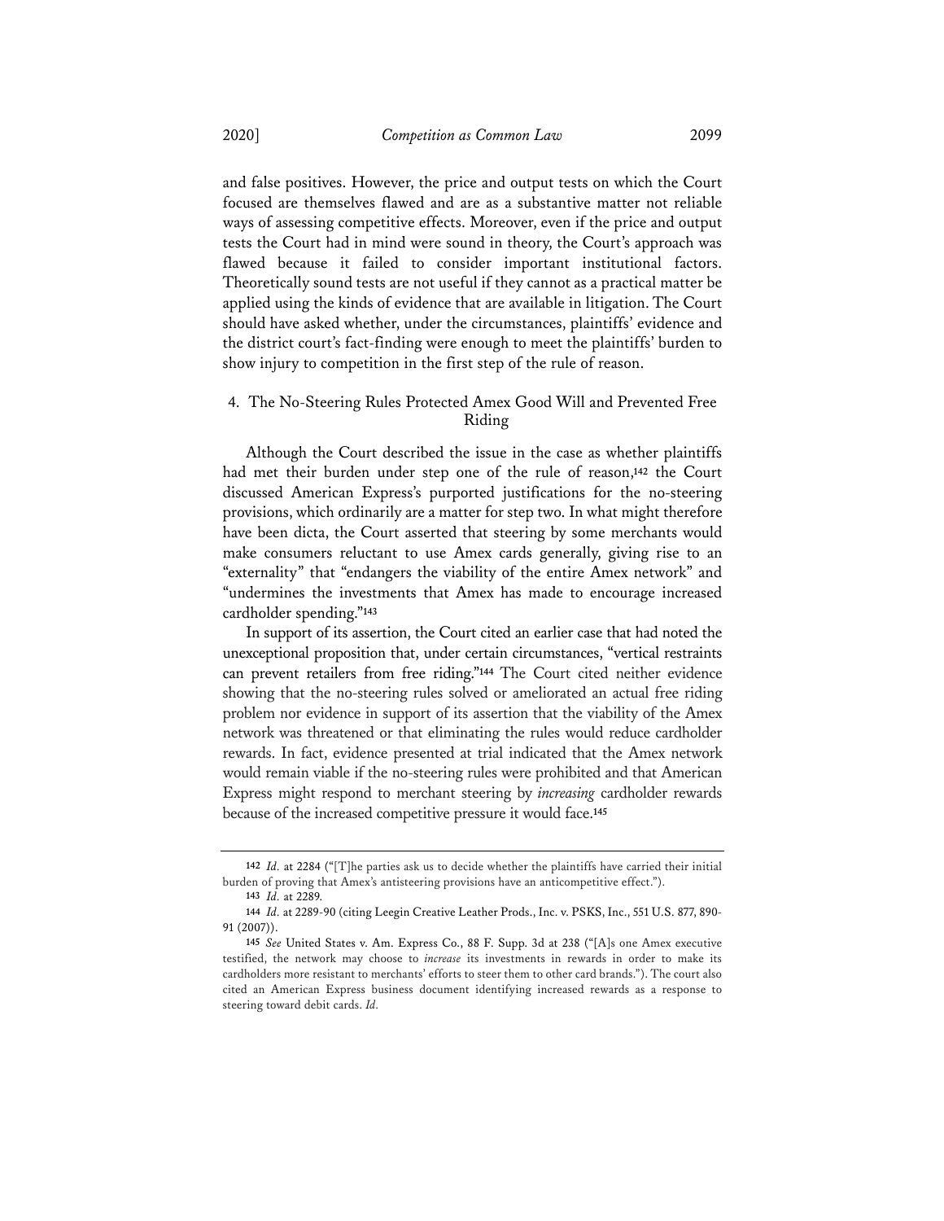and false positives. However, the price and output tests on which the Court focused are themselves flawed and are as a substantive matter not reliable ways of assessing competitive effects. Moreover, even if the price and output tests the Court had in mind were sound in theory, the Court's approach was flawed because it failed to consider important institutional factors. Theoretically sound tests are not useful if they cannot as a practical matter be applied using the kinds of evidence that are available in litigation. The Court should have asked whether, under the circumstances, plaintiffs' evidence and the district court's fact-finding were enough to meet the plaintiffs' burden to show injury to competition in the first step of the rule of reason.

### 4. The No-Steering Rules Protected Amex Good Will and Prevented Free Riding

Although the Court described the issue in the case as whether plaintiffs had met their burden under step one of the rule of reason,[142] the Court discussed American Express's purported justifications for the no-steering provisions, which ordinarily are a matter for step two. In what might therefore have been dicta, the Court asserted that steering by some merchants would make consumers reluctant to use Amex cards generally, giving rise to an "externality" that "endangers the viability of the entire Amex network" and "undermines the investments that Amex has made to encourage increased cardholder spending."[143]

In support of its assertion, the Court cited an earlier case that had noted the unexceptional proposition that, under certain circumstances, "vertical restraints can prevent retailers from free riding."[144] The Court cited neither evidence showing that the no-steering rules solved or ameliorated an actual free riding problem nor evidence in support of its assertion that the viability of the Amex network was threatened or that eliminating the rules would reduce cardholder rewards. In fact, evidence presented at trial indicated that the Amex network would remain viable if the no-steering rules were prohibited and that American Express might respond to merchant steering by *increasing* cardholder rewards because of the increased competitive pressure it would face.[145]

---

[142] *Id.* at 2284 ("[T]he parties ask us to decide whether the plaintiffs have carried their initial burden of proving that Amex's antisteering provisions have an anticompetitive effect.").

[143] *Id.* at 2289.

[144] *Id.* at 2289-90 (citing Leegin Creative Leather Prods., Inc. v. PSKS, Inc., 551 U.S. 877, 890-91 (2007)).

[145] *See* United States v. Am. Express Co., 88 F. Supp. 3d at 238 ("[A]s one Amex executive testified, the network may choose to *increase* its investments in rewards in order to make its cardholders more resistant to merchants' efforts to steer them to other card brands."). The court also cited an American Express business document identifying increased rewards as a response to steering toward debit cards. *Id.*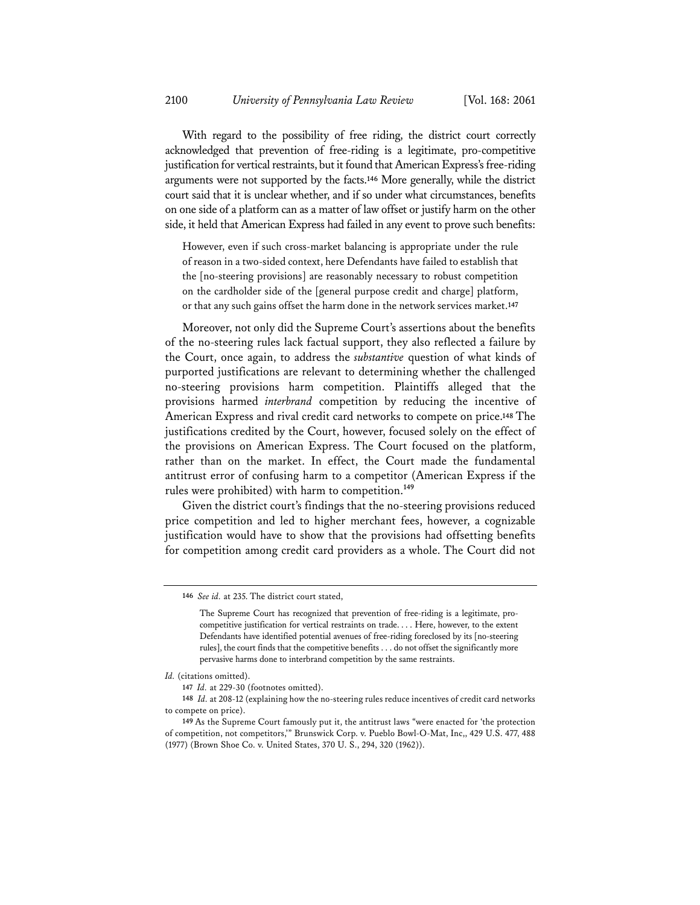With regard to the possibility of free riding, the district court correctly acknowledged that prevention of free-riding is a legitimate, pro-competitive justification for vertical restraints, but it found that American Express's free-riding arguments were not supported by the facts.[146] More generally, while the district court said that it is unclear whether, and if so under what circumstances, benefits on one side of a platform can as a matter of law offset or justify harm on the other side, it held that American Express had failed in any event to prove such benefits:

> However, even if such cross-market balancing is appropriate under the rule of reason in a two-sided context, here Defendants have failed to establish that the [no-steering provisions] are reasonably necessary to robust competition on the cardholder side of the [general purpose credit and charge] platform, or that any such gains offset the harm done in the network services market.[147]

Moreover, not only did the Supreme Court's assertions about the benefits of the no-steering rules lack factual support, they also reflected a failure by the Court, once again, to address the *substantive* question of what kinds of purported justifications are relevant to determining whether the challenged no-steering provisions harm competition. Plaintiffs alleged that the provisions harmed *interbrand* competition by reducing the incentive of American Express and rival credit card networks to compete on price.[148] The justifications credited by the Court, however, focused solely on the effect of the provisions on American Express. The Court focused on the platform, rather than on the market. In effect, the Court made the fundamental antitrust error of confusing harm to a competitor (American Express if the rules were prohibited) with harm to competition.[149]

Given the district court's findings that the no-steering provisions reduced price competition and led to higher merchant fees, however, a cognizable justification would have to show that the provisions had offsetting benefits for competition among credit card providers as a whole. The Court did not

---

146 *See id.* at 235. The district court stated,

> The Supreme Court has recognized that prevention of free-riding is a legitimate, pro-competitive justification for vertical restraints on trade. . . . Here, however, to the extent Defendants have identified potential avenues of free-riding foreclosed by its [no-steering rules], the court finds that the competitive benefits . . . do not offset the significantly more pervasive harms done to interbrand competition by the same restraints.

*Id.* (citations omitted).

147 *Id.* at 229-30 (footnotes omitted).

148 *Id.* at 208-12 (explaining how the no-steering rules reduce incentives of credit card networks to compete on price).

149 As the Supreme Court famously put it, the antitrust laws "were enacted for 'the protection of competition, not competitors,'" Brunswick Corp. v. Pueblo Bowl-O-Mat, Inc,, 429 U.S. 477, 488 (1977) (Brown Shoe Co. v. United States, 370 U. S., 294, 320 (1962)).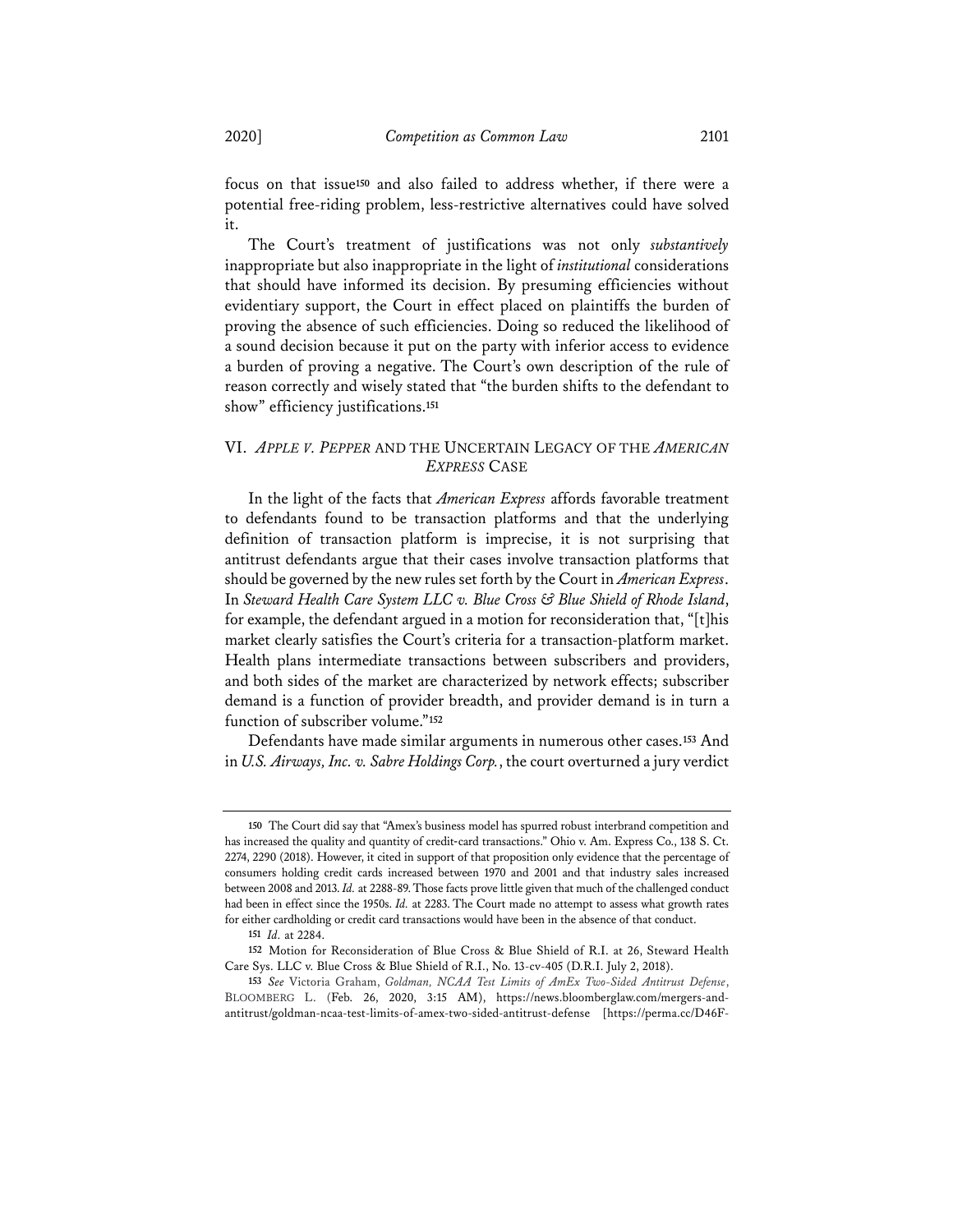focus on that issue[150] and also failed to address whether, if there were a potential free-riding problem, less-restrictive alternatives could have solved it.

The Court's treatment of justifications was not only *substantively* inappropriate but also inappropriate in the light of *institutional* considerations that should have informed its decision. By presuming efficiencies without evidentiary support, the Court in effect placed on plaintiffs the burden of proving the absence of such efficiencies. Doing so reduced the likelihood of a sound decision because it put on the party with inferior access to evidence a burden of proving a negative. The Court's own description of the rule of reason correctly and wisely stated that "the burden shifts to the defendant to show" efficiency justifications.[151]

## VI. *APPLE V. PEPPER* AND THE UNCERTAIN LEGACY OF THE *AMERICAN EXPRESS* CASE

In the light of the facts that *American Express* affords favorable treatment to defendants found to be transaction platforms and that the underlying definition of transaction platform is imprecise, it is not surprising that antitrust defendants argue that their cases involve transaction platforms that should be governed by the new rules set forth by the Court in *American Express*. In *Steward Health Care System LLC v. Blue Cross & Blue Shield of Rhode Island*, for example, the defendant argued in a motion for reconsideration that, "[t]his market clearly satisfies the Court's criteria for a transaction-platform market. Health plans intermediate transactions between subscribers and providers, and both sides of the market are characterized by network effects; subscriber demand is a function of provider breadth, and provider demand is in turn a function of subscriber volume."[152]

Defendants have made similar arguments in numerous other cases.[153] And in *U.S. Airways, Inc. v. Sabre Holdings Corp.*, the court overturned a jury verdict

---

[150] The Court did say that "Amex's business model has spurred robust interbrand competition and has increased the quality and quantity of credit-card transactions." Ohio v. Am. Express Co., 138 S. Ct. 2274, 2290 (2018). However, it cited in support of that proposition only evidence that the percentage of consumers holding credit cards increased between 1970 and 2001 and that industry sales increased between 2008 and 2013. *Id.* at 2288-89. Those facts prove little given that much of the challenged conduct had been in effect since the 1950s. *Id.* at 2283. The Court made no attempt to assess what growth rates for either cardholding or credit card transactions would have been in the absence of that conduct.

[151] *Id.* at 2284.

[152] Motion for Reconsideration of Blue Cross & Blue Shield of R.I. at 26, Steward Health Care Sys. LLC v. Blue Cross & Blue Shield of R.I., No. 13-cv-405 (D.R.I. July 2, 2018).

[153] *See* Victoria Graham, *Goldman, NCAA Test Limits of AmEx Two-Sided Antitrust Defense*, BLOOMBERG L. (Feb. 26, 2020, 3:15 AM), https://news.bloomberglaw.com/mergers-and-antitrust/goldman-ncaa-test-limits-of-amex-two-sided-antitrust-defense [https://perma.cc/D46F-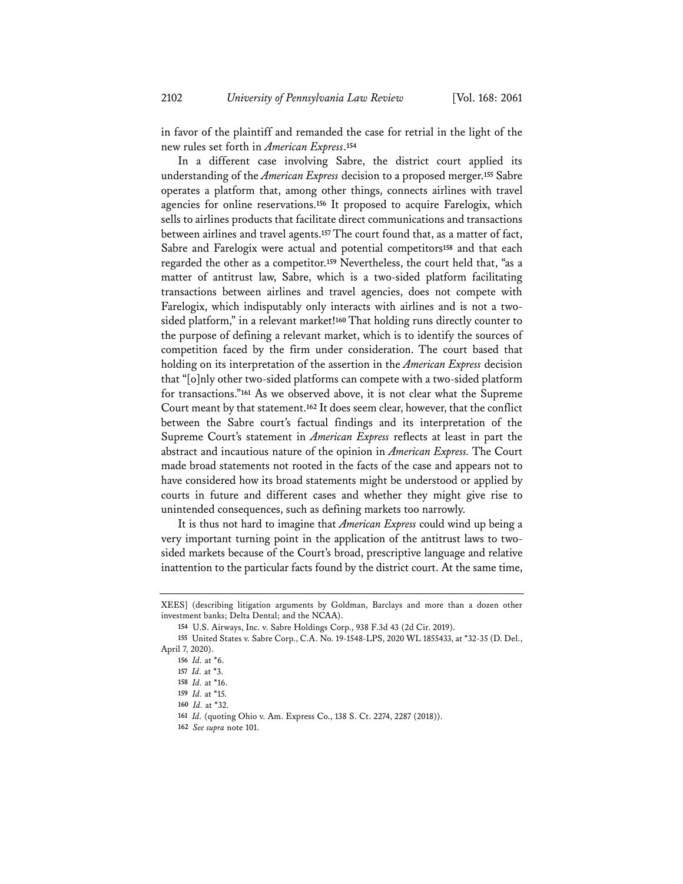in favor of the plaintiff and remanded the case for retrial in the light of the new rules set forth in *American Express*.[154]

In a different case involving Sabre, the district court applied its understanding of the *American Express* decision to a proposed merger.[155] Sabre operates a platform that, among other things, connects airlines with travel agencies for online reservations.[156] It proposed to acquire Farelogix, which sells to airlines products that facilitate direct communications and transactions between airlines and travel agents.[157] The court found that, as a matter of fact, Sabre and Farelogix were actual and potential competitors[158] and that each regarded the other as a competitor.[159] Nevertheless, the court held that, "as a matter of antitrust law, Sabre, which is a two-sided platform facilitating transactions between airlines and travel agencies, does not compete with Farelogix, which indisputably only interacts with airlines and is not a two-sided platform," in a relevant market![160] That holding runs directly counter to the purpose of defining a relevant market, which is to identify the sources of competition faced by the firm under consideration. The court based that holding on its interpretation of the assertion in the *American Express* decision that "[o]nly other two-sided platforms can compete with a two-sided platform for transactions."[161] As we observed above, it is not clear what the Supreme Court meant by that statement.[162] It does seem clear, however, that the conflict between the Sabre court's factual findings and its interpretation of the Supreme Court's statement in *American Express* reflects at least in part the abstract and incautious nature of the opinion in *American Express.* The Court made broad statements not rooted in the facts of the case and appears not to have considered how its broad statements might be understood or applied by courts in future and different cases and whether they might give rise to unintended consequences, such as defining markets too narrowly.

It is thus not hard to imagine that *American Express* could wind up being a very important turning point in the application of the antitrust laws to two-sided markets because of the Court's broad, prescriptive language and relative inattention to the particular facts found by the district court. At the same time,

---

XEES] (describing litigation arguments by Goldman, Barclays and more than a dozen other investment banks; Delta Dental; and the NCAA).

154 U.S. Airways, Inc. v. Sabre Holdings Corp., 938 F.3d 43 (2d Cir. 2019).

155 United States v. Sabre Corp., C.A. No. 19-1548-LPS, 2020 WL 1855433, at *32-35 (D. Del., April 7, 2020).

156 *Id.* at *6.

157 *Id.* at *3.

158 *Id.* at *16.

159 *Id.* at *15.

160 *Id.* at *32.

161 *Id.* (quoting Ohio v. Am. Express Co., 138 S. Ct. 2274, 2287 (2018)).

162 *See supra* note 101.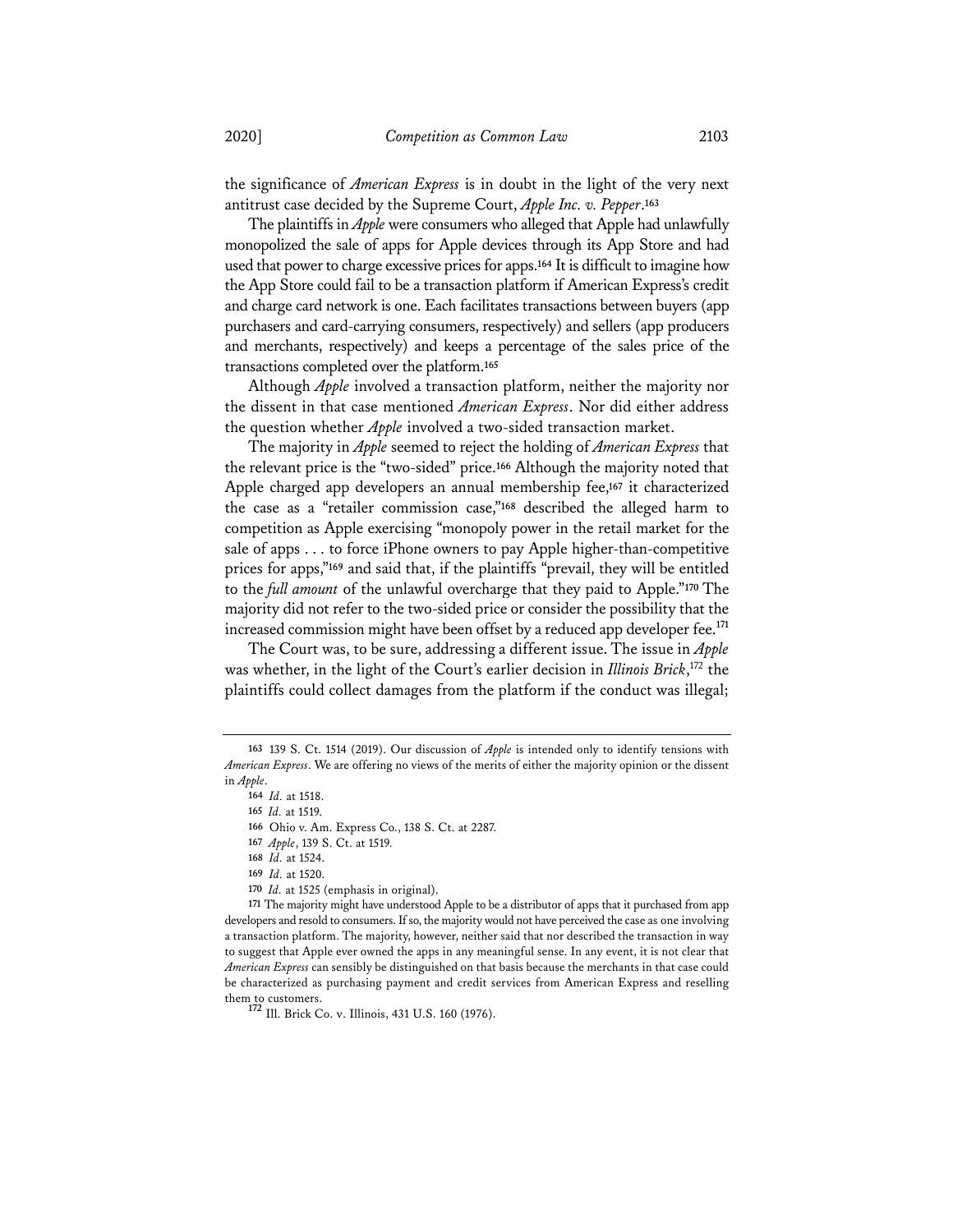the significance of *American Express* is in doubt in the light of the very next antitrust case decided by the Supreme Court, *Apple Inc. v. Pepper*.[163]

The plaintiffs in *Apple* were consumers who alleged that Apple had unlawfully monopolized the sale of apps for Apple devices through its App Store and had used that power to charge excessive prices for apps.[164] It is difficult to imagine how the App Store could fail to be a transaction platform if American Express's credit and charge card network is one. Each facilitates transactions between buyers (app purchasers and card-carrying consumers, respectively) and sellers (app producers and merchants, respectively) and keeps a percentage of the sales price of the transactions completed over the platform.[165]

Although *Apple* involved a transaction platform, neither the majority nor the dissent in that case mentioned *American Express*. Nor did either address the question whether *Apple* involved a two-sided transaction market.

The majority in *Apple* seemed to reject the holding of *American Express* that the relevant price is the "two-sided" price.[166] Although the majority noted that Apple charged app developers an annual membership fee,[167] it characterized the case as a "retailer commission case,"[168] described the alleged harm to competition as Apple exercising "monopoly power in the retail market for the sale of apps . . . to force iPhone owners to pay Apple higher-than-competitive prices for apps,"[169] and said that, if the plaintiffs "prevail, they will be entitled to the *full amount* of the unlawful overcharge that they paid to Apple."[170] The majority did not refer to the two-sided price or consider the possibility that the increased commission might have been offset by a reduced app developer fee.[171]

The Court was, to be sure, addressing a different issue. The issue in *Apple* was whether, in the light of the Court's earlier decision in *Illinois Brick*,[172] the plaintiffs could collect damages from the platform if the conduct was illegal;

---

163 139 S. Ct. 1514 (2019). Our discussion of *Apple* is intended only to identify tensions with *American Express*. We are offering no views of the merits of either the majority opinion or the dissent in *Apple*.

164 *Id.* at 1518.

165 *Id.* at 1519.

166 Ohio v. Am. Express Co., 138 S. Ct. at 2287.

167 *Apple*, 139 S. Ct. at 1519.

168 *Id.* at 1524.

169 *Id.* at 1520.

170 *Id.* at 1525 (emphasis in original).

171 The majority might have understood Apple to be a distributor of apps that it purchased from app developers and resold to consumers. If so, the majority would not have perceived the case as one involving a transaction platform. The majority, however, neither said that nor described the transaction in way to suggest that Apple ever owned the apps in any meaningful sense. In any event, it is not clear that *American Express* can sensibly be distinguished on that basis because the merchants in that case could be characterized as purchasing payment and credit services from American Express and reselling them to customers.

172 Ill. Brick Co. v. Illinois, 431 U.S. 160 (1976).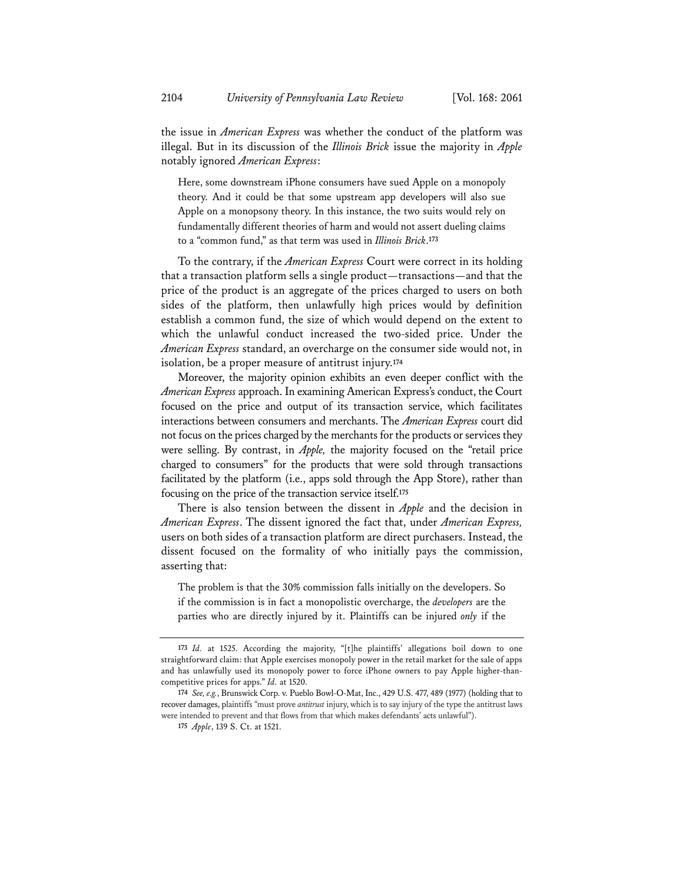the issue in *American Express* was whether the conduct of the platform was illegal. But in its discussion of the *Illinois Brick* issue the majority in *Apple* notably ignored *American Express*:

> Here, some downstream iPhone consumers have sued Apple on a monopoly theory. And it could be that some upstream app developers will also sue Apple on a monopsony theory. In this instance, the two suits would rely on fundamentally different theories of harm and would not assert dueling claims to a "common fund," as that term was used in *Illinois Brick*.[173]

To the contrary, if the *American Express* Court were correct in its holding that a transaction platform sells a single product—transactions—and that the price of the product is an aggregate of the prices charged to users on both sides of the platform, then unlawfully high prices would by definition establish a common fund, the size of which would depend on the extent to which the unlawful conduct increased the two-sided price. Under the *American Express* standard, an overcharge on the consumer side would not, in isolation, be a proper measure of antitrust injury.[174]

Moreover, the majority opinion exhibits an even deeper conflict with the *American Express* approach. In examining American Express's conduct, the Court focused on the price and output of its transaction service, which facilitates interactions between consumers and merchants. The *American Express* court did not focus on the prices charged by the merchants for the products or services they were selling. By contrast, in *Apple,* the majority focused on the "retail price charged to consumers" for the products that were sold through transactions facilitated by the platform (i.e., apps sold through the App Store), rather than focusing on the price of the transaction service itself.[175]

There is also tension between the dissent in *Apple* and the decision in *American Express*. The dissent ignored the fact that, under *American Express,* users on both sides of a transaction platform are direct purchasers. Instead, the dissent focused on the formality of who initially pays the commission, asserting that:

> The problem is that the 30% commission falls initially on the developers. So if the commission is in fact a monopolistic overcharge, the *developers* are the parties who are directly injured by it. Plaintiffs can be injured *only* if the

---

[173] *Id.* at 1525. According the majority, "[t]he plaintiffs' allegations boil down to one straightforward claim: that Apple exercises monopoly power in the retail market for the sale of apps and has unlawfully used its monopoly power to force iPhone owners to pay Apple higher-than-competitive prices for apps." *Id.* at 1520.

[174] *See, e.g.*, Brunswick Corp. v. Pueblo Bowl-O-Mat, Inc., 429 U.S. 477, 489 (1977) (holding that to recover damages, plaintiffs "must prove *antitrust* injury, which is to say injury of the type the antitrust laws were intended to prevent and that flows from that which makes defendants' acts unlawful").

[175] *Apple*, 139 S. Ct. at 1521.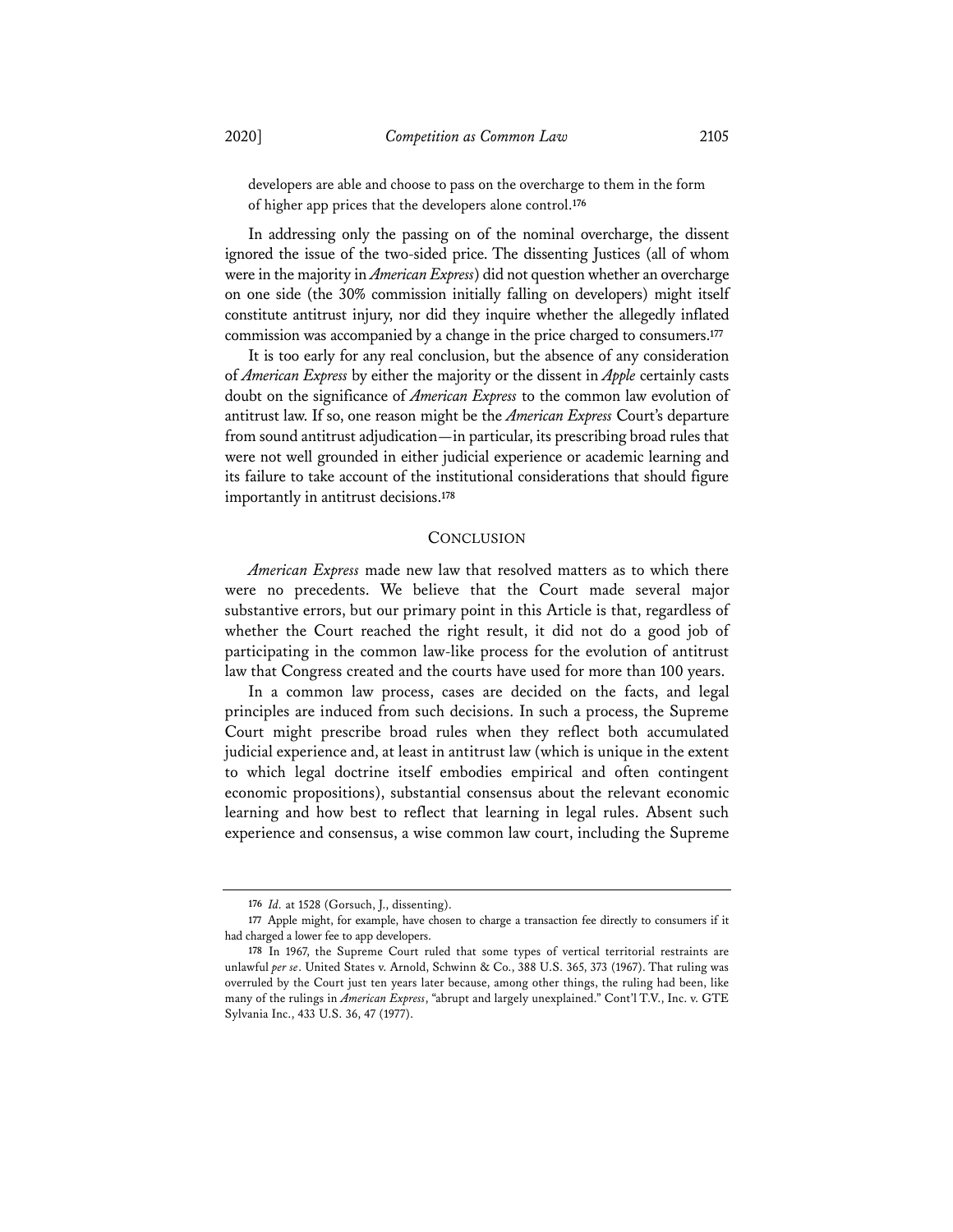developers are able and choose to pass on the overcharge to them in the form of higher app prices that the developers alone control.[176]

In addressing only the passing on of the nominal overcharge, the dissent ignored the issue of the two-sided price. The dissenting Justices (all of whom were in the majority in *American Express*) did not question whether an overcharge on one side (the 30% commission initially falling on developers) might itself constitute antitrust injury, nor did they inquire whether the allegedly inflated commission was accompanied by a change in the price charged to consumers.[177]

It is too early for any real conclusion, but the absence of any consideration of *American Express* by either the majority or the dissent in *Apple* certainly casts doubt on the significance of *American Express* to the common law evolution of antitrust law. If so, one reason might be the *American Express* Court's departure from sound antitrust adjudication—in particular, its prescribing broad rules that were not well grounded in either judicial experience or academic learning and its failure to take account of the institutional considerations that should figure importantly in antitrust decisions.[178]

## CONCLUSION

*American Express* made new law that resolved matters as to which there were no precedents. We believe that the Court made several major substantive errors, but our primary point in this Article is that, regardless of whether the Court reached the right result, it did not do a good job of participating in the common law-like process for the evolution of antitrust law that Congress created and the courts have used for more than 100 years.

In a common law process, cases are decided on the facts, and legal principles are induced from such decisions. In such a process, the Supreme Court might prescribe broad rules when they reflect both accumulated judicial experience and, at least in antitrust law (which is unique in the extent to which legal doctrine itself embodies empirical and often contingent economic propositions), substantial consensus about the relevant economic learning and how best to reflect that learning in legal rules. Absent such experience and consensus, a wise common law court, including the Supreme

---

[176] *Id.* at 1528 (Gorsuch, J., dissenting).

[177] Apple might, for example, have chosen to charge a transaction fee directly to consumers if it had charged a lower fee to app developers.

[178] In 1967, the Supreme Court ruled that some types of vertical territorial restraints are unlawful *per se*. United States v. Arnold, Schwinn & Co., 388 U.S. 365, 373 (1967). That ruling was overruled by the Court just ten years later because, among other things, the ruling had been, like many of the rulings in *American Express*, "abrupt and largely unexplained." Cont'l T.V., Inc. v. GTE Sylvania Inc., 433 U.S. 36, 47 (1977).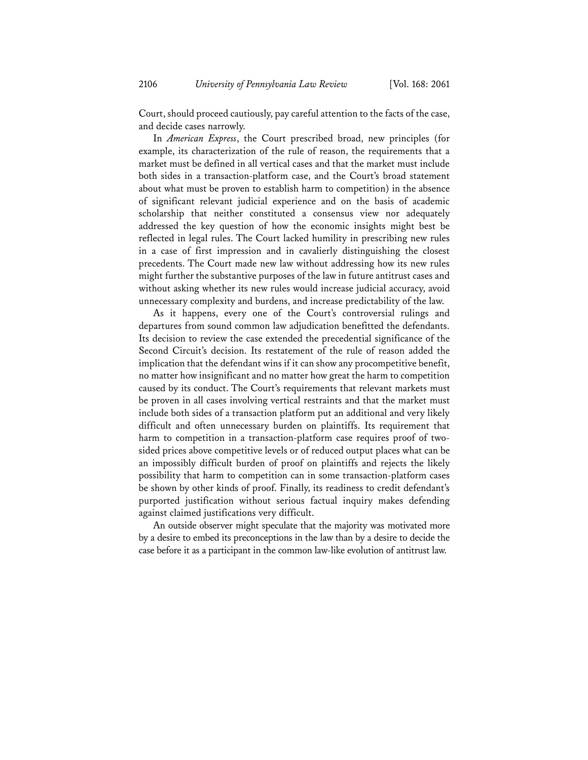Court, should proceed cautiously, pay careful attention to the facts of the case, and decide cases narrowly.

In *American Express*, the Court prescribed broad, new principles (for example, its characterization of the rule of reason, the requirements that a market must be defined in all vertical cases and that the market must include both sides in a transaction-platform case, and the Court's broad statement about what must be proven to establish harm to competition) in the absence of significant relevant judicial experience and on the basis of academic scholarship that neither constituted a consensus view nor adequately addressed the key question of how the economic insights might best be reflected in legal rules. The Court lacked humility in prescribing new rules in a case of first impression and in cavalierly distinguishing the closest precedents. The Court made new law without addressing how its new rules might further the substantive purposes of the law in future antitrust cases and without asking whether its new rules would increase judicial accuracy, avoid unnecessary complexity and burdens, and increase predictability of the law.

As it happens, every one of the Court's controversial rulings and departures from sound common law adjudication benefitted the defendants. Its decision to review the case extended the precedential significance of the Second Circuit's decision. Its restatement of the rule of reason added the implication that the defendant wins if it can show any procompetitive benefit, no matter how insignificant and no matter how great the harm to competition caused by its conduct. The Court's requirements that relevant markets must be proven in all cases involving vertical restraints and that the market must include both sides of a transaction platform put an additional and very likely difficult and often unnecessary burden on plaintiffs. Its requirement that harm to competition in a transaction-platform case requires proof of two-sided prices above competitive levels or of reduced output places what can be an impossibly difficult burden of proof on plaintiffs and rejects the likely possibility that harm to competition can in some transaction-platform cases be shown by other kinds of proof. Finally, its readiness to credit defendant's purported justification without serious factual inquiry makes defending against claimed justifications very difficult.

An outside observer might speculate that the majority was motivated more by a desire to embed its preconceptions in the law than by a desire to decide the case before it as a participant in the common law-like evolution of antitrust law.